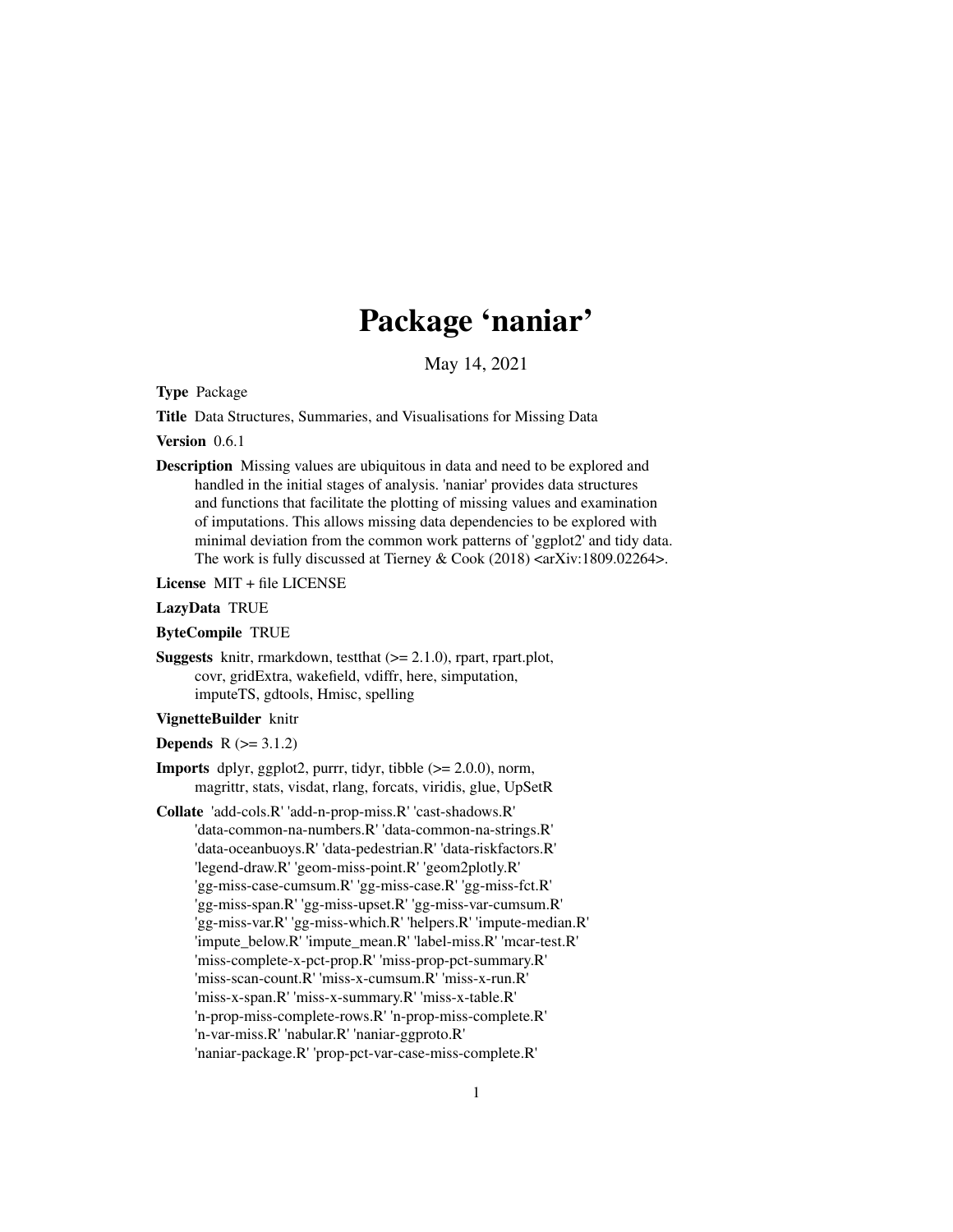# Package 'naniar'

May 14, 2021

**Type** Package

**Title** Data Structures, Summaries, and Visualisations for Missing Data

**Version** 0.6.1

**Description** Missing values are ubiquitous in data and need to be explored and handled in the initial stages of analysis. 'naniar' provides data structures and functions that facilitate the plotting of missing values and examination of imputations. This allows missing data dependencies to be explored with minimal deviation from the common work patterns of 'ggplot2' and tidy data. The work is fully discussed at Tierney & Cook (2018) <arXiv:1809.02264>.

**License** MIT + file LICENSE

**LazyData** TRUE

**ByteCompile** TRUE

**Suggests** knitr, rmarkdown, testthat (>= 2.1.0), rpart, rpart.plot, covr, gridExtra, wakefield, vdiffr, here, simputation, imputeTS, gdtools, Hmisc, spelling

**VignetteBuilder** knitr

**Depends** R (>= 3.1.2)

**Imports** dplyr, ggplot2, purrr, tidyr, tibble (>= 2.0.0), norm, magrittr, stats, visdat, rlang, forcats, viridis, glue, UpSetR

**Collate** 'add-cols.R' 'add-n-prop-miss.R' 'cast-shadows.R' 'data-common-na-numbers.R' 'data-common-na-strings.R' 'data-oceanbuoys.R' 'data-pedestrian.R' 'data-riskfactors.R' 'legend-draw.R' 'geom-miss-point.R' 'geom2plotly.R' 'gg-miss-case-cumsum.R' 'gg-miss-case.R' 'gg-miss-fct.R' 'gg-miss-span.R' 'gg-miss-upset.R' 'gg-miss-var-cumsum.R' 'gg-miss-var.R' 'gg-miss-which.R' 'helpers.R' 'impute-median.R' 'impute_below.R' 'impute_mean.R' 'label-miss.R' 'mcar-test.R' 'miss-complete-x-pct-prop.R' 'miss-prop-pct-summary.R' 'miss-scan-count.R' 'miss-x-cumsum.R' 'miss-x-run.R' 'miss-x-span.R' 'miss-x-summary.R' 'miss-x-table.R' 'n-prop-miss-complete-rows.R' 'n-prop-miss-complete.R' 'n-var-miss.R' 'nabular.R' 'naniar-ggproto.R' 'naniar-package.R' 'prop-pct-var-case-miss-complete.R'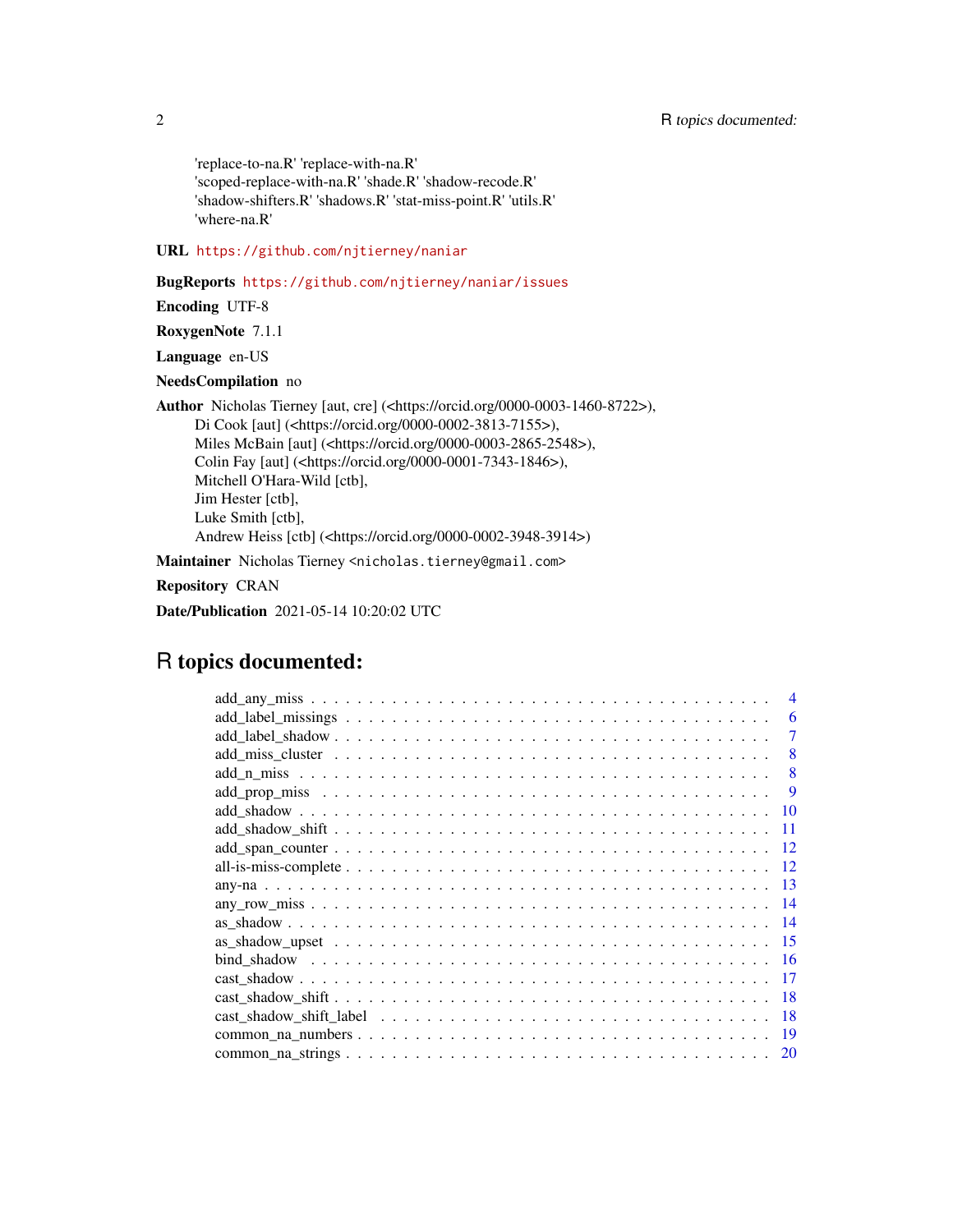'replace-to-na.R' 'replace-with-na.R'
'scoped-replace-with-na.R' 'shade.R' 'shadow-recode.R'
'shadow-shifters.R' 'shadows.R' 'stat-miss-point.R' 'utils.R'
'where-na.R'

**URL** https://github.com/njtierney/naniar

**BugReports** https://github.com/njtierney/naniar/issues

**Encoding** UTF-8

**RoxygenNote** 7.1.1

**Language** en-US

**NeedsCompilation** no

**Author** Nicholas Tierney [aut, cre] (<https://orcid.org/0000-0003-1460-8722>),
Di Cook [aut] (<https://orcid.org/0000-0002-3813-7155>),
Miles McBain [aut] (<https://orcid.org/0000-0003-2865-2548>),
Colin Fay [aut] (<https://orcid.org/0000-0001-7343-1846>),
Mitchell O'Hara-Wild [ctb],
Jim Hester [ctb],
Luke Smith [ctb],
Andrew Heiss [ctb] (<https://orcid.org/0000-0002-3948-3914>)

**Maintainer** Nicholas Tierney <nicholas.tierney@gmail.com>

**Repository** CRAN

**Date/Publication** 2021-05-14 10:20:02 UTC

# R topics documented:

| | |
|---|---|
| add_any_miss | 4 |
| add_label_missings | 6 |
| add_label_shadow | 7 |
| add_miss_cluster | 8 |
| add_n_miss | 8 |
| add_prop_miss | 9 |
| add_shadow | 10 |
| add_shadow_shift | 11 |
| add_span_counter | 12 |
| all-is-miss-complete | 12 |
| any-na | 13 |
| any_row_miss | 14 |
| as_shadow | 14 |
| as_shadow_upset | 15 |
| bind_shadow | 16 |
| cast_shadow | 17 |
| cast_shadow_shift | 18 |
| cast_shadow_shift_label | 18 |
| common_na_numbers | 19 |
| common_na_strings | 20 |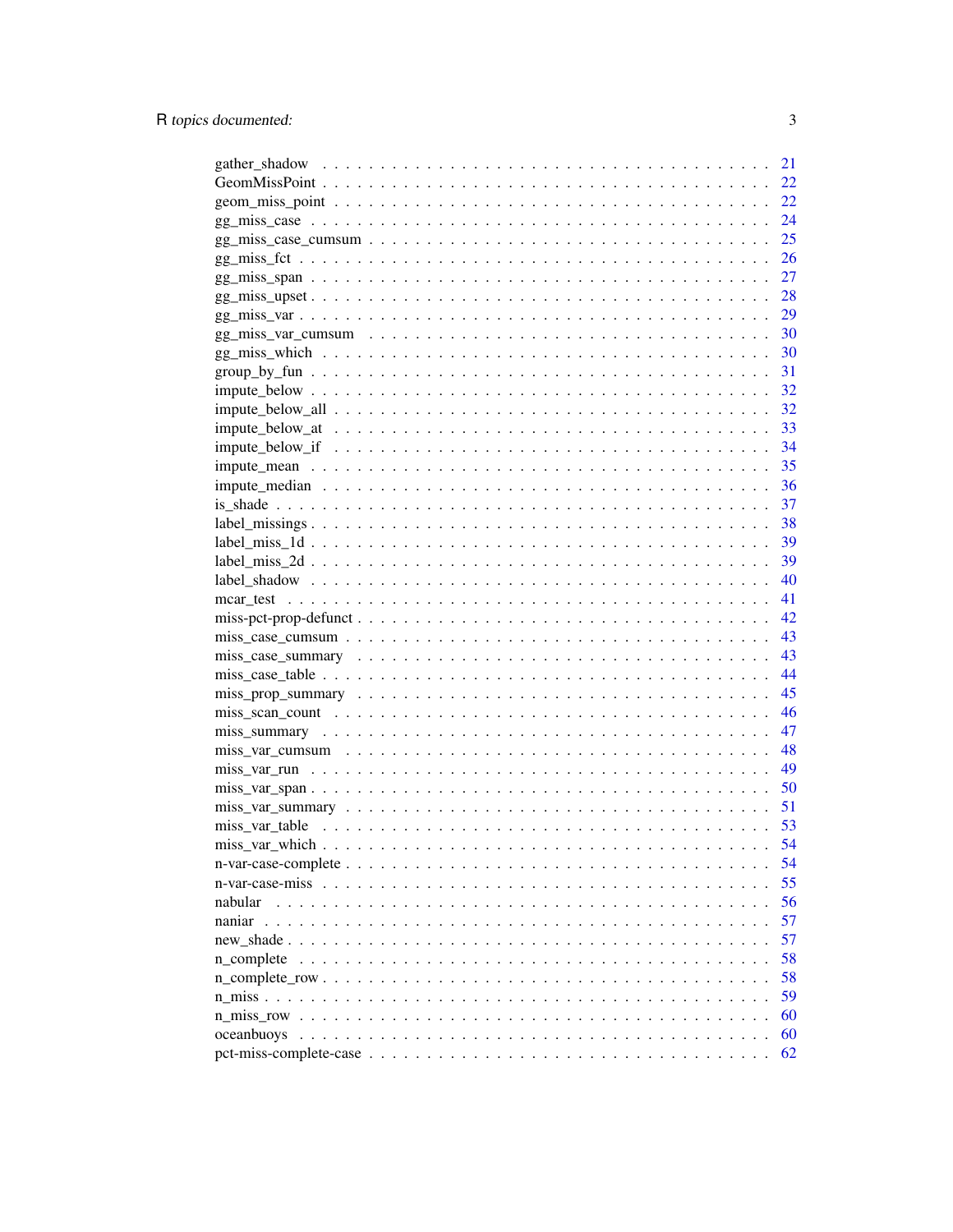| | |
|---|---|
| gather_shadow | 21 |
| GeomMissPoint | 22 |
| geom_miss_point | 22 |
| gg_miss_case | 24 |
| gg_miss_case_cumsum | 25 |
| gg_miss_fct | 26 |
| gg_miss_span | 27 |
| gg_miss_upset | 28 |
| gg_miss_var | 29 |
| gg_miss_var_cumsum | 30 |
| gg_miss_which | 30 |
| group_by_fun | 31 |
| impute_below | 32 |
| impute_below_all | 32 |
| impute_below_at | 33 |
| impute_below_if | 34 |
| impute_mean | 35 |
| impute_median | 36 |
| is_shade | 37 |
| label_missings | 38 |
| label_miss_1d | 39 |
| label_miss_2d | 39 |
| label_shadow | 40 |
| mcar_test | 41 |
| miss-pct-prop-defunct | 42 |
| miss_case_cumsum | 43 |
| miss_case_summary | 43 |
| miss_case_table | 44 |
| miss_prop_summary | 45 |
| miss_scan_count | 46 |
| miss_summary | 47 |
| miss_var_cumsum | 48 |
| miss_var_run | 49 |
| miss_var_span | 50 |
| miss_var_summary | 51 |
| miss_var_table | 53 |
| miss_var_which | 54 |
| n-var-case-complete | 54 |
| n-var-case-miss | 55 |
| nabular | 56 |
| naniar | 57 |
| new_shade | 57 |
| n_complete | 58 |
| n_complete_row | 58 |
| n_miss | 59 |
| n_miss_row | 60 |
| oceanbuoys | 60 |
| pct-miss-complete-case | 62 |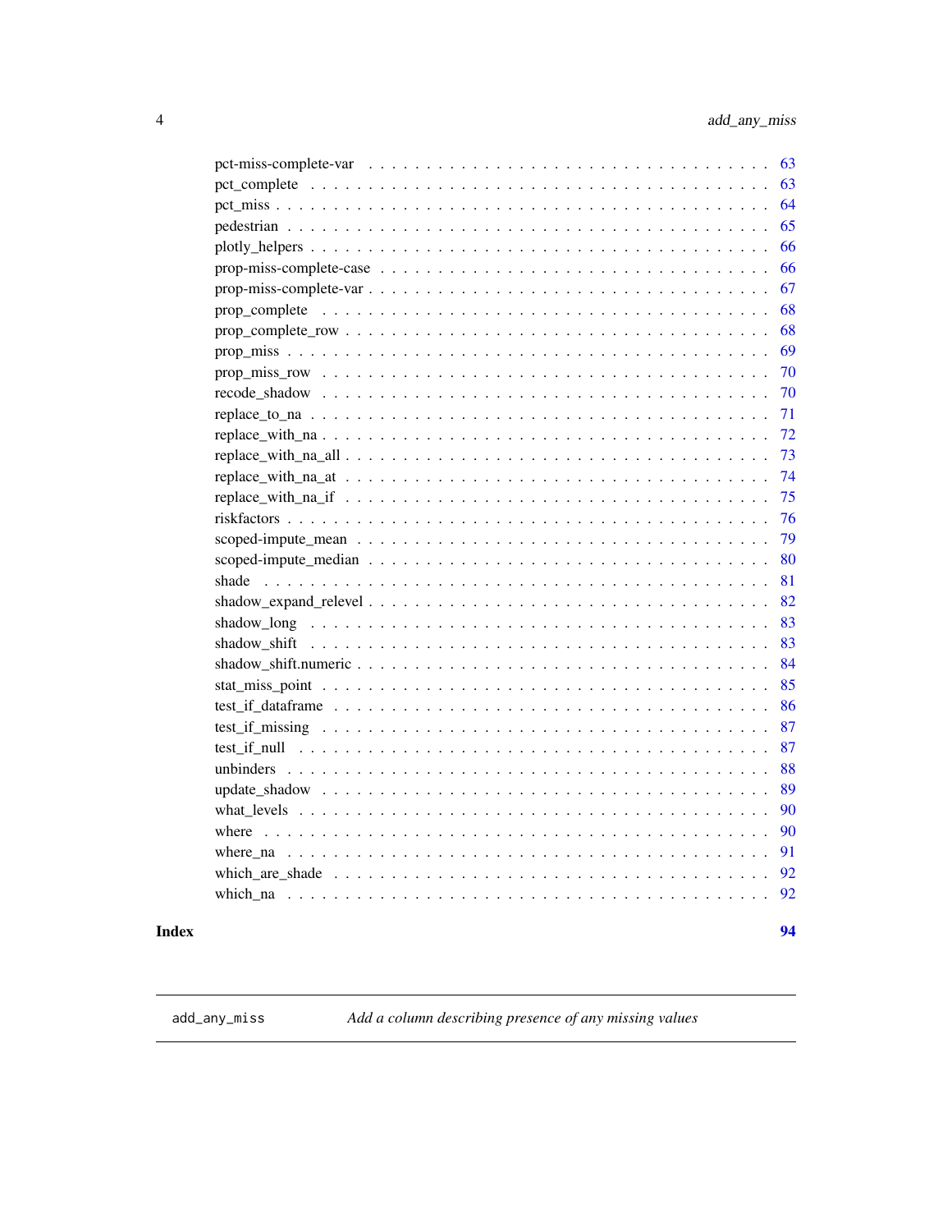| | |
|---|---|
| pct-miss-complete-var | 63 |
| pct_complete | 63 |
| pct_miss | 64 |
| pedestrian | 65 |
| plotly_helpers | 66 |
| prop-miss-complete-case | 66 |
| prop-miss-complete-var | 67 |
| prop_complete | 68 |
| prop_complete_row | 68 |
| prop_miss | 69 |
| prop_miss_row | 70 |
| recode_shadow | 70 |
| replace_to_na | 71 |
| replace_with_na | 72 |
| replace_with_na_all | 73 |
| replace_with_na_at | 74 |
| replace_with_na_if | 75 |
| riskfactors | 76 |
| scoped-impute_mean | 79 |
| scoped-impute_median | 80 |
| shade | 81 |
| shadow_expand_relevel | 82 |
| shadow_long | 83 |
| shadow_shift | 83 |
| shadow_shift.numeric | 84 |
| stat_miss_point | 85 |
| test_if_dataframe | 86 |
| test_if_missing | 87 |
| test_if_null | 87 |
| unbinders | 88 |
| update_shadow | 89 |
| what_levels | 90 |
| where | 90 |
| where_na | 91 |
| which_are_shade | 92 |
| which_na | 92 |

**Index** **94**

---

`add_any_miss` *Add a column describing presence of any missing values*

---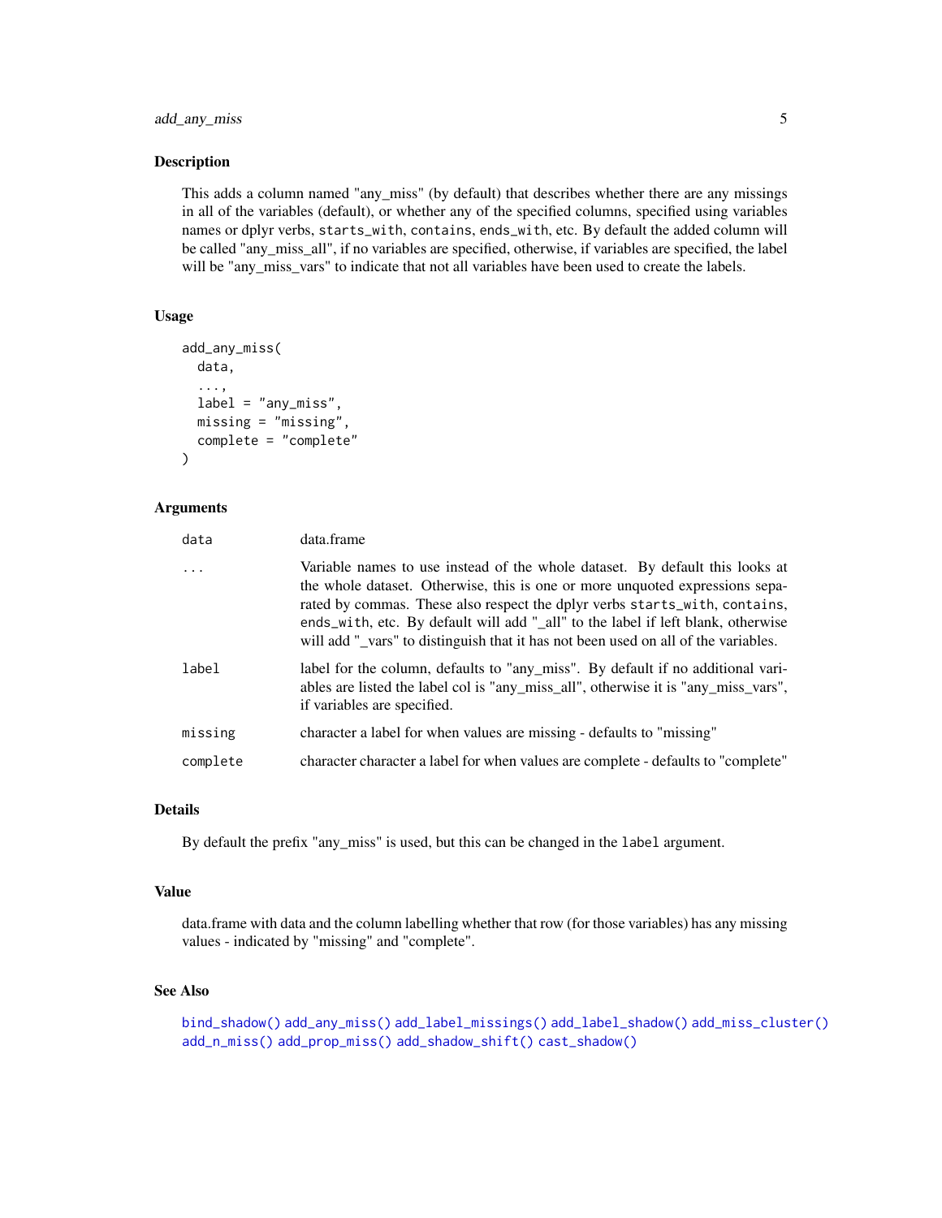## Description

This adds a column named "any_miss" (by default) that describes whether there are any missings in all of the variables (default), or whether any of the specified columns, specified using variables names or dplyr verbs, `starts_with`, `contains`, `ends_with`, etc. By default the added column will be called "any_miss_all", if no variables are specified, otherwise, if variables are specified, the label will be "any_miss_vars" to indicate that not all variables have been used to create the labels.

## Usage

```
add_any_miss(
  data,
  ...,
  label = "any_miss",
  missing = "missing",
  complete = "complete"
)
```

## Arguments

| | |
|---|---|
| `data` | data.frame |
| `...` | Variable names to use instead of the whole dataset. By default this looks at the whole dataset. Otherwise, this is one or more unquoted expressions separated by commas. These also respect the dplyr verbs `starts_with`, `contains`, `ends_with`, etc. By default will add "_all" to the label if left blank, otherwise will add "_vars" to distinguish that it has not been used on all of the variables. |
| `label` | label for the column, defaults to "any_miss". By default if no additional variables are listed the label col is "any_miss_all", otherwise it is "any_miss_vars", if variables are specified. |
| `missing` | character a label for when values are missing - defaults to "missing" |
| `complete` | character character a label for when values are complete - defaults to "complete" |

## Details

By default the prefix "any_miss" is used, but this can be changed in the `label` argument.

## Value

data.frame with data and the column labelling whether that row (for those variables) has any missing values - indicated by "missing" and "complete".

## See Also

`bind_shadow()` `add_any_miss()` `add_label_missings()` `add_label_shadow()` `add_miss_cluster()` `add_n_miss()` `add_prop_miss()` `add_shadow_shift()` `cast_shadow()`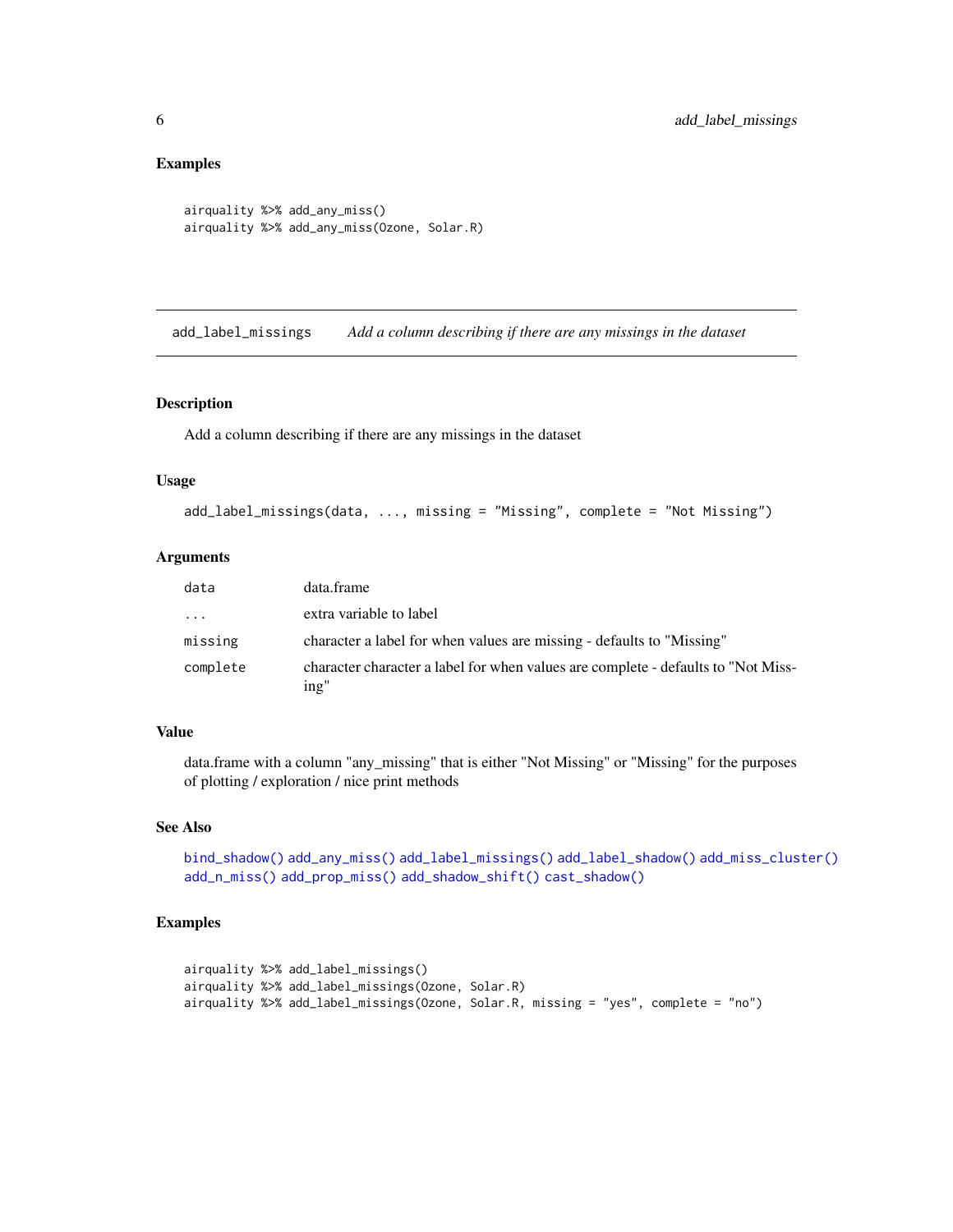## Examples

```
airquality %>% add_any_miss()
airquality %>% add_any_miss(Ozone, Solar.R)
```

---

# add_label_missings — *Add a column describing if there are any missings in the dataset*

---

## Description

Add a column describing if there are any missings in the dataset

## Usage

```
add_label_missings(data, ..., missing = "Missing", complete = "Not Missing")
```

## Arguments

| | |
|---|---|
| data | data.frame |
| ... | extra variable to label |
| missing | character a label for when values are missing - defaults to "Missing" |
| complete | character character a label for when values are complete - defaults to "Not Missing" |

## Value

data.frame with a column "any_missing" that is either "Not Missing" or "Missing" for the purposes of plotting / exploration / nice print methods

## See Also

bind_shadow() add_any_miss() add_label_missings() add_label_shadow() add_miss_cluster() add_n_miss() add_prop_miss() add_shadow_shift() cast_shadow()

## Examples

```
airquality %>% add_label_missings()
airquality %>% add_label_missings(Ozone, Solar.R)
airquality %>% add_label_missings(Ozone, Solar.R, missing = "yes", complete = "no")
```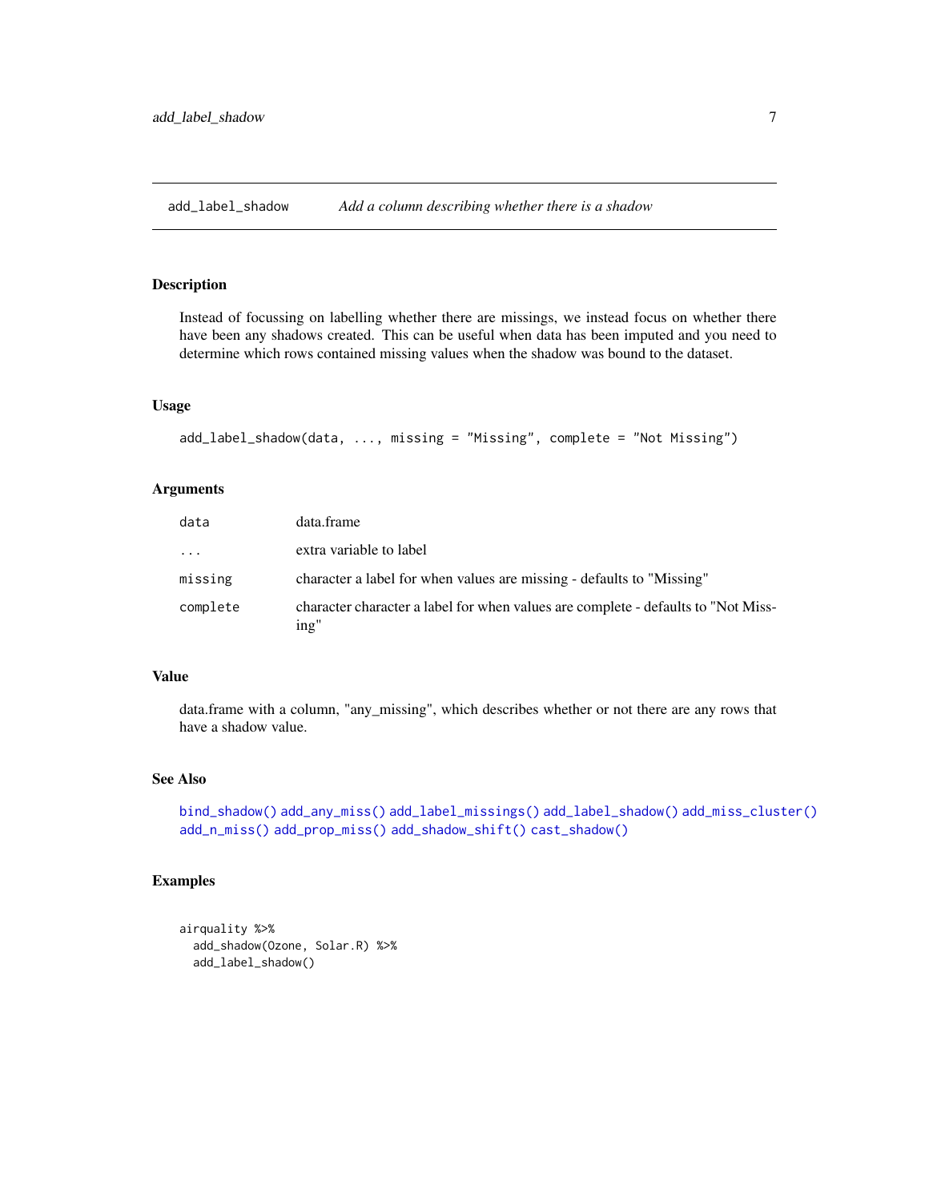## add_label_shadow — *Add a column describing whether there is a shadow*

### Description

Instead of focussing on labelling whether there are missings, we instead focus on whether there have been any shadows created. This can be useful when data has been imputed and you need to determine which rows contained missing values when the shadow was bound to the dataset.

### Usage

```
add_label_shadow(data, ..., missing = "Missing", complete = "Not Missing")
```

### Arguments

| | |
|---|---|
| `data` | data.frame |
| `...` | extra variable to label |
| `missing` | character a label for when values are missing - defaults to "Missing" |
| `complete` | character character a label for when values are complete - defaults to "Not Missing" |

### Value

data.frame with a column, "any_missing", which describes whether or not there are any rows that have a shadow value.

### See Also

`bind_shadow()` `add_any_miss()` `add_label_missings()` `add_label_shadow()` `add_miss_cluster()` `add_n_miss()` `add_prop_miss()` `add_shadow_shift()` `cast_shadow()`

### Examples

```
airquality %>%
  add_shadow(Ozone, Solar.R) %>%
  add_label_shadow()
```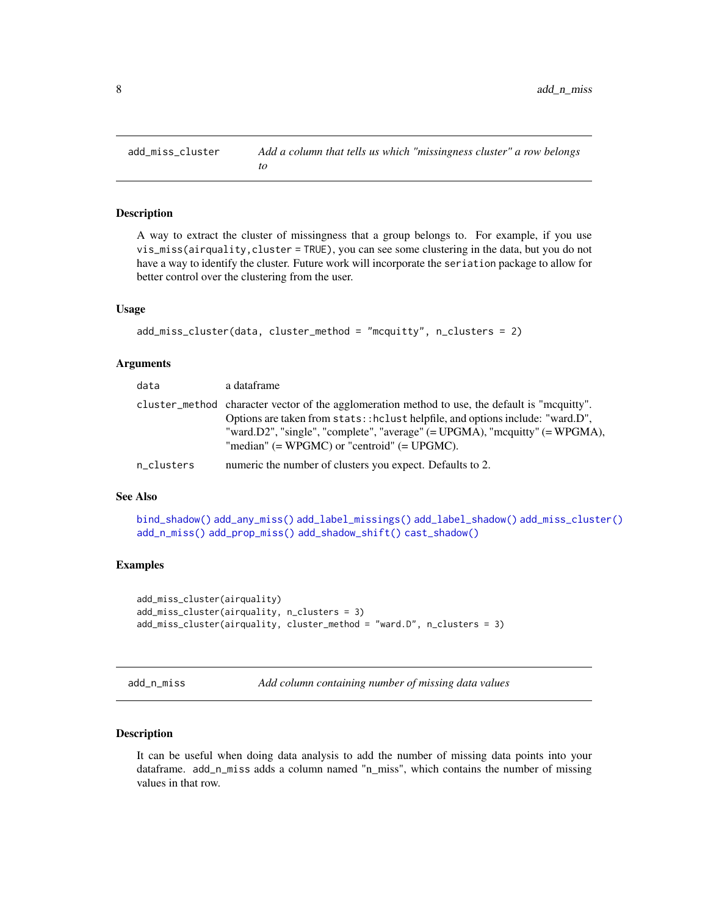## add_miss_cluster — *Add a column that tells us which "missingness cluster" a row belongs to*

### Description

A way to extract the cluster of missingness that a group belongs to. For example, if you use `vis_miss(airquality,cluster = TRUE)`, you can see some clustering in the data, but you do not have a way to identify the cluster. Future work will incorporate the `seriation` package to allow for better control over the clustering from the user.

### Usage

```
add_miss_cluster(data, cluster_method = "mcquitty", n_clusters = 2)
```

### Arguments

| | |
|---|---|
| `data` | a dataframe |
| `cluster_method` | character vector of the agglomeration method to use, the default is "mcquitty". Options are taken from `stats::hclust` helpfile, and options include: "ward.D", "ward.D2", "single", "complete", "average" (= UPGMA), "mcquitty" (= WPGMA), "median" (= WPGMC) or "centroid" (= UPGMC). |
| `n_clusters` | numeric the number of clusters you expect. Defaults to 2. |

### See Also

`bind_shadow()` `add_any_miss()` `add_label_missings()` `add_label_shadow()` `add_miss_cluster()` `add_n_miss()` `add_prop_miss()` `add_shadow_shift()` `cast_shadow()`

### Examples

```
add_miss_cluster(airquality)
add_miss_cluster(airquality, n_clusters = 3)
add_miss_cluster(airquality, cluster_method = "ward.D", n_clusters = 3)
```

## add_n_miss — *Add column containing number of missing data values*

### Description

It can be useful when doing data analysis to add the number of missing data points into your dataframe. `add_n_miss` adds a column named "n_miss", which contains the number of missing values in that row.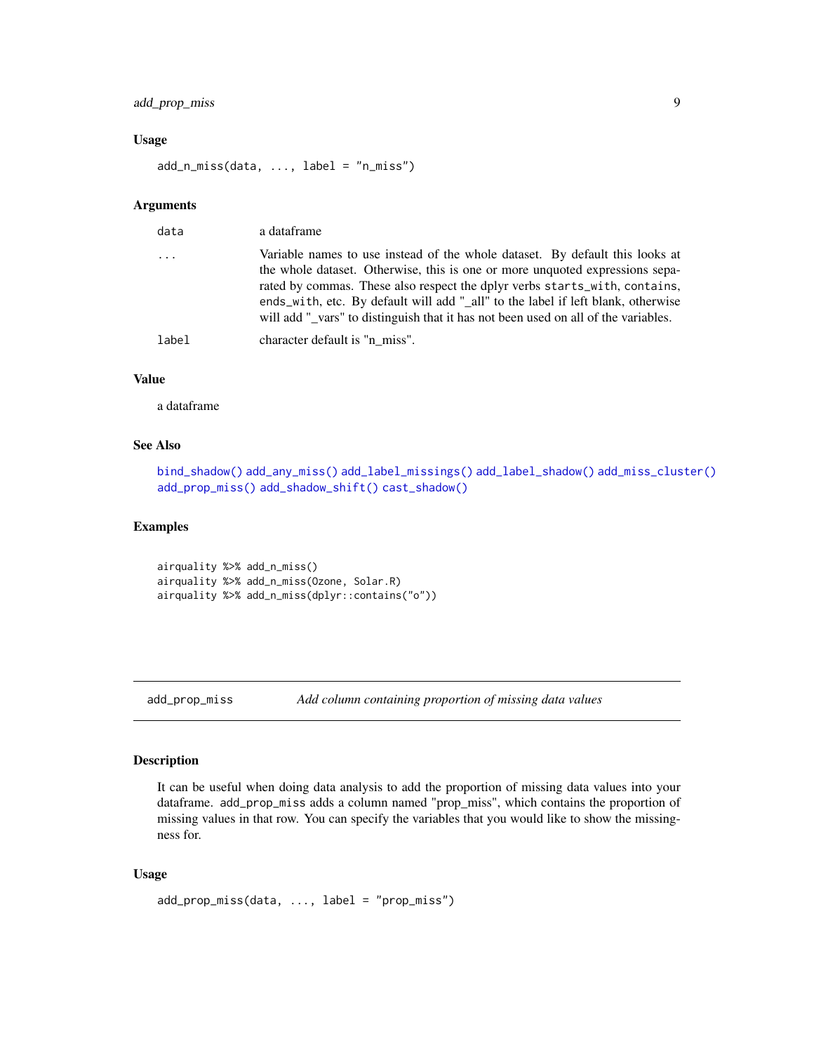### Usage

```
add_n_miss(data, ..., label = "n_miss")
```

### Arguments

| | |
|---|---|
| data | a dataframe |
| ... | Variable names to use instead of the whole dataset. By default this looks at the whole dataset. Otherwise, this is one or more unquoted expressions separated by commas. These also respect the dplyr verbs `starts_with`, `contains`, `ends_with`, etc. By default will add "_all" to the label if left blank, otherwise will add "_vars" to distinguish that it has not been used on all of the variables. |
| label | character default is "n_miss". |

### Value

a dataframe

### See Also

`bind_shadow()` `add_any_miss()` `add_label_missings()` `add_label_shadow()` `add_miss_cluster()` `add_prop_miss()` `add_shadow_shift()` `cast_shadow()`

### Examples

```
airquality %>% add_n_miss()
airquality %>% add_n_miss(Ozone, Solar.R)
airquality %>% add_n_miss(dplyr::contains("o"))
```

---

## add_prop_miss — *Add column containing proportion of missing data values*

### Description

It can be useful when doing data analysis to add the proportion of missing data values into your dataframe. `add_prop_miss` adds a column named "prop_miss", which contains the proportion of missing values in that row. You can specify the variables that you would like to show the missingness for.

### Usage

```
add_prop_miss(data, ..., label = "prop_miss")
```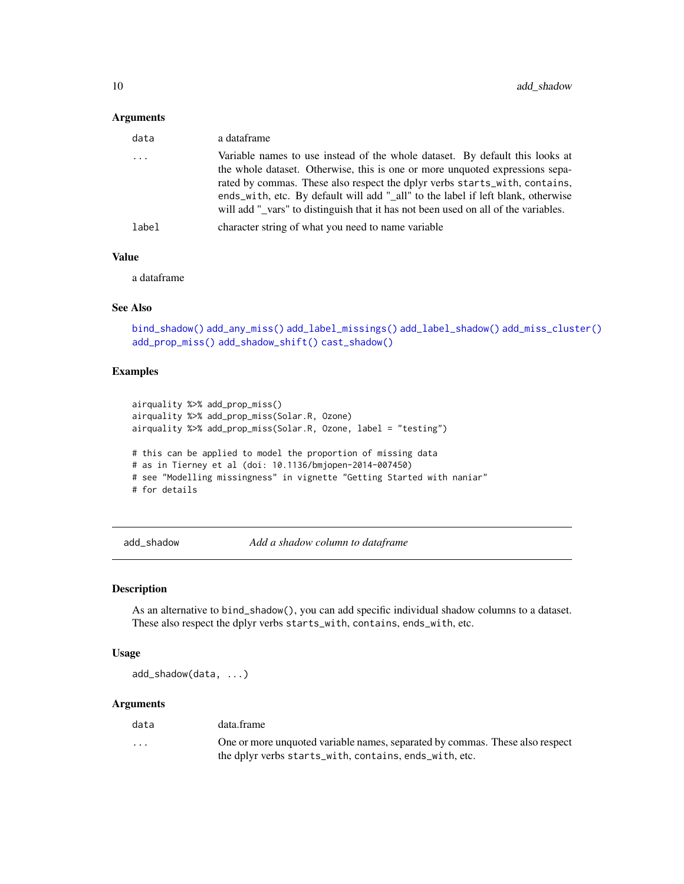### Arguments

| | |
|---|---|
| data | a dataframe |
| ... | Variable names to use instead of the whole dataset. By default this looks at the whole dataset. Otherwise, this is one or more unquoted expressions separated by commas. These also respect the dplyr verbs `starts_with`, `contains`, `ends_with`, etc. By default will add "_all" to the label if left blank, otherwise will add "_vars" to distinguish that it has not been used on all of the variables. |
| label | character string of what you need to name variable |

### Value

a dataframe

### See Also

`bind_shadow()` `add_any_miss()` `add_label_missings()` `add_label_shadow()` `add_miss_cluster()` `add_prop_miss()` `add_shadow_shift()` `cast_shadow()`

### Examples

```
airquality %>% add_prop_miss()
airquality %>% add_prop_miss(Solar.R, Ozone)
airquality %>% add_prop_miss(Solar.R, Ozone, label = "testing")

# this can be applied to model the proportion of missing data
# as in Tierney et al (doi: 10.1136/bmjopen-2014-007450)
# see "Modelling missingness" in vignette "Getting Started with naniar"
# for details
```

---

## add_shadow — *Add a shadow column to dataframe*

---

### Description

As an alternative to `bind_shadow()`, you can add specific individual shadow columns to a dataset. These also respect the dplyr verbs `starts_with`, `contains`, `ends_with`, etc.

### Usage

```
add_shadow(data, ...)
```

### Arguments

| | |
|---|---|
| data | data.frame |
| ... | One or more unquoted variable names, separated by commas. These also respect the dplyr verbs `starts_with`, `contains`, `ends_with`, etc. |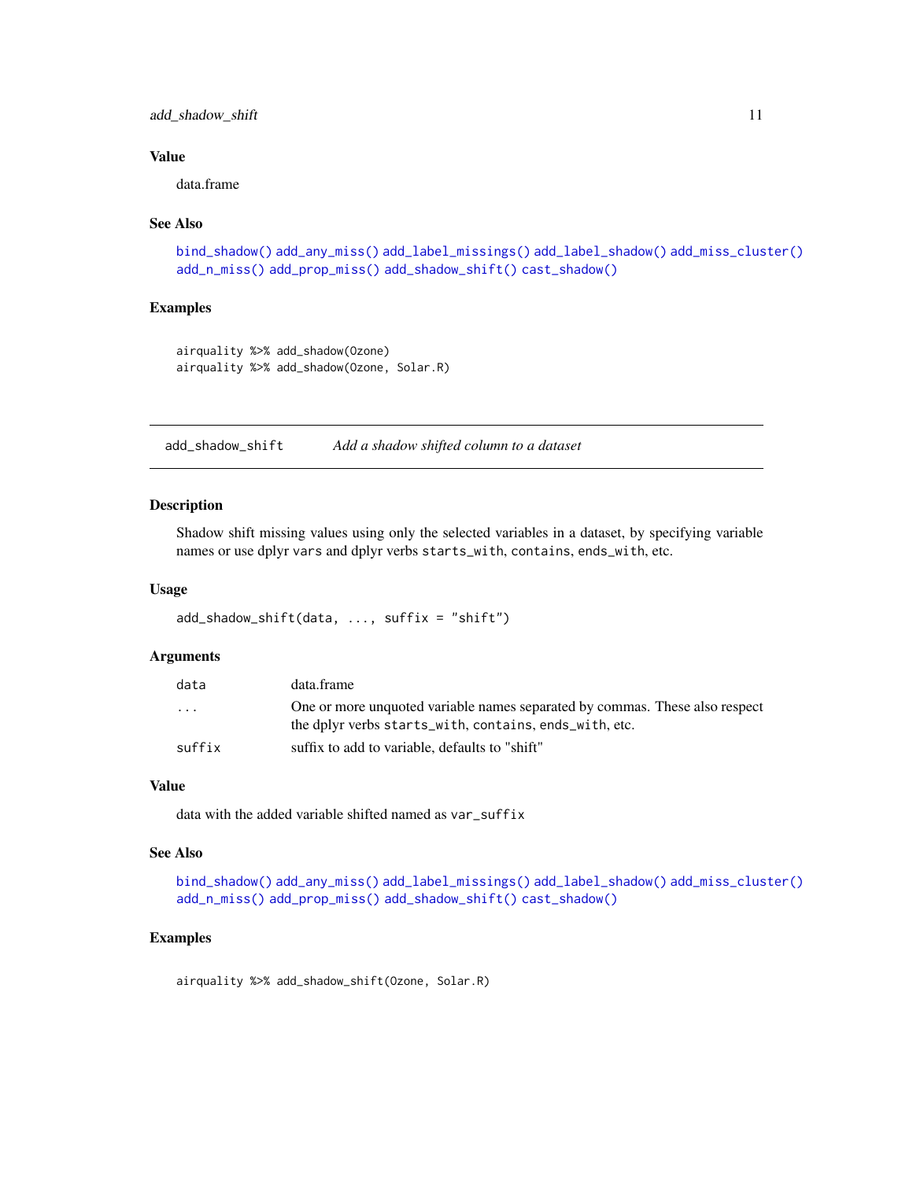### Value

data.frame

### See Also

bind_shadow() add_any_miss() add_label_missings() add_label_shadow() add_miss_cluster() add_n_miss() add_prop_miss() add_shadow_shift() cast_shadow()

### Examples

```
airquality %>% add_shadow(Ozone)
airquality %>% add_shadow(Ozone, Solar.R)
```

---

## add_shadow_shift — *Add a shadow shifted column to a dataset*

---

### Description

Shadow shift missing values using only the selected variables in a dataset, by specifying variable names or use dplyr `vars` and dplyr verbs `starts_with`, `contains`, `ends_with`, etc.

### Usage

```
add_shadow_shift(data, ..., suffix = "shift")
```

### Arguments

| | |
|---|---|
| `data` | data.frame |
| `...` | One or more unquoted variable names separated by commas. These also respect the dplyr verbs `starts_with`, `contains`, `ends_with`, etc. |
| `suffix` | suffix to add to variable, defaults to "shift" |

### Value

data with the added variable shifted named as `var_suffix`

### See Also

bind_shadow() add_any_miss() add_label_missings() add_label_shadow() add_miss_cluster() add_n_miss() add_prop_miss() add_shadow_shift() cast_shadow()

### Examples

```
airquality %>% add_shadow_shift(Ozone, Solar.R)
```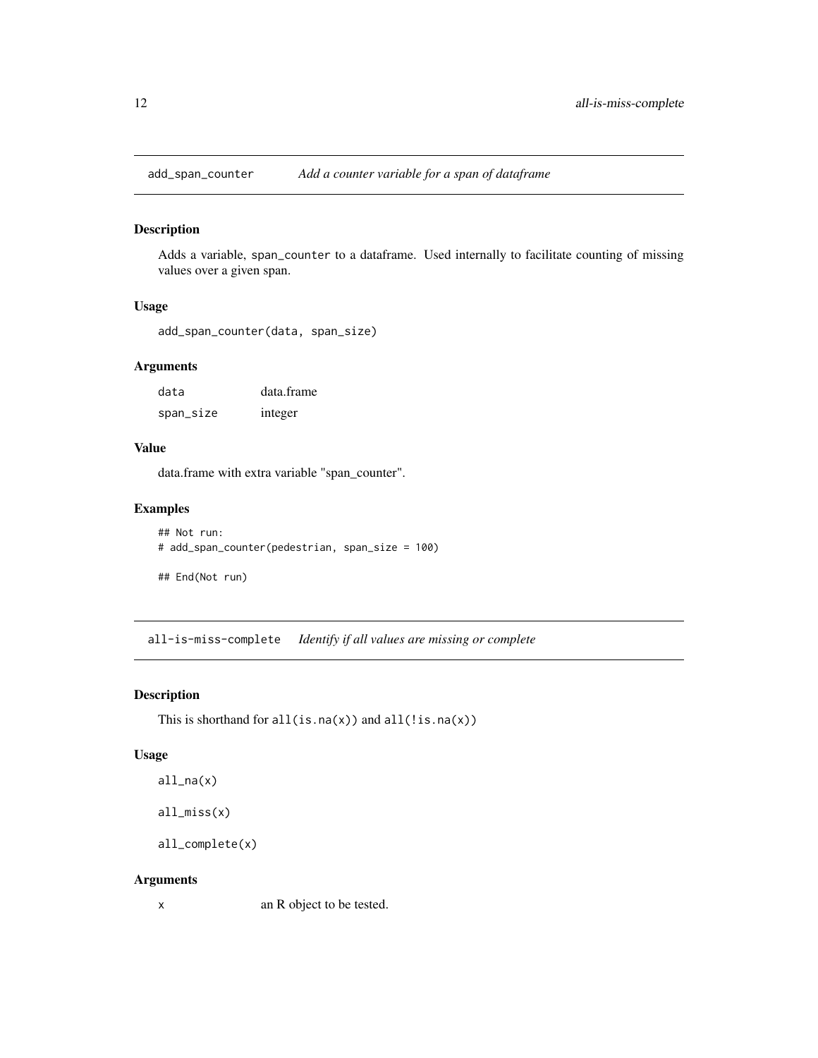## add_span_counter *Add a counter variable for a span of dataframe*

### Description

Adds a variable, `span_counter` to a dataframe. Used internally to facilitate counting of missing values over a given span.

### Usage

```
add_span_counter(data, span_size)
```

### Arguments

| | |
|---|---|
| `data` | data.frame |
| `span_size` | integer |

### Value

data.frame with extra variable "span_counter".

### Examples

```
## Not run:
# add_span_counter(pedestrian, span_size = 100)

## End(Not run)
```

## all-is-miss-complete *Identify if all values are missing or complete*

### Description

This is shorthand for `all(is.na(x))` and `all(!is.na(x))`

### Usage

```
all_na(x)

all_miss(x)

all_complete(x)
```

### Arguments

| | |
|---|---|
| `x` | an R object to be tested. |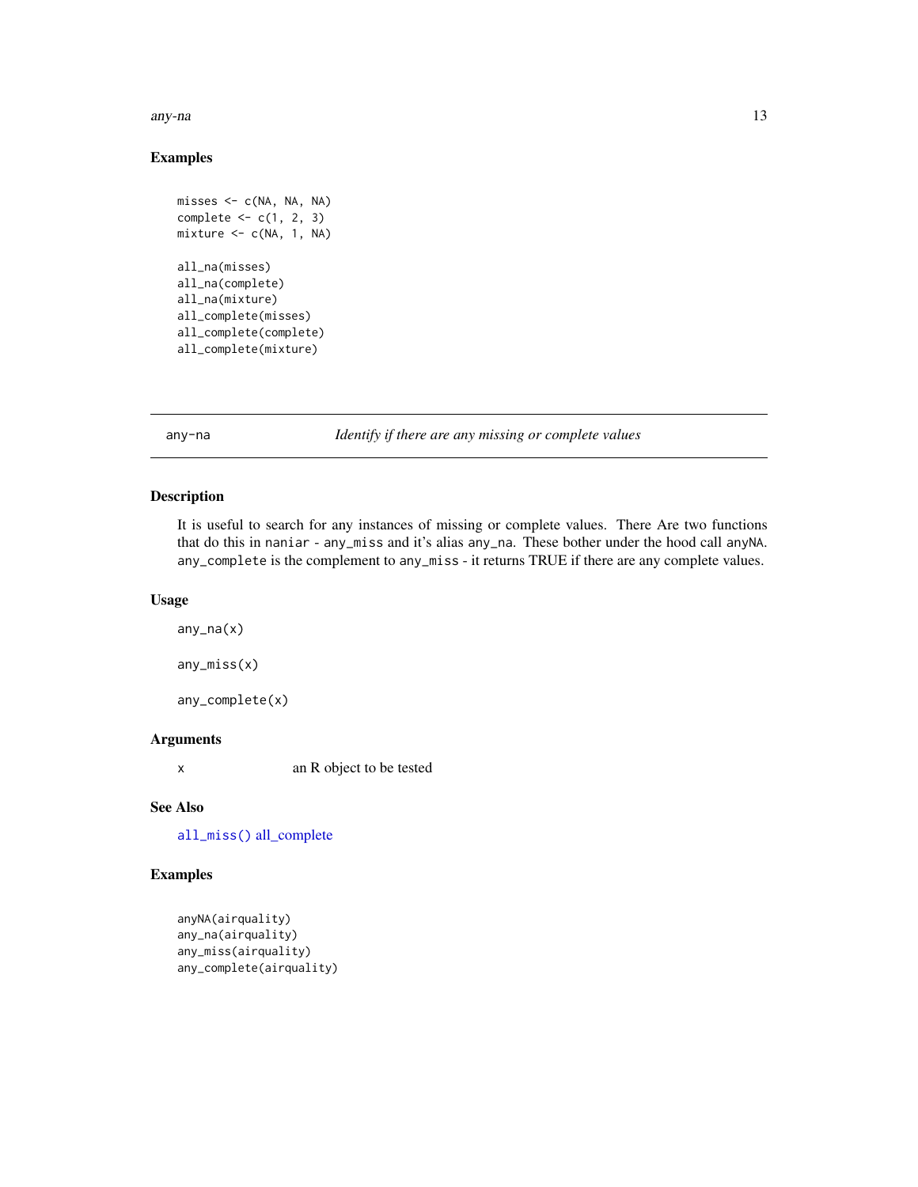### Examples

```
misses <- c(NA, NA, NA)
complete <- c(1, 2, 3)
mixture <- c(NA, 1, NA)

all_na(misses)
all_na(complete)
all_na(mixture)
all_complete(misses)
all_complete(complete)
all_complete(mixture)
```

---

## any-na — *Identify if there are any missing or complete values*

### Description

It is useful to search for any instances of missing or complete values. There Are two functions that do this in `naniar` - `any_miss` and it's alias `any_na`. These bother under the hood call `anyNA`. `any_complete` is the complement to `any_miss` - it returns TRUE if there are any complete values.

### Usage

```
any_na(x)

any_miss(x)

any_complete(x)
```

### Arguments

| | |
|---|---|
| x | an R object to be tested |

### See Also

`all_miss()` all_complete

### Examples

```
anyNA(airquality)
any_na(airquality)
any_miss(airquality)
any_complete(airquality)
```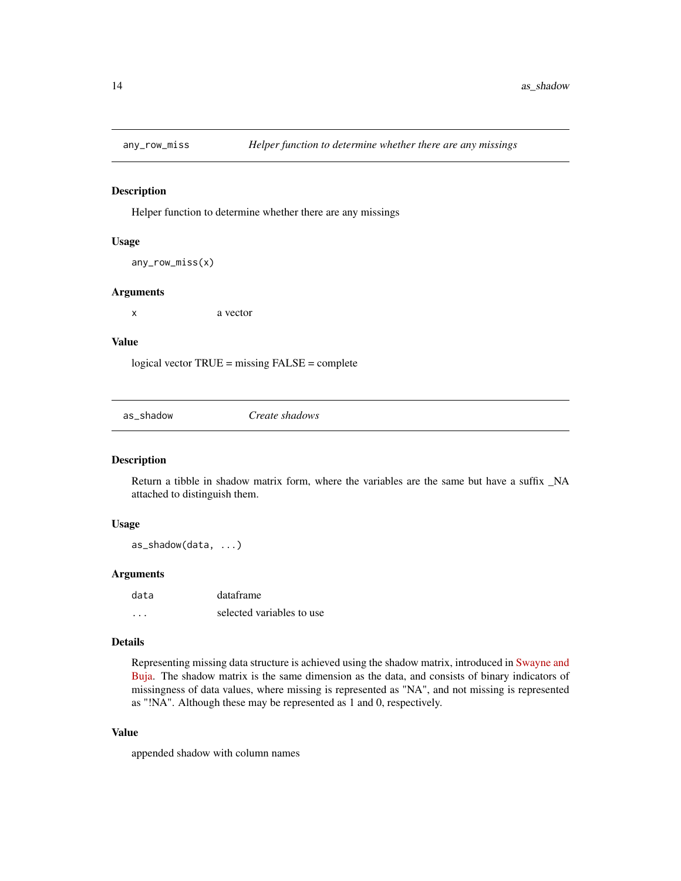## any_row_miss — *Helper function to determine whether there are any missings*

### Description

Helper function to determine whether there are any missings

### Usage

```
any_row_miss(x)
```

### Arguments

| | |
|---|---|
| x | a vector |

### Value

logical vector TRUE = missing FALSE = complete

## as_shadow — *Create shadows*

### Description

Return a tibble in shadow matrix form, where the variables are the same but have a suffix _NA attached to distinguish them.

### Usage

```
as_shadow(data, ...)
```

### Arguments

| | |
|---|---|
| data | dataframe |
| ... | selected variables to use |

### Details

Representing missing data structure is achieved using the shadow matrix, introduced in Swayne and Buja. The shadow matrix is the same dimension as the data, and consists of binary indicators of missingness of data values, where missing is represented as "NA", and not missing is represented as "!NA". Although these may be represented as 1 and 0, respectively.

### Value

appended shadow with column names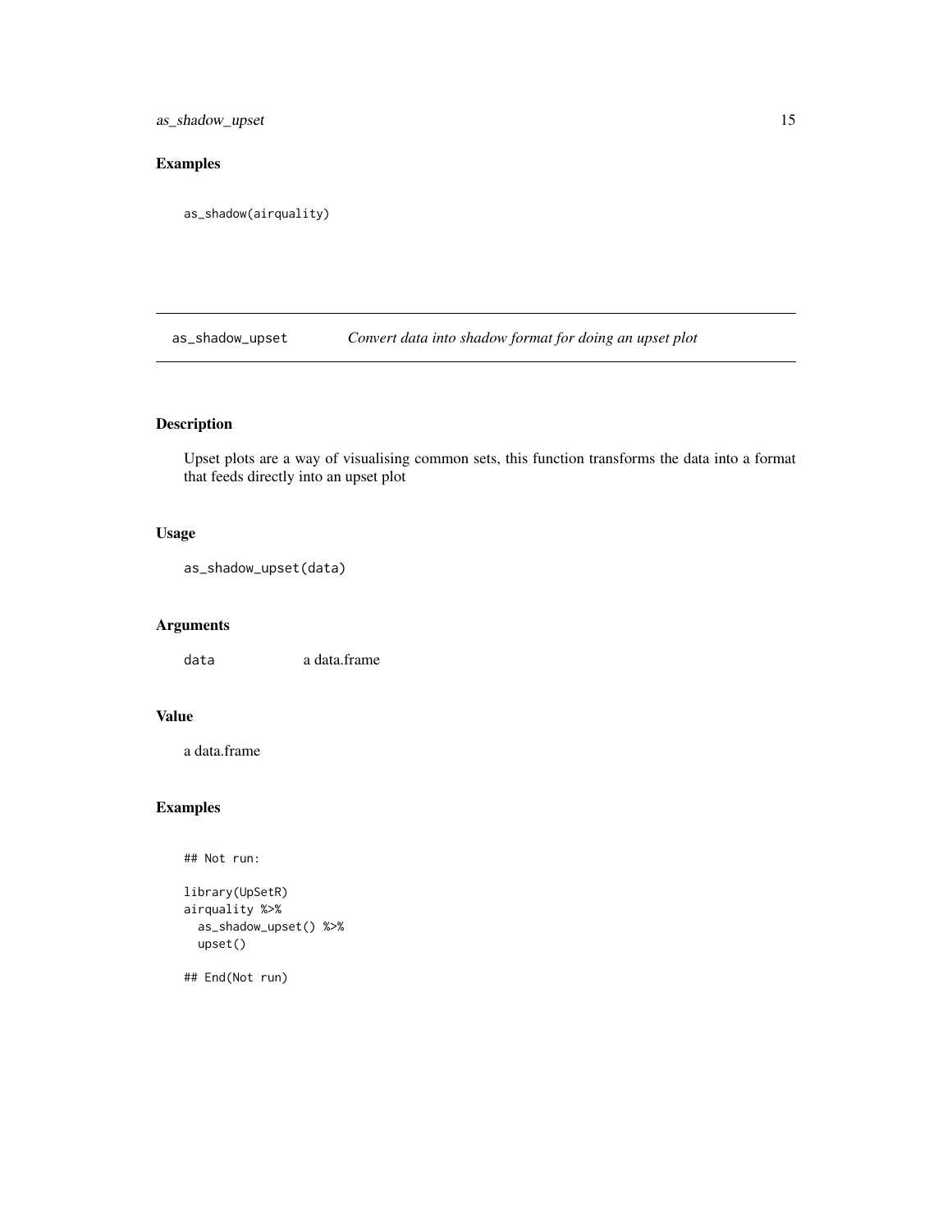## Examples

```
as_shadow(airquality)
```

---

# as_shadow_upset *Convert data into shadow format for doing an upset plot*

---

## Description

Upset plots are a way of visualising common sets, this function transforms the data into a format that feeds directly into an upset plot

## Usage

```
as_shadow_upset(data)
```

## Arguments

`data` a data.frame

## Value

a data.frame

## Examples

```
## Not run:

library(UpSetR)
airquality %>%
  as_shadow_upset() %>%
  upset()

## End(Not run)
```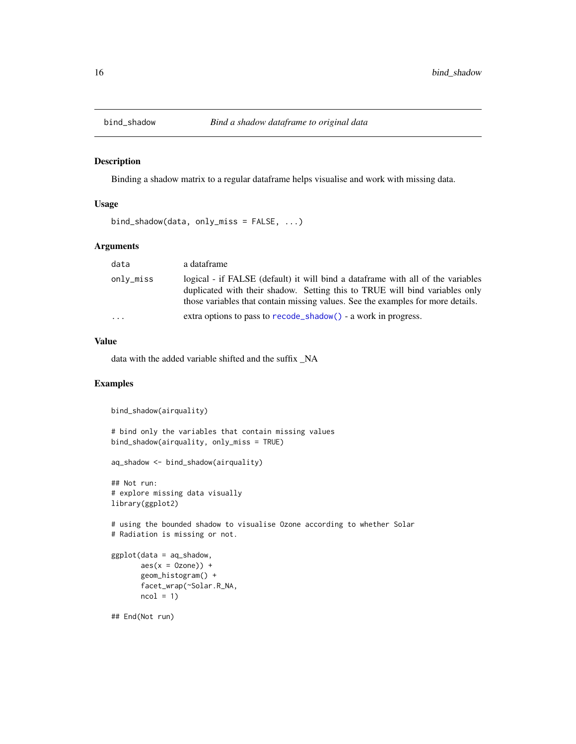# bind_shadow

*Bind a shadow dataframe to original data*

## Description

Binding a shadow matrix to a regular dataframe helps visualise and work with missing data.

## Usage

```
bind_shadow(data, only_miss = FALSE, ...)
```

## Arguments

| | |
|---|---|
| `data` | a dataframe |
| `only_miss` | logical - if FALSE (default) it will bind a dataframe with all of the variables duplicated with their shadow. Setting this to TRUE will bind variables only those variables that contain missing values. See the examples for more details. |
| `...` | extra options to pass to `recode_shadow()` - a work in progress. |

## Value

data with the added variable shifted and the suffix _NA

## Examples

```
bind_shadow(airquality)

# bind only the variables that contain missing values
bind_shadow(airquality, only_miss = TRUE)

aq_shadow <- bind_shadow(airquality)

## Not run:
# explore missing data visually
library(ggplot2)

# using the bounded shadow to visualise Ozone according to whether Solar
# Radiation is missing or not.

ggplot(data = aq_shadow,
       aes(x = Ozone)) +
       geom_histogram() +
       facet_wrap(~Solar.R_NA,
       ncol = 1)

## End(Not run)
```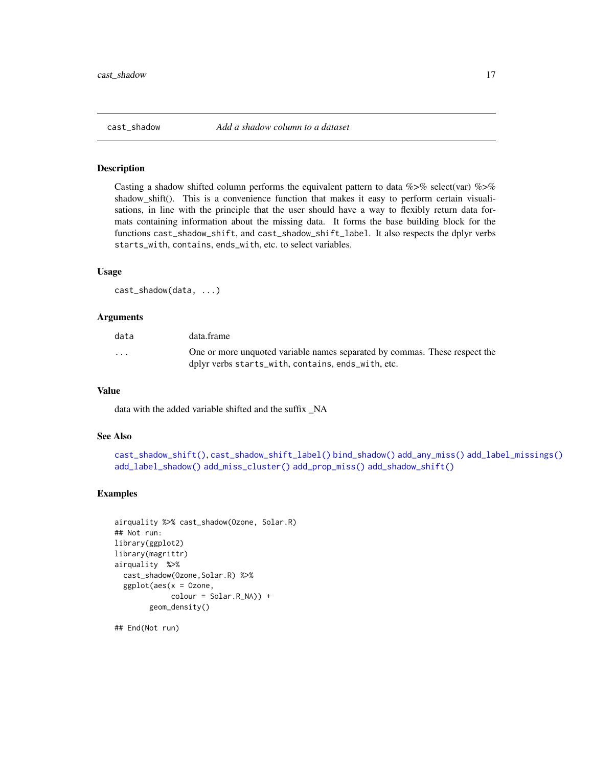cast_shadow *Add a shadow column to a dataset*

## Description

Casting a shadow shifted column performs the equivalent pattern to data %>% select(var) %>% shadow_shift(). This is a convenience function that makes it easy to perform certain visualisations, in line with the principle that the user should have a way to flexibly return data formats containing information about the missing data. It forms the base building block for the functions `cast_shadow_shift`, and `cast_shadow_shift_label`. It also respects the dplyr verbs `starts_with`, `contains`, `ends_with`, etc. to select variables.

## Usage

```
cast_shadow(data, ...)
```

## Arguments

| | |
|---|---|
| `data` | data.frame |
| `...` | One or more unquoted variable names separated by commas. These respect the dplyr verbs `starts_with`, `contains`, `ends_with`, etc. |

## Value

data with the added variable shifted and the suffix _NA

## See Also

`cast_shadow_shift()`, `cast_shadow_shift_label()` `bind_shadow()` `add_any_miss()` `add_label_missings()` `add_label_shadow()` `add_miss_cluster()` `add_prop_miss()` `add_shadow_shift()`

## Examples

```
airquality %>% cast_shadow(Ozone, Solar.R)
## Not run:
library(ggplot2)
library(magrittr)
airquality  %>%
  cast_shadow(Ozone,Solar.R) %>%
  ggplot(aes(x = Ozone,
             colour = Solar.R_NA)) +
        geom_density()

## End(Not run)
```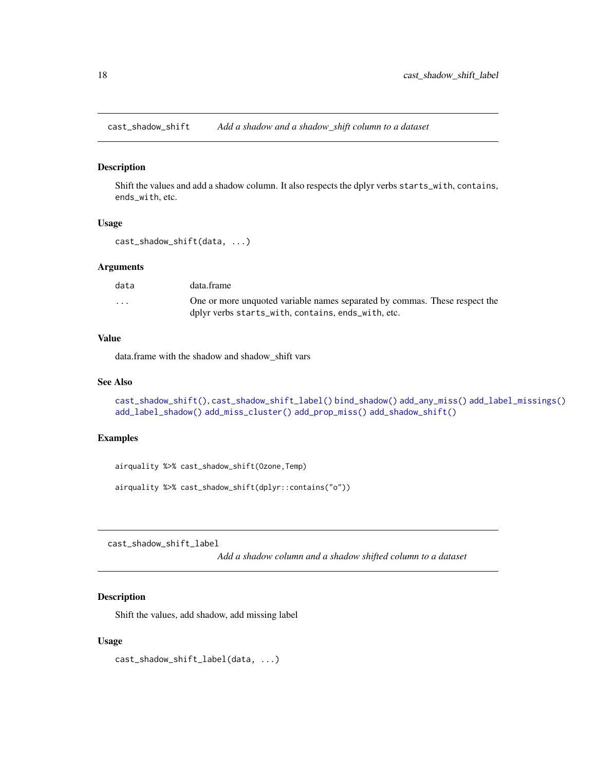## cast_shadow_shift — *Add a shadow and a shadow_shift column to a dataset*

### Description

Shift the values and add a shadow column. It also respects the dplyr verbs `starts_with`, `contains`, `ends_with`, etc.

### Usage

```
cast_shadow_shift(data, ...)
```

### Arguments

| | |
|---|---|
| `data` | data.frame |
| `...` | One or more unquoted variable names separated by commas. These respect the dplyr verbs `starts_with`, `contains`, `ends_with`, etc. |

### Value

data.frame with the shadow and shadow_shift vars

### See Also

`cast_shadow_shift()`, `cast_shadow_shift_label()` `bind_shadow()` `add_any_miss()` `add_label_missings()` `add_label_shadow()` `add_miss_cluster()` `add_prop_miss()` `add_shadow_shift()`

### Examples

```
airquality %>% cast_shadow_shift(Ozone,Temp)

airquality %>% cast_shadow_shift(dplyr::contains("o"))
```

## cast_shadow_shift_label — *Add a shadow column and a shadow shifted column to a dataset*

### Description

Shift the values, add shadow, add missing label

### Usage

```
cast_shadow_shift_label(data, ...)
```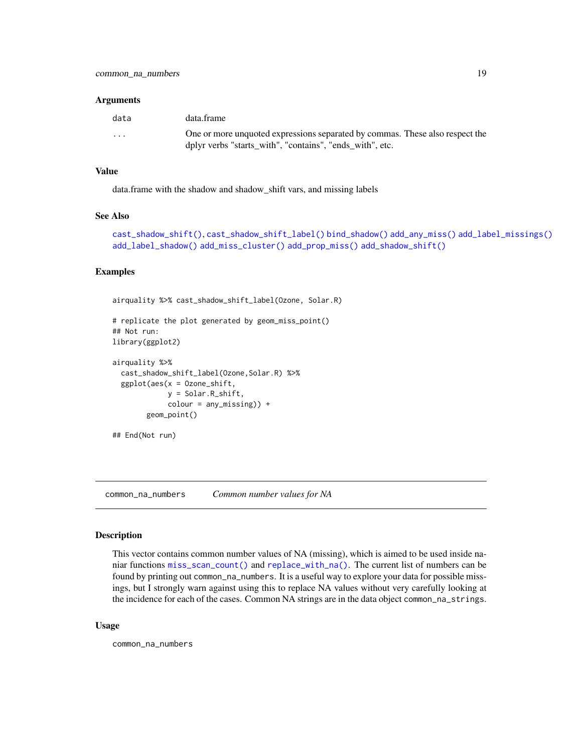### Arguments

| | |
|---|---|
| data | data.frame |
| ... | One or more unquoted expressions separated by commas. These also respect the dplyr verbs "starts_with", "contains", "ends_with", etc. |

### Value

data.frame with the shadow and shadow_shift vars, and missing labels

### See Also

cast_shadow_shift(), cast_shadow_shift_label() bind_shadow() add_any_miss() add_label_missings() add_label_shadow() add_miss_cluster() add_prop_miss() add_shadow_shift()

### Examples

```
airquality %>% cast_shadow_shift_label(Ozone, Solar.R)

# replicate the plot generated by geom_miss_point()
## Not run:
library(ggplot2)

airquality %>%
  cast_shadow_shift_label(Ozone,Solar.R) %>%
  ggplot(aes(x = Ozone_shift,
             y = Solar.R_shift,
             colour = any_missing)) +
        geom_point()

## End(Not run)
```

---

## common_na_numbers    *Common number values for NA*

### Description

This vector contains common number values of NA (missing), which is aimed to be used inside naniar functions miss_scan_count() and replace_with_na(). The current list of numbers can be found by printing out common_na_numbers. It is a useful way to explore your data for possible missings, but I strongly warn against using this to replace NA values without very carefully looking at the incidence for each of the cases. Common NA strings are in the data object common_na_strings.

### Usage

```
common_na_numbers
```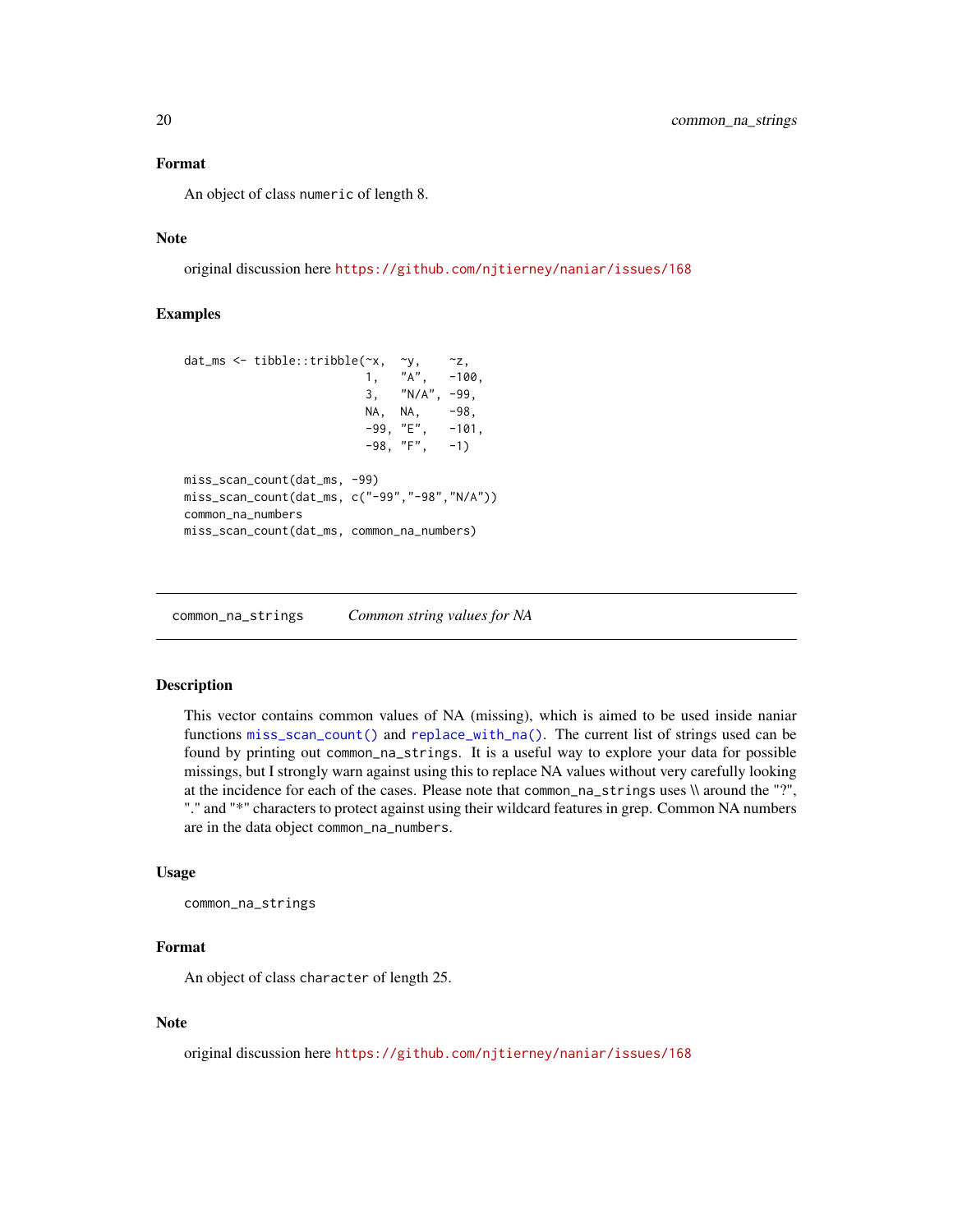### Format

An object of class `numeric` of length 8.

### Note

original discussion here https://github.com/njtierney/naniar/issues/168

### Examples

```
dat_ms <- tibble::tribble(~x,  ~y,    ~z,
                          1,   "A",   -100,
                          3,   "N/A", -99,
                          NA,  NA,    -98,
                          -99, "E",   -101,
                          -98, "F",   -1)

miss_scan_count(dat_ms, -99)
miss_scan_count(dat_ms, c("-99","-98","N/A"))
common_na_numbers
miss_scan_count(dat_ms, common_na_numbers)
```

---

## common_na_strings — *Common string values for NA*

### Description

This vector contains common values of NA (missing), which is aimed to be used inside naniar functions `miss_scan_count()` and `replace_with_na()`. The current list of strings used can be found by printing out `common_na_strings`. It is a useful way to explore your data for possible missings, but I strongly warn against using this to replace NA values without very carefully looking at the incidence for each of the cases. Please note that `common_na_strings` uses \\ around the "?", "." and "*" characters to protect against using their wildcard features in grep. Common NA numbers are in the data object `common_na_numbers`.

### Usage

```
common_na_strings
```

### Format

An object of class `character` of length 25.

### Note

original discussion here https://github.com/njtierney/naniar/issues/168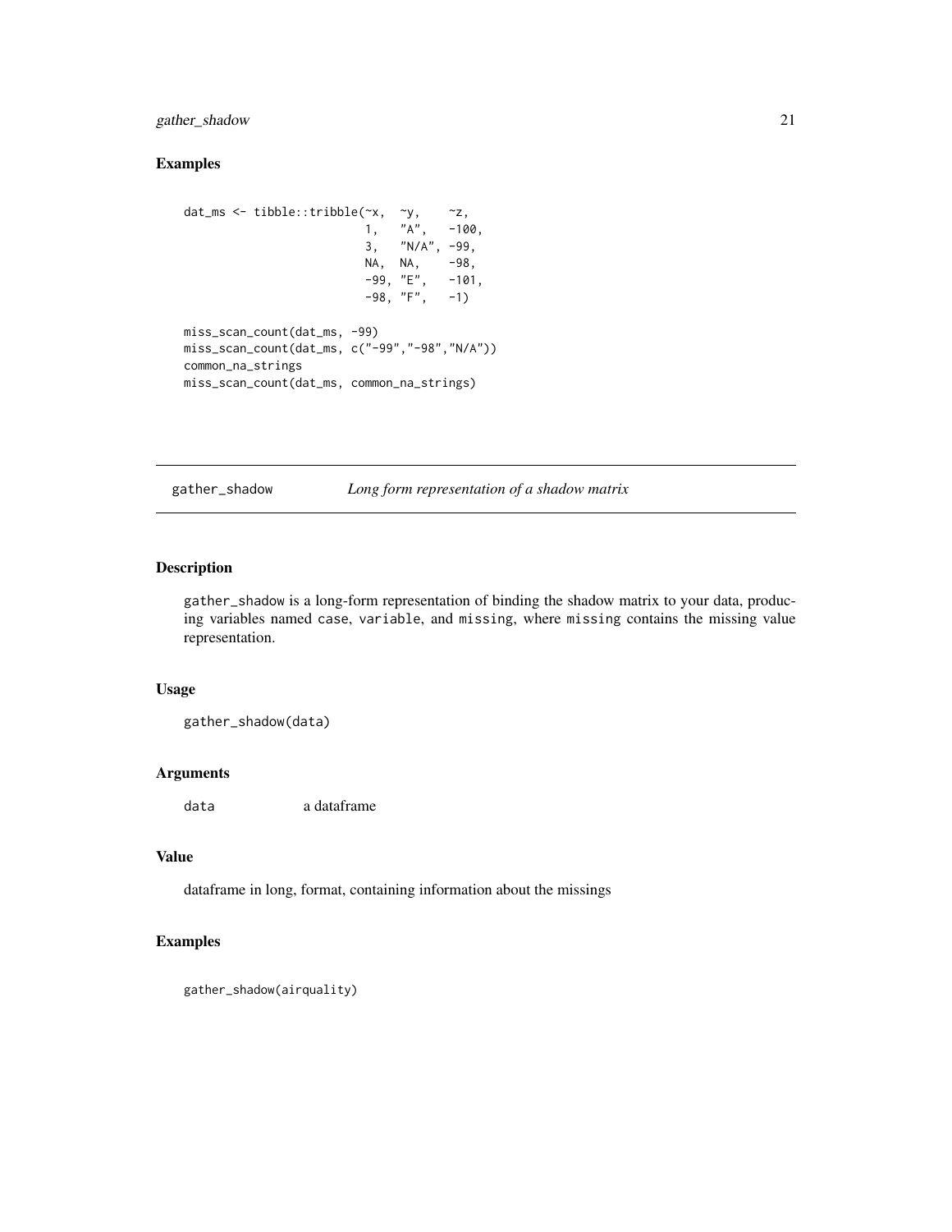## Examples

```
dat_ms <- tibble::tribble(~x,  ~y,    ~z,
                          1,   "A",   -100,
                          3,   "N/A", -99,
                          NA,  NA,    -98,
                          -99, "E",   -101,
                          -98, "F",   -1)

miss_scan_count(dat_ms, -99)
miss_scan_count(dat_ms, c("-99","-98","N/A"))
common_na_strings
miss_scan_count(dat_ms, common_na_strings)
```

---

# gather_shadow — *Long form representation of a shadow matrix*

## Description

gather_shadow is a long-form representation of binding the shadow matrix to your data, producing variables named case, variable, and missing, where missing contains the missing value representation.

## Usage

```
gather_shadow(data)
```

## Arguments

| | |
|---|---|
| data | a dataframe |

## Value

dataframe in long, format, containing information about the missings

## Examples

```
gather_shadow(airquality)
```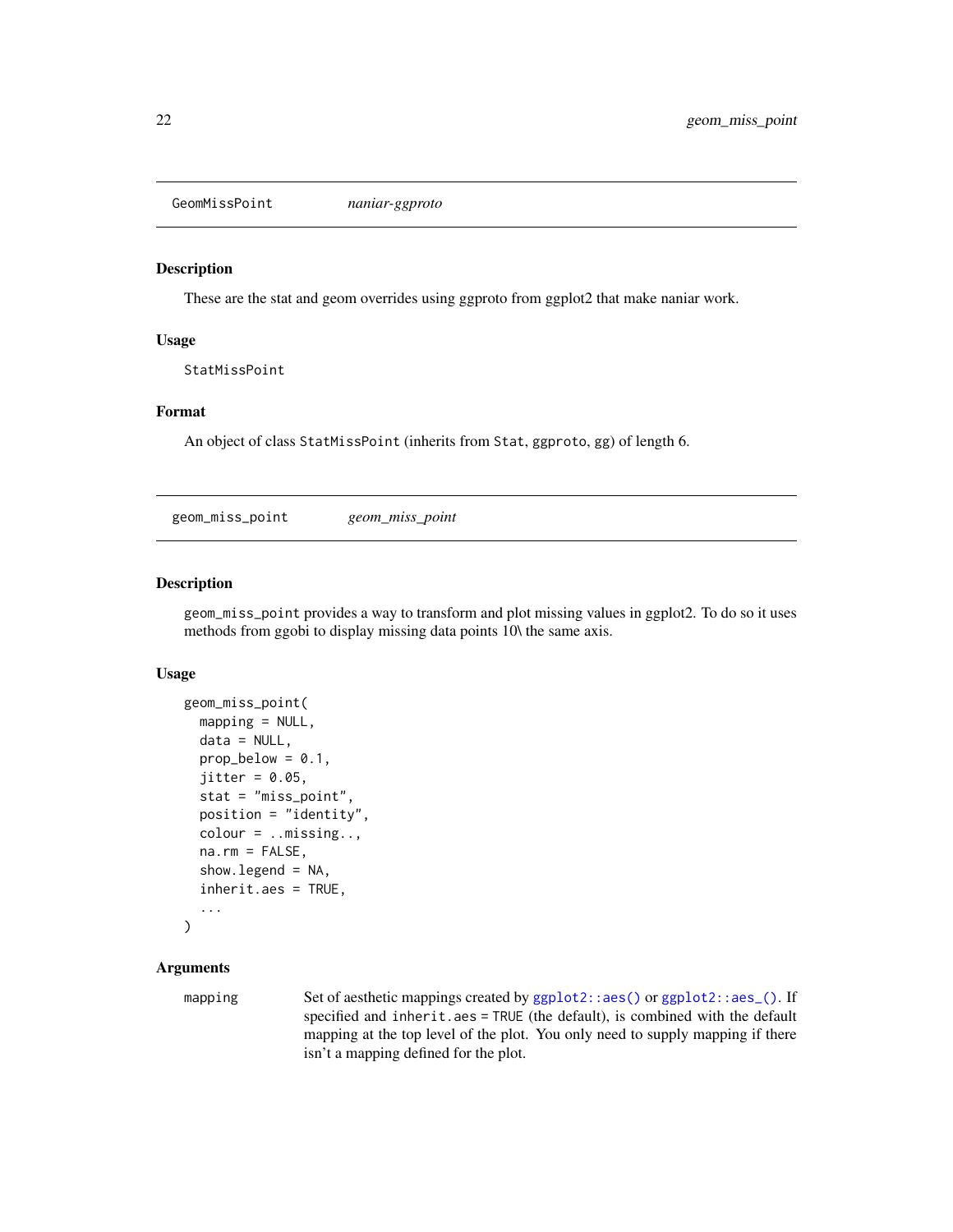## GeomMissPoint    *naniar-ggproto*

### Description

These are the stat and geom overrides using ggproto from ggplot2 that make naniar work.

### Usage

```
StatMissPoint
```

### Format

An object of class `StatMissPoint` (inherits from `Stat`, `ggproto`, `gg`) of length 6.

## geom_miss_point    *geom_miss_point*

### Description

`geom_miss_point` provides a way to transform and plot missing values in ggplot2. To do so it uses methods from ggobi to display missing data points 10\ the same axis.

### Usage

```
geom_miss_point(
  mapping = NULL,
  data = NULL,
  prop_below = 0.1,
  jitter = 0.05,
  stat = "miss_point",
  position = "identity",
  colour = ..missing..,
  na.rm = FALSE,
  show.legend = NA,
  inherit.aes = TRUE,
  ...
)
```

### Arguments

`mapping` Set of aesthetic mappings created by `ggplot2::aes()` or `ggplot2::aes_()`. If specified and `inherit.aes = TRUE` (the default), is combined with the default mapping at the top level of the plot. You only need to supply mapping if there isn't a mapping defined for the plot.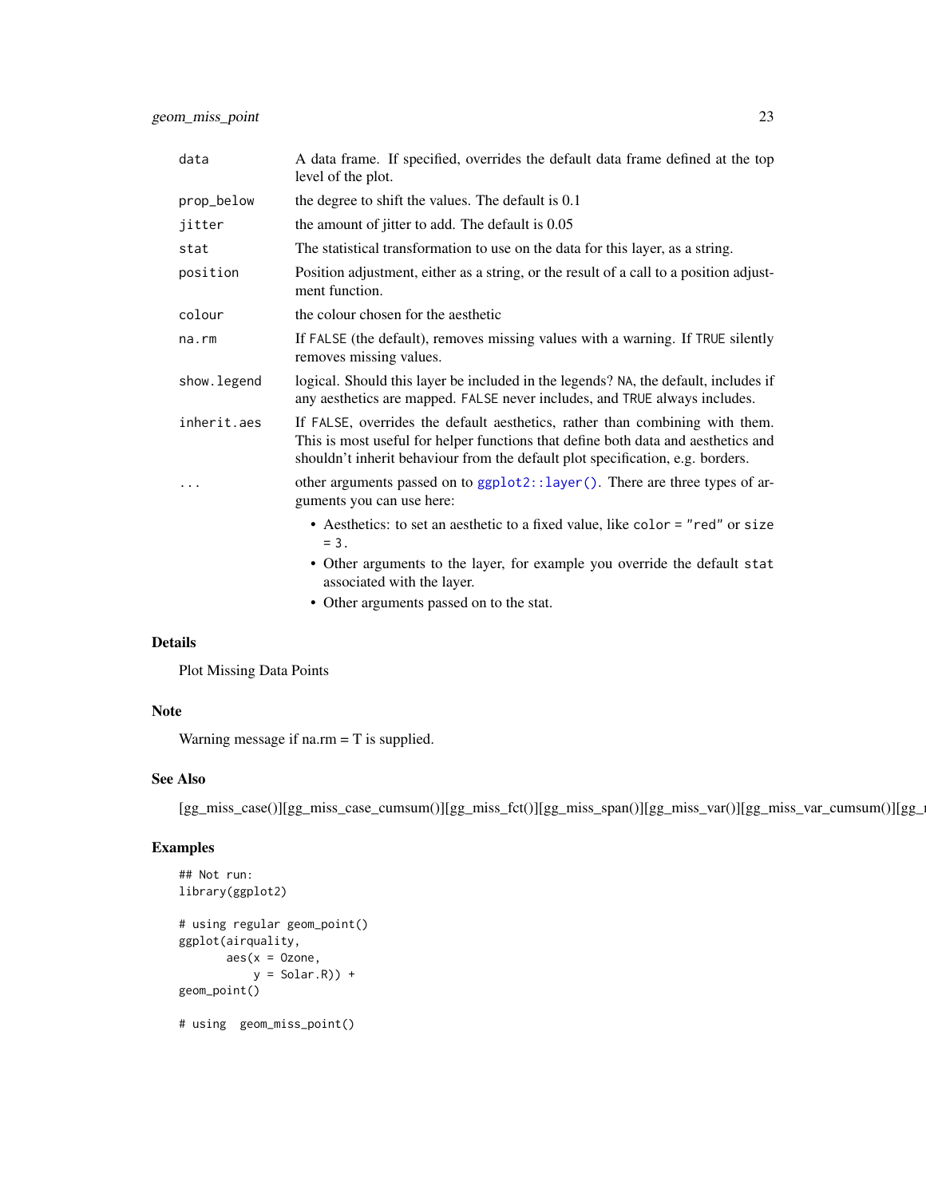| | |
|---|---|
| `data` | A data frame. If specified, overrides the default data frame defined at the top level of the plot. |
| `prop_below` | the degree to shift the values. The default is 0.1 |
| `jitter` | the amount of jitter to add. The default is 0.05 |
| `stat` | The statistical transformation to use on the data for this layer, as a string. |
| `position` | Position adjustment, either as a string, or the result of a call to a position adjustment function. |
| `colour` | the colour chosen for the aesthetic |
| `na.rm` | If `FALSE` (the default), removes missing values with a warning. If `TRUE` silently removes missing values. |
| `show.legend` | logical. Should this layer be included in the legends? `NA`, the default, includes if any aesthetics are mapped. `FALSE` never includes, and `TRUE` always includes. |
| `inherit.aes` | If `FALSE`, overrides the default aesthetics, rather than combining with them. This is most useful for helper functions that define both data and aesthetics and shouldn't inherit behaviour from the default plot specification, e.g. borders. |
| `...` | other arguments passed on to `ggplot2::layer()`. There are three types of arguments you can use here:<br>• Aesthetics: to set an aesthetic to a fixed value, like `color = "red"` or `size = 3`.<br>• Other arguments to the layer, for example you override the default `stat` associated with the layer.<br>• Other arguments passed on to the stat. |

## Details

Plot Missing Data Points

## Note

Warning message if na.rm = T is supplied.

## See Also

[gg_miss_case()][gg_miss_case_cumsum()][gg_miss_fct()][gg_miss_span()][gg_miss_var()][gg_miss_var_cumsum()][gg_

## Examples

```
## Not run:
library(ggplot2)

# using regular geom_point()
ggplot(airquality,
       aes(x = Ozone,
           y = Solar.R)) +
geom_point()

# using  geom_miss_point()
```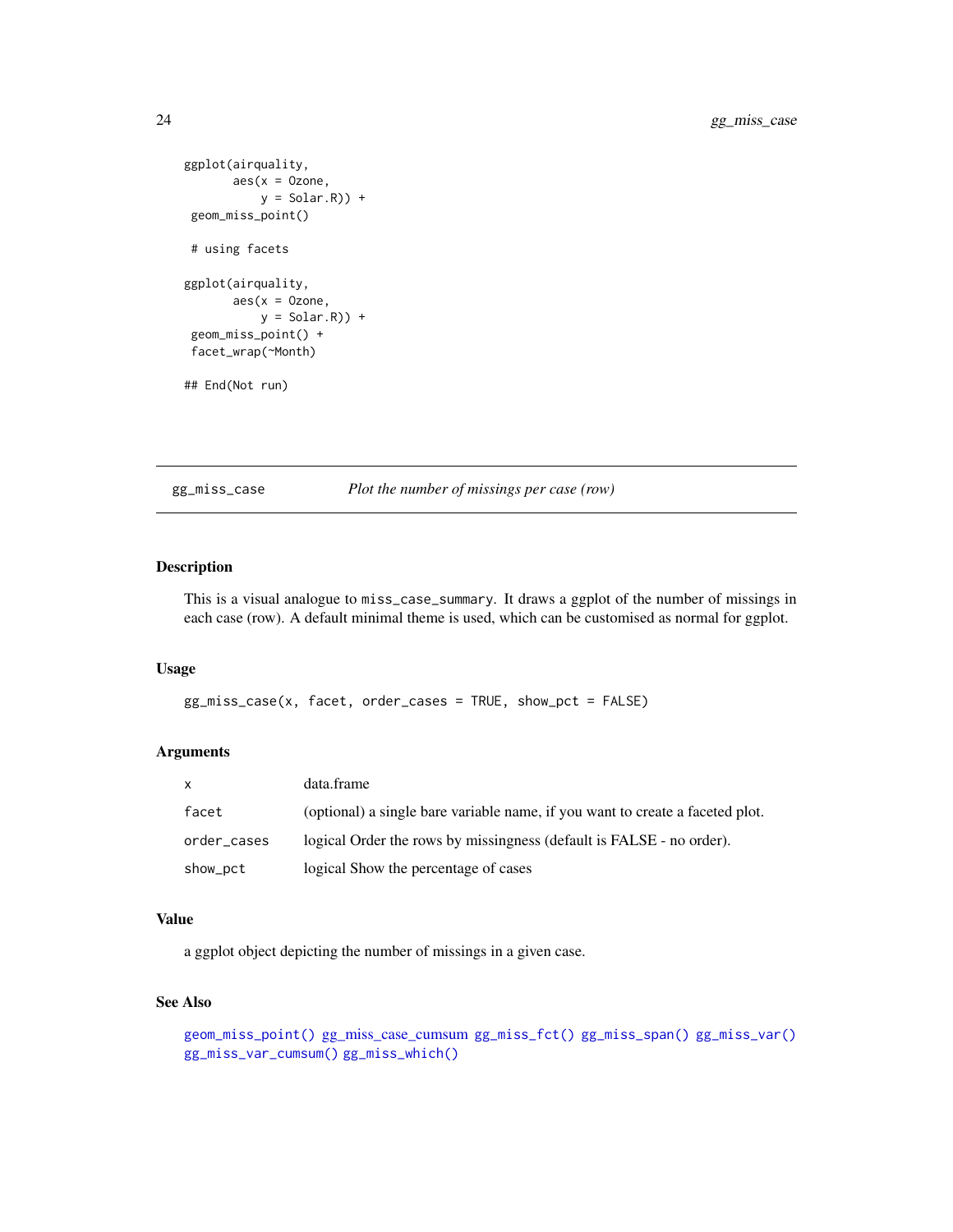```
ggplot(airquality,
       aes(x = Ozone,
           y = Solar.R)) +
 geom_miss_point()

 # using facets

ggplot(airquality,
       aes(x = Ozone,
           y = Solar.R)) +
 geom_miss_point() +
 facet_wrap(~Month)

## End(Not run)
```

---

## gg_miss_case — *Plot the number of missings per case (row)*

---

### Description

This is a visual analogue to `miss_case_summary`. It draws a ggplot of the number of missings in each case (row). A default minimal theme is used, which can be customised as normal for ggplot.

### Usage

```
gg_miss_case(x, facet, order_cases = TRUE, show_pct = FALSE)
```

### Arguments

| | |
|---|---|
| `x` | data.frame |
| `facet` | (optional) a single bare variable name, if you want to create a faceted plot. |
| `order_cases` | logical Order the rows by missingness (default is FALSE - no order). |
| `show_pct` | logical Show the percentage of cases |

### Value

a ggplot object depicting the number of missings in a given case.

### See Also

`geom_miss_point()` `gg_miss_case_cumsum` `gg_miss_fct()` `gg_miss_span()` `gg_miss_var()` `gg_miss_var_cumsum()` `gg_miss_which()`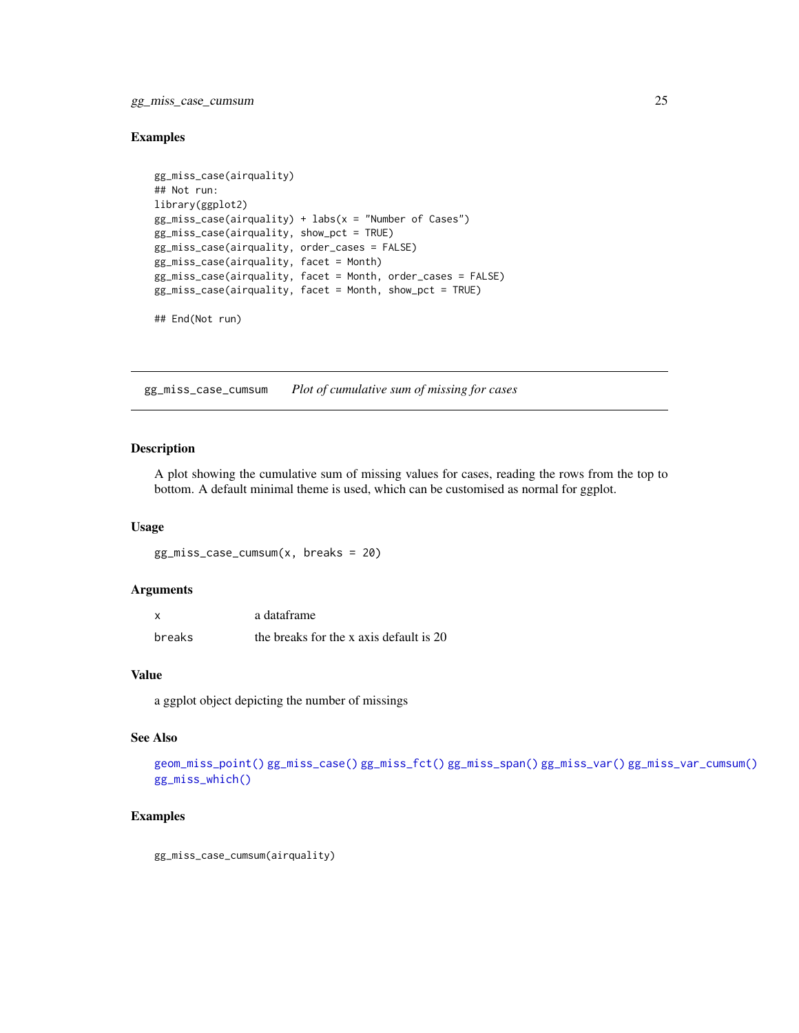### Examples

```
gg_miss_case(airquality)
## Not run:
library(ggplot2)
gg_miss_case(airquality) + labs(x = "Number of Cases")
gg_miss_case(airquality, show_pct = TRUE)
gg_miss_case(airquality, order_cases = FALSE)
gg_miss_case(airquality, facet = Month)
gg_miss_case(airquality, facet = Month, order_cases = FALSE)
gg_miss_case(airquality, facet = Month, show_pct = TRUE)

## End(Not run)
```

---

## gg_miss_case_cumsum *Plot of cumulative sum of missing for cases*

### Description

A plot showing the cumulative sum of missing values for cases, reading the rows from the top to bottom. A default minimal theme is used, which can be customised as normal for ggplot.

### Usage

```
gg_miss_case_cumsum(x, breaks = 20)
```

### Arguments

| | |
|---|---|
| x | a dataframe |
| breaks | the breaks for the x axis default is 20 |

### Value

a ggplot object depicting the number of missings

### See Also

geom_miss_point() gg_miss_case() gg_miss_fct() gg_miss_span() gg_miss_var() gg_miss_var_cumsum() gg_miss_which()

### Examples

```
gg_miss_case_cumsum(airquality)
```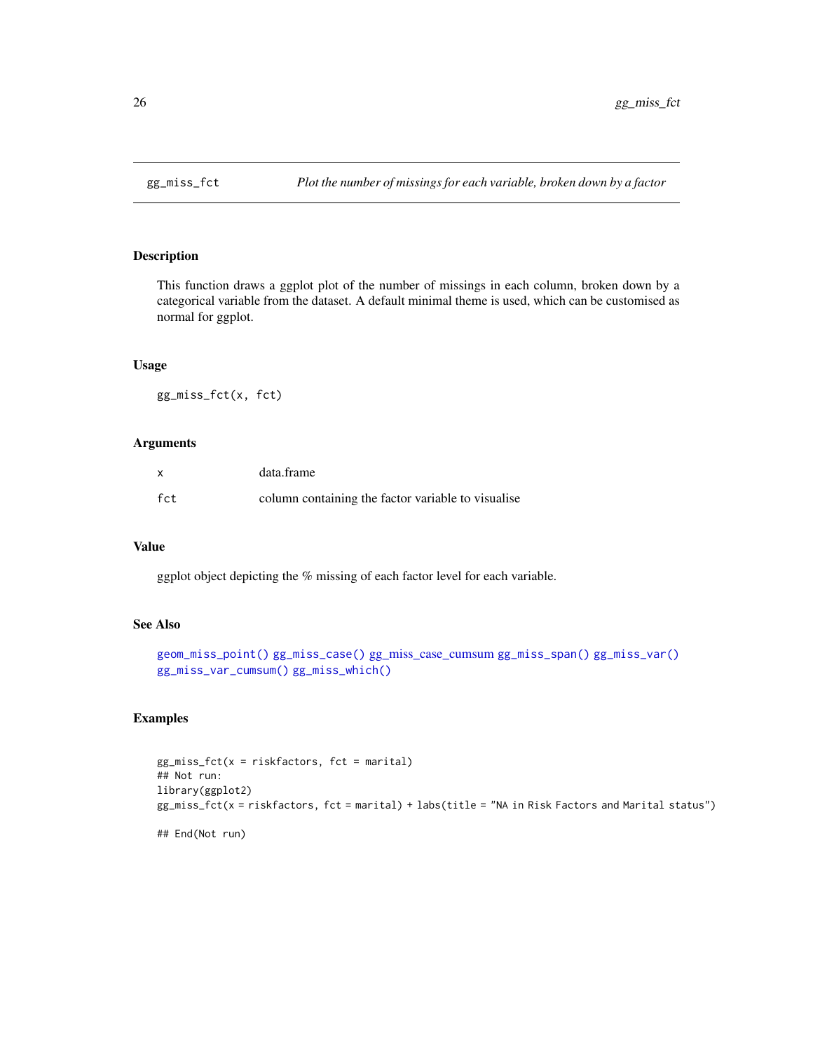# gg_miss_fct

*Plot the number of missings for each variable, broken down by a factor*

## Description

This function draws a ggplot plot of the number of missings in each column, broken down by a categorical variable from the dataset. A default minimal theme is used, which can be customised as normal for ggplot.

## Usage

```
gg_miss_fct(x, fct)
```

## Arguments

| | |
|---|---|
| x | data.frame |
| fct | column containing the factor variable to visualise |

## Value

ggplot object depicting the % missing of each factor level for each variable.

## See Also

geom_miss_point() gg_miss_case() gg_miss_case_cumsum gg_miss_span() gg_miss_var() gg_miss_var_cumsum() gg_miss_which()

## Examples

```
gg_miss_fct(x = riskfactors, fct = marital)
## Not run:
library(ggplot2)
gg_miss_fct(x = riskfactors, fct = marital) + labs(title = "NA in Risk Factors and Marital status")

## End(Not run)
```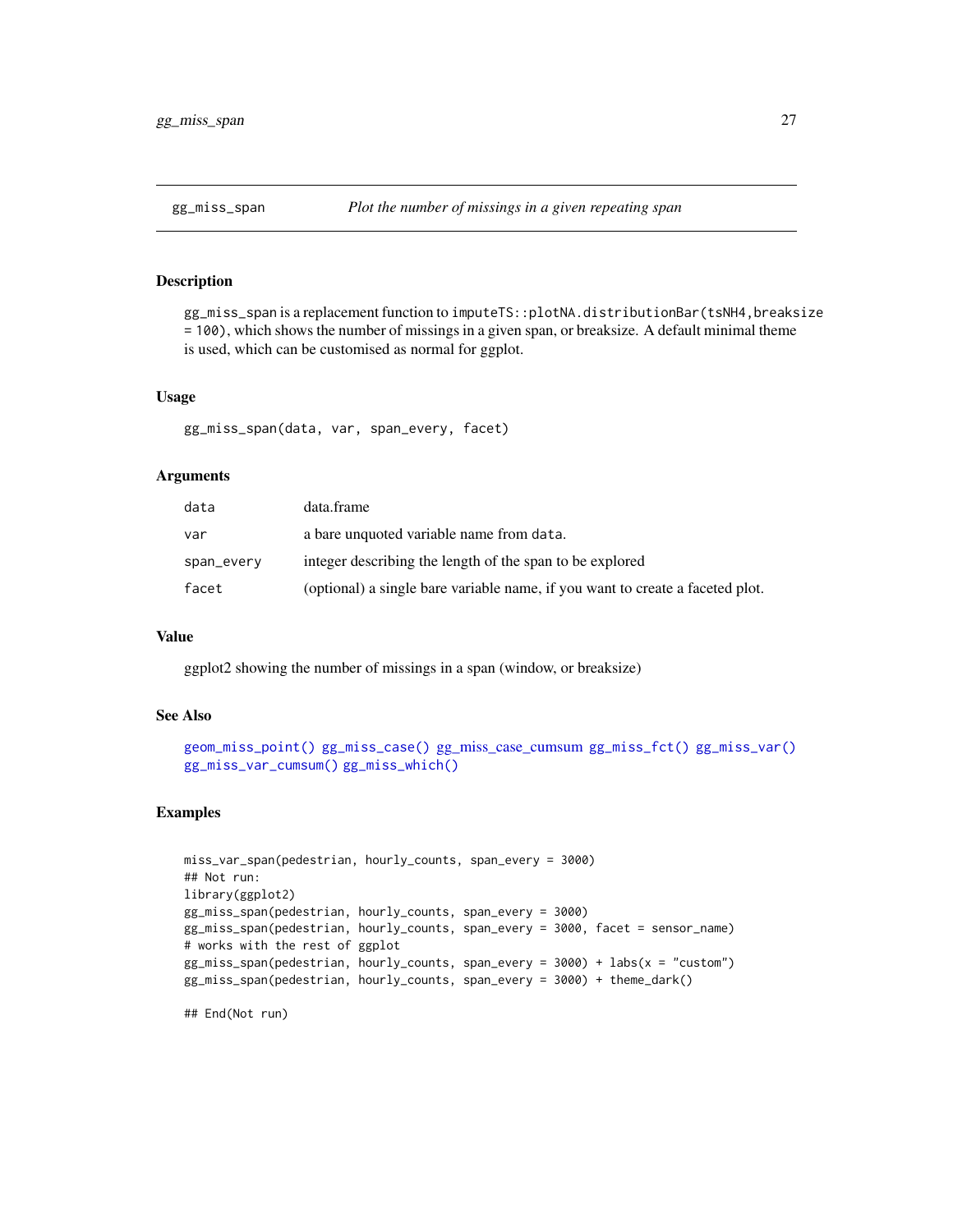## gg_miss_span — *Plot the number of missings in a given repeating span*

### Description

gg_miss_span is a replacement function to `imputeTS::plotNA.distributionBar(tsNH4,breaksize = 100)`, which shows the number of missings in a given span, or breaksize. A default minimal theme is used, which can be customised as normal for ggplot.

### Usage

```
gg_miss_span(data, var, span_every, facet)
```

### Arguments

| | |
|---|---|
| `data` | data.frame |
| `var` | a bare unquoted variable name from `data`. |
| `span_every` | integer describing the length of the span to be explored |
| `facet` | (optional) a single bare variable name, if you want to create a faceted plot. |

### Value

ggplot2 showing the number of missings in a span (window, or breaksize)

### See Also

`geom_miss_point()` `gg_miss_case()` `gg_miss_case_cumsum` `gg_miss_fct()` `gg_miss_var()` `gg_miss_var_cumsum()` `gg_miss_which()`

### Examples

```
miss_var_span(pedestrian, hourly_counts, span_every = 3000)
## Not run:
library(ggplot2)
gg_miss_span(pedestrian, hourly_counts, span_every = 3000)
gg_miss_span(pedestrian, hourly_counts, span_every = 3000, facet = sensor_name)
# works with the rest of ggplot
gg_miss_span(pedestrian, hourly_counts, span_every = 3000) + labs(x = "custom")
gg_miss_span(pedestrian, hourly_counts, span_every = 3000) + theme_dark()

## End(Not run)
```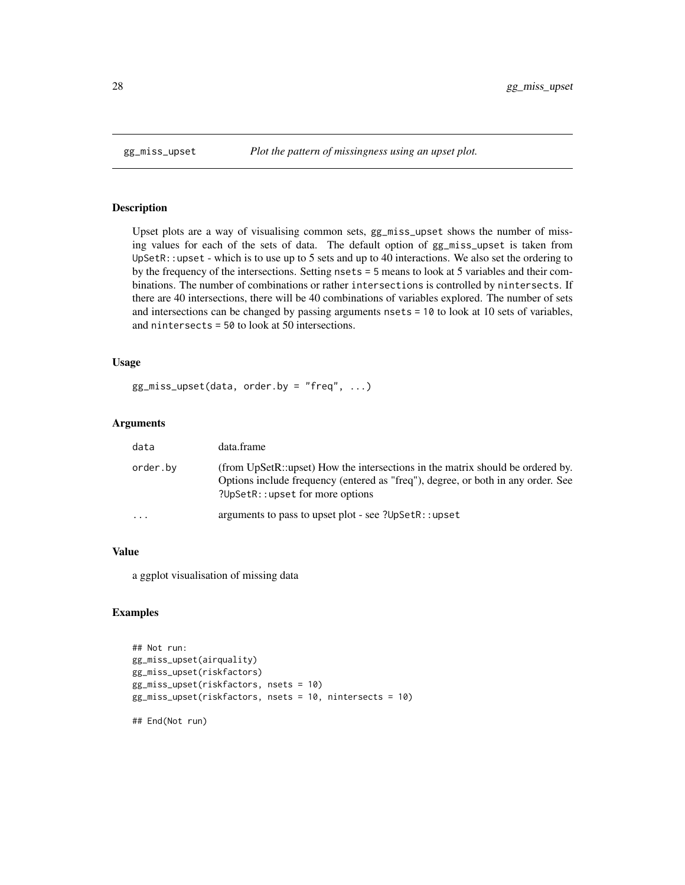# gg_miss_upset

*Plot the pattern of missingness using an upset plot.*

## Description

Upset plots are a way of visualising common sets, `gg_miss_upset` shows the number of missing values for each of the sets of data. The default option of `gg_miss_upset` is taken from `UpSetR::upset` - which is to use up to 5 sets and up to 40 interactions. We also set the ordering to by the frequency of the intersections. Setting `nsets = 5` means to look at 5 variables and their combinations. The number of combinations or rather `intersections` is controlled by `nintersects`. If there are 40 intersections, there will be 40 combinations of variables explored. The number of sets and intersections can be changed by passing arguments `nsets = 10` to look at 10 sets of variables, and `nintersects = 50` to look at 50 intersections.

## Usage

```
gg_miss_upset(data, order.by = "freq", ...)
```

## Arguments

| | |
|---|---|
| `data` | data.frame |
| `order.by` | (from UpSetR::upset) How the intersections in the matrix should be ordered by. Options include frequency (entered as "freq"), degree, or both in any order. See `?UpSetR::upset` for more options |
| `...` | arguments to pass to upset plot - see `?UpSetR::upset` |

## Value

a ggplot visualisation of missing data

## Examples

```
## Not run:
gg_miss_upset(airquality)
gg_miss_upset(riskfactors)
gg_miss_upset(riskfactors, nsets = 10)
gg_miss_upset(riskfactors, nsets = 10, nintersects = 10)

## End(Not run)
```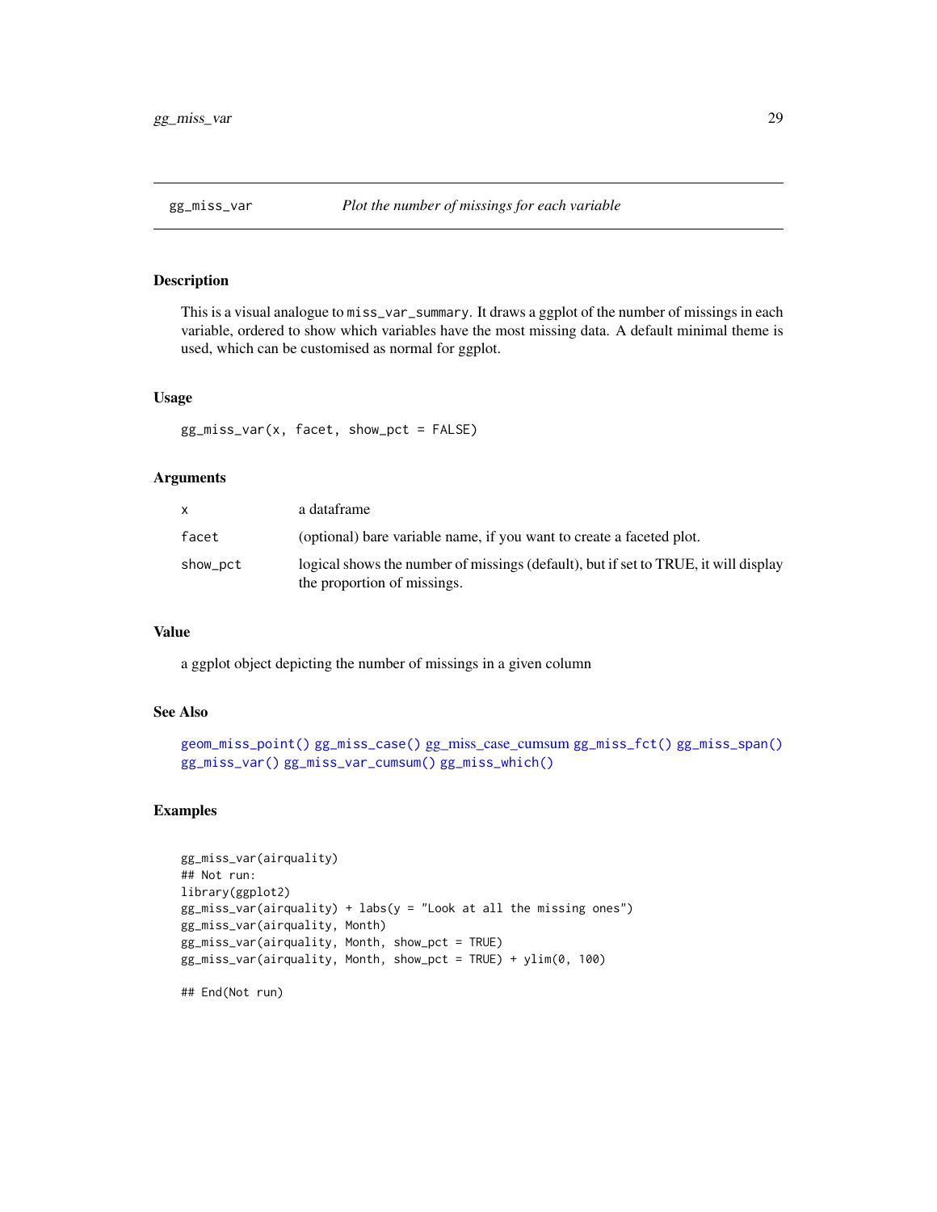# gg_miss_var — *Plot the number of missings for each variable*

## Description

This is a visual analogue to `miss_var_summary`. It draws a ggplot of the number of missings in each variable, ordered to show which variables have the most missing data. A default minimal theme is used, which can be customised as normal for ggplot.

## Usage

```
gg_miss_var(x, facet, show_pct = FALSE)
```

## Arguments

| | |
|---|---|
| `x` | a dataframe |
| `facet` | (optional) bare variable name, if you want to create a faceted plot. |
| `show_pct` | logical shows the number of missings (default), but if set to TRUE, it will display the proportion of missings. |

## Value

a ggplot object depicting the number of missings in a given column

## See Also

`geom_miss_point()` `gg_miss_case()` gg_miss_case_cumsum `gg_miss_fct()` `gg_miss_span()` `gg_miss_var()` `gg_miss_var_cumsum()` `gg_miss_which()`

## Examples

```
gg_miss_var(airquality)
## Not run:
library(ggplot2)
gg_miss_var(airquality) + labs(y = "Look at all the missing ones")
gg_miss_var(airquality, Month)
gg_miss_var(airquality, Month, show_pct = TRUE)
gg_miss_var(airquality, Month, show_pct = TRUE) + ylim(0, 100)

## End(Not run)
```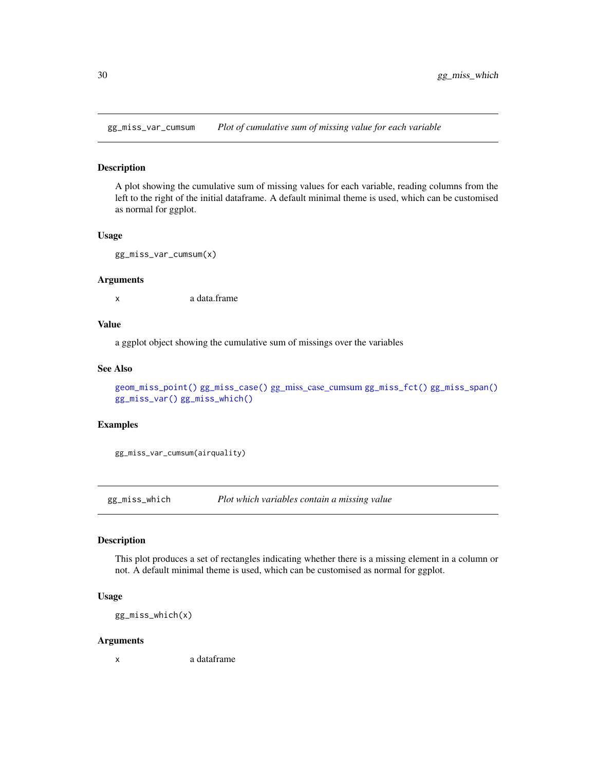## gg_miss_var_cumsum    *Plot of cumulative sum of missing value for each variable*

### Description

A plot showing the cumulative sum of missing values for each variable, reading columns from the left to the right of the initial dataframe. A default minimal theme is used, which can be customised as normal for ggplot.

### Usage

```
gg_miss_var_cumsum(x)
```

### Arguments

| | |
|---|---|
| x | a data.frame |

### Value

a ggplot object showing the cumulative sum of missings over the variables

### See Also

geom_miss_point() gg_miss_case() gg_miss_case_cumsum gg_miss_fct() gg_miss_span() gg_miss_var() gg_miss_which()

### Examples

```
gg_miss_var_cumsum(airquality)
```

## gg_miss_which    *Plot which variables contain a missing value*

### Description

This plot produces a set of rectangles indicating whether there is a missing element in a column or not. A default minimal theme is used, which can be customised as normal for ggplot.

### Usage

```
gg_miss_which(x)
```

### Arguments

| | |
|---|---|
| x | a dataframe |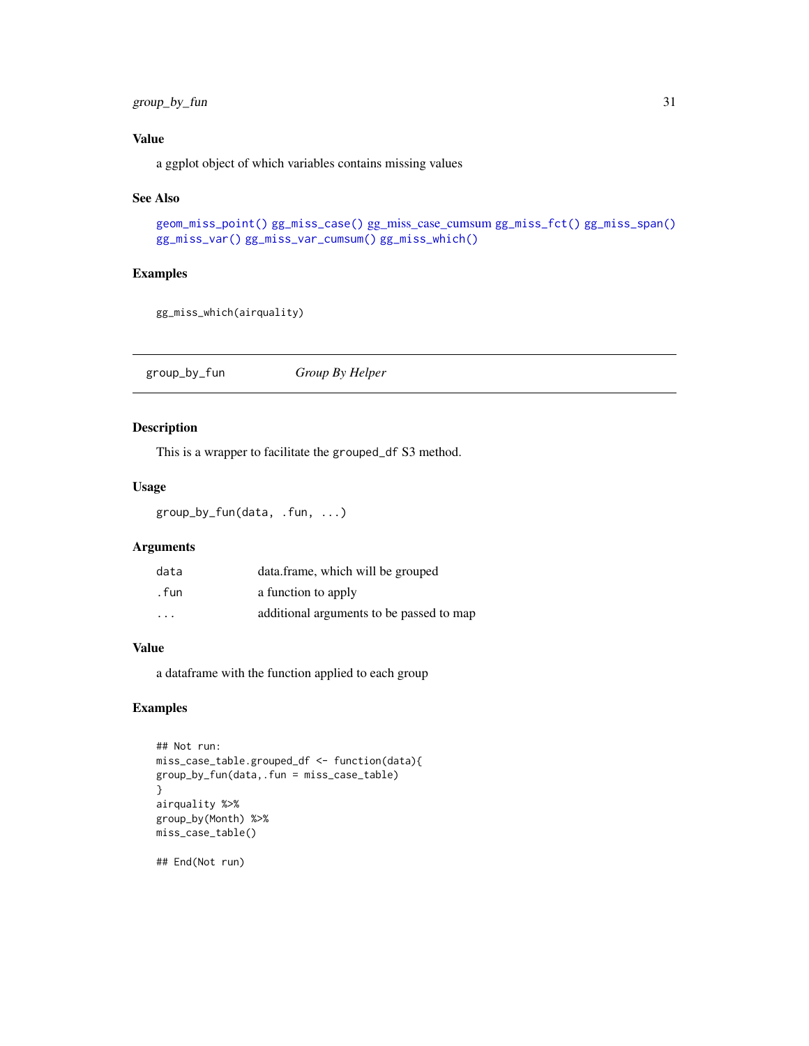## Value

a ggplot object of which variables contains missing values

## See Also

geom_miss_point() gg_miss_case() gg_miss_case_cumsum gg_miss_fct() gg_miss_span() gg_miss_var() gg_miss_var_cumsum() gg_miss_which()

## Examples

```
gg_miss_which(airquality)
```

---

# group_by_fun *Group By Helper*

## Description

This is a wrapper to facilitate the `grouped_df` S3 method.

## Usage

```
group_by_fun(data, .fun, ...)
```

## Arguments

| | |
|---|---|
| data | data.frame, which will be grouped |
| .fun | a function to apply |
| ... | additional arguments to be passed to map |

## Value

a dataframe with the function applied to each group

## Examples

```
## Not run:
miss_case_table.grouped_df <- function(data){
group_by_fun(data,.fun = miss_case_table)
}
airquality %>%
group_by(Month) %>%
miss_case_table()

## End(Not run)
```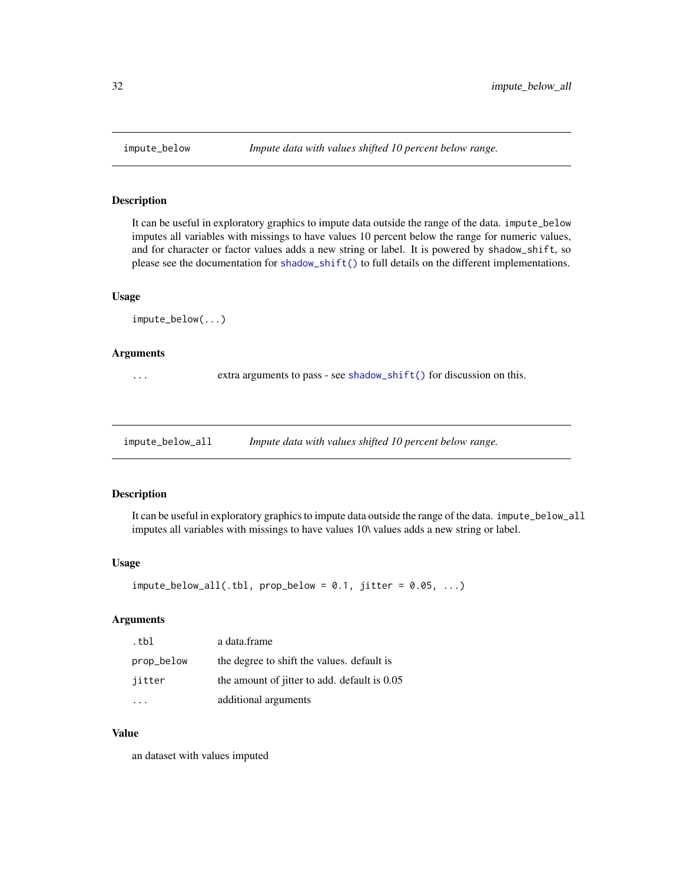## impute_below — *Impute data with values shifted 10 percent below range.*

### Description

It can be useful in exploratory graphics to impute data outside the range of the data. `impute_below` imputes all variables with missings to have values 10 percent below the range for numeric values, and for character or factor values adds a new string or label. It is powered by `shadow_shift`, so please see the documentation for `shadow_shift()` to full details on the different implementations.

### Usage

```
impute_below(...)
```

### Arguments

| | |
|---|---|
| `...` | extra arguments to pass - see `shadow_shift()` for discussion on this. |

## impute_below_all — *Impute data with values shifted 10 percent below range.*

### Description

It can be useful in exploratory graphics to impute data outside the range of the data. `impute_below_all` imputes all variables with missings to have values 10\ values adds a new string or label.

### Usage

```
impute_below_all(.tbl, prop_below = 0.1, jitter = 0.05, ...)
```

### Arguments

| | |
|---|---|
| `.tbl` | a data.frame |
| `prop_below` | the degree to shift the values. default is |
| `jitter` | the amount of jitter to add. default is 0.05 |
| `...` | additional arguments |

### Value

an dataset with values imputed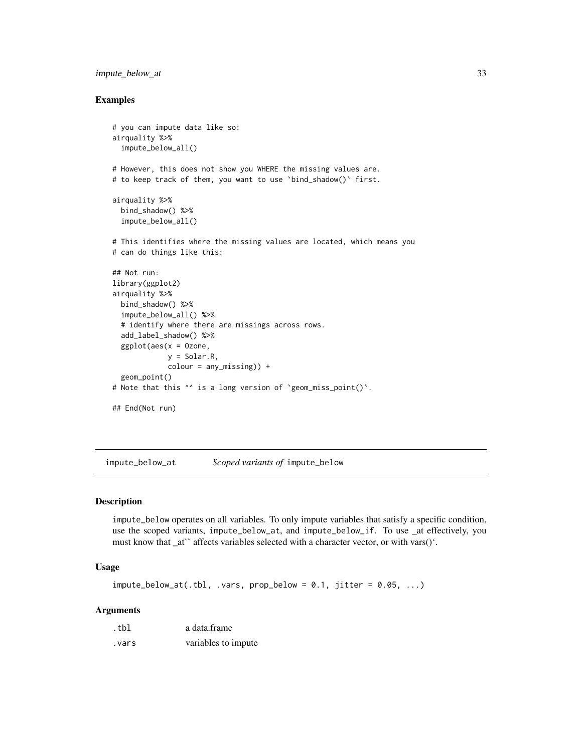## Examples

```
# you can impute data like so:
airquality %>%
  impute_below_all()

# However, this does not show you WHERE the missing values are.
# to keep track of them, you want to use `bind_shadow()` first.

airquality %>%
  bind_shadow() %>%
  impute_below_all()

# This identifies where the missing values are located, which means you
# can do things like this:

## Not run:
library(ggplot2)
airquality %>%
  bind_shadow() %>%
  impute_below_all() %>%
  # identify where there are missings across rows.
  add_label_shadow() %>%
  ggplot(aes(x = Ozone,
             y = Solar.R,
             colour = any_missing)) +
  geom_point()
# Note that this ^^ is a long version of `geom_miss_point()`.

## End(Not run)
```

---

# impute_below_at — *Scoped variants of* impute_below

## Description

impute_below operates on all variables. To only impute variables that satisfy a specific condition, use the scoped variants, impute_below_at, and impute_below_if. To use _at effectively, you must know that _at`` affects variables selected with a character vector, or with vars()‘.

## Usage

```
impute_below_at(.tbl, .vars, prop_below = 0.1, jitter = 0.05, ...)
```

## Arguments

| | |
|---|---|
| .tbl | a data.frame |
| .vars | variables to impute |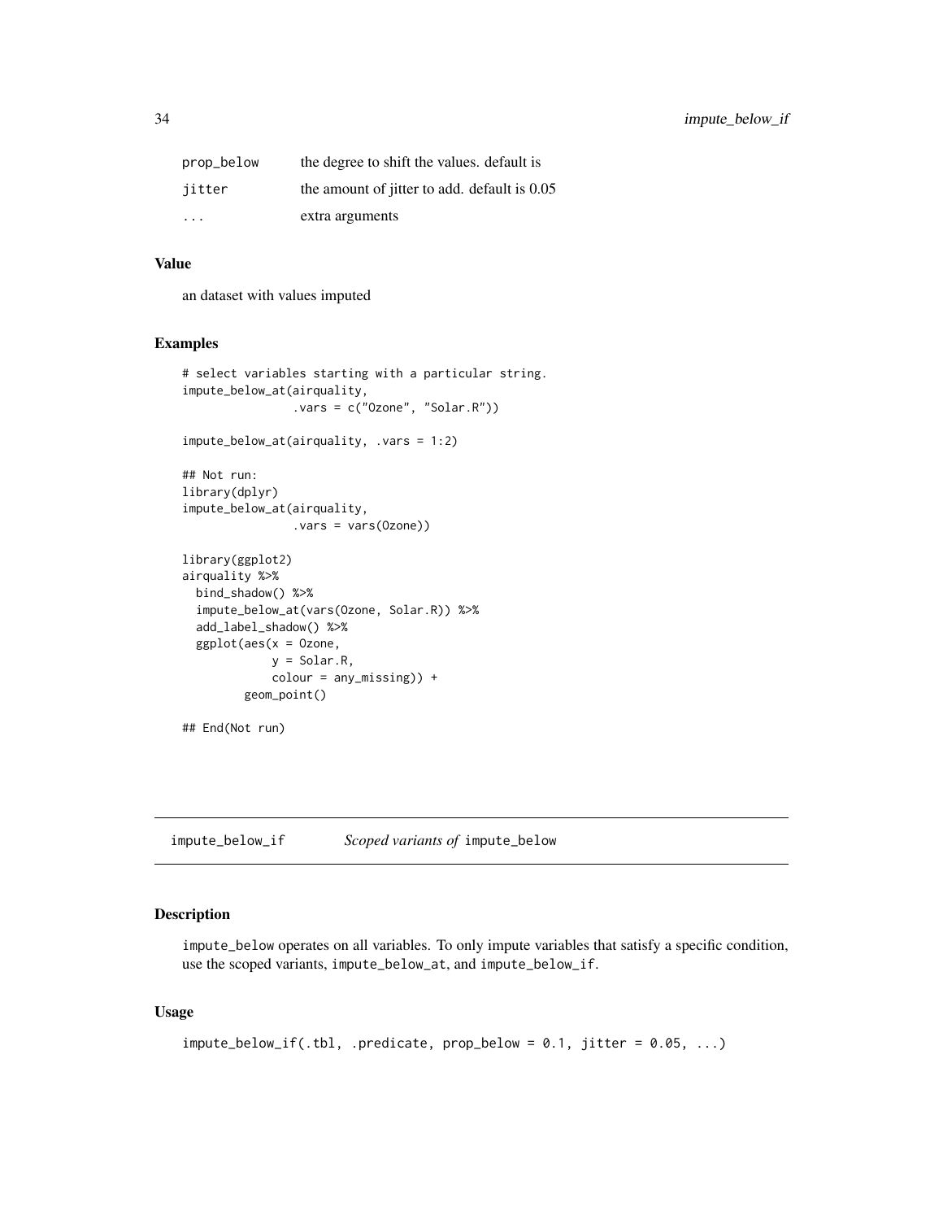| | |
|---|---|
| prop_below | the degree to shift the values. default is |
| jitter | the amount of jitter to add. default is 0.05 |
| ... | extra arguments |

### Value

an dataset with values imputed

### Examples

```
# select variables starting with a particular string.
impute_below_at(airquality,
                .vars = c("Ozone", "Solar.R"))

impute_below_at(airquality, .vars = 1:2)

## Not run:
library(dplyr)
impute_below_at(airquality,
                .vars = vars(Ozone))

library(ggplot2)
airquality %>%
  bind_shadow() %>%
  impute_below_at(vars(Ozone, Solar.R)) %>%
  add_label_shadow() %>%
  ggplot(aes(x = Ozone,
             y = Solar.R,
             colour = any_missing)) +
         geom_point()

## End(Not run)
```

## impute_below_if — *Scoped variants of* `impute_below`

### Description

`impute_below` operates on all variables. To only impute variables that satisfy a specific condition, use the scoped variants, `impute_below_at`, and `impute_below_if`.

### Usage

```
impute_below_if(.tbl, .predicate, prop_below = 0.1, jitter = 0.05, ...)
```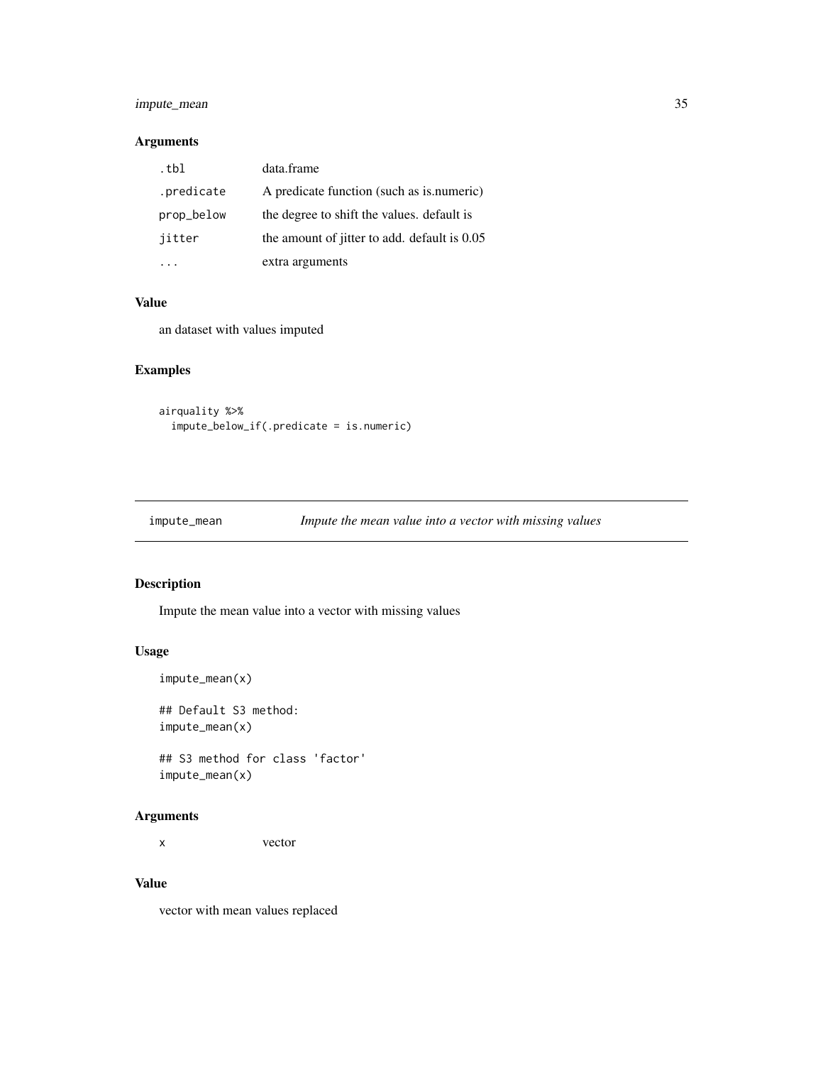### Arguments

| | |
|---|---|
| .tbl | data.frame |
| .predicate | A predicate function (such as is.numeric) |
| prop_below | the degree to shift the values. default is |
| jitter | the amount of jitter to add. default is 0.05 |
| ... | extra arguments |

### Value

an dataset with values imputed

### Examples

```
airquality %>%
  impute_below_if(.predicate = is.numeric)
```

---

## impute_mean — *Impute the mean value into a vector with missing values*

---

### Description

Impute the mean value into a vector with missing values

### Usage

```
impute_mean(x)

## Default S3 method:
impute_mean(x)

## S3 method for class 'factor'
impute_mean(x)
```

### Arguments

| | |
|---|---|
| x | vector |

### Value

vector with mean values replaced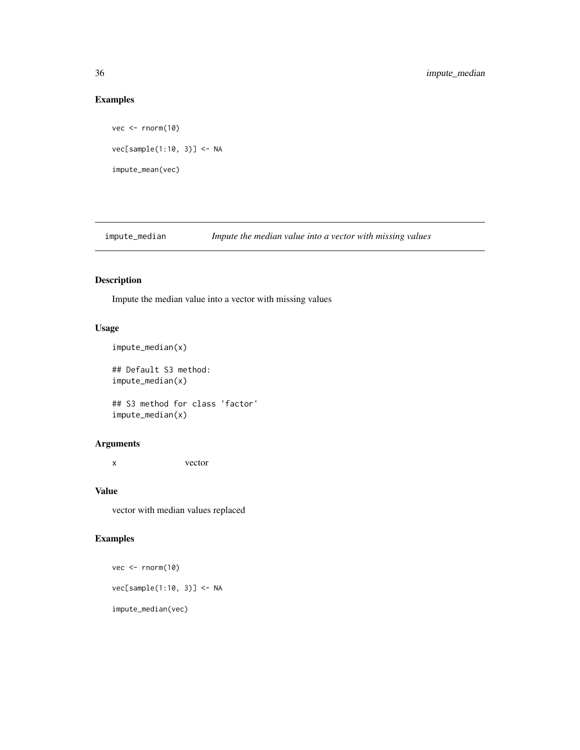### Examples

```
vec <- rnorm(10)

vec[sample(1:10, 3)] <- NA

impute_mean(vec)
```

---

## impute_median *Impute the median value into a vector with missing values*

---

### Description

Impute the median value into a vector with missing values

### Usage

```
impute_median(x)

## Default S3 method:
impute_median(x)

## S3 method for class 'factor'
impute_median(x)
```

### Arguments

| | |
|---|---|
| x | vector |

### Value

vector with median values replaced

### Examples

```
vec <- rnorm(10)

vec[sample(1:10, 3)] <- NA

impute_median(vec)
```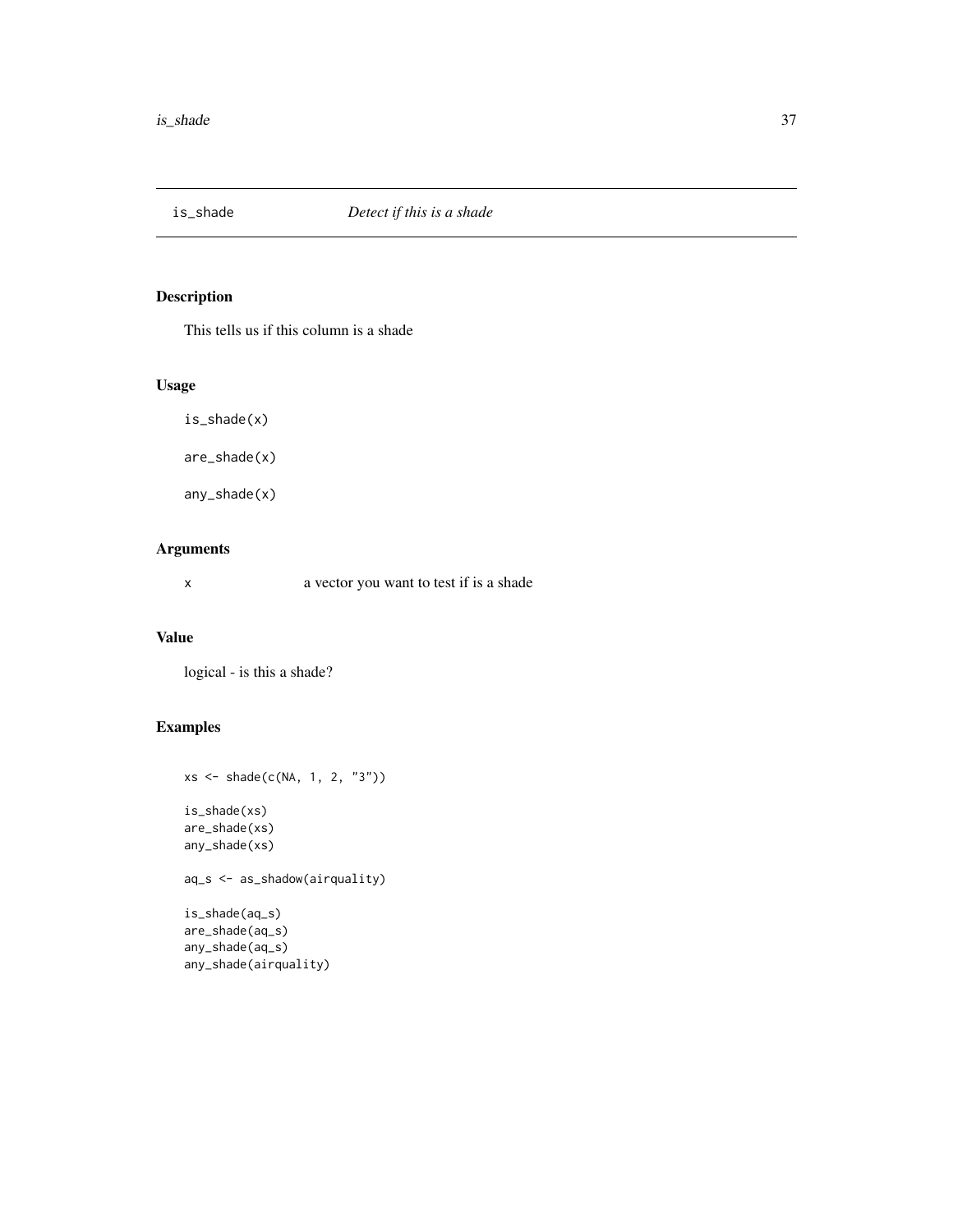## is_shade *Detect if this is a shade*

### Description

This tells us if this column is a shade

### Usage

```
is_shade(x)

are_shade(x)

any_shade(x)
```

### Arguments

x a vector you want to test if is a shade

### Value

logical - is this a shade?

### Examples

```
xs <- shade(c(NA, 1, 2, "3"))

is_shade(xs)
are_shade(xs)
any_shade(xs)

aq_s <- as_shadow(airquality)

is_shade(aq_s)
are_shade(aq_s)
any_shade(aq_s)
any_shade(airquality)
```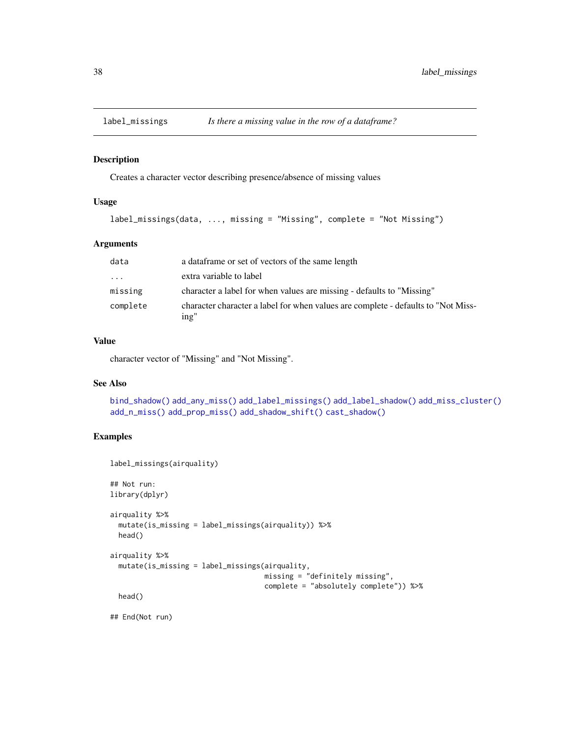## label_missings *Is there a missing value in the row of a dataframe?*

### Description

Creates a character vector describing presence/absence of missing values

### Usage

```
label_missings(data, ..., missing = "Missing", complete = "Not Missing")
```

### Arguments

| | |
|---|---|
| `data` | a dataframe or set of vectors of the same length |
| `...` | extra variable to label |
| `missing` | character a label for when values are missing - defaults to "Missing" |
| `complete` | character character a label for when values are complete - defaults to "Not Missing" |

### Value

character vector of "Missing" and "Not Missing".

### See Also

`bind_shadow()` `add_any_miss()` `add_label_missings()` `add_label_shadow()` `add_miss_cluster()` `add_n_miss()` `add_prop_miss()` `add_shadow_shift()` `cast_shadow()`

### Examples

```
label_missings(airquality)

## Not run:
library(dplyr)

airquality %>%
  mutate(is_missing = label_missings(airquality)) %>%
  head()

airquality %>%
  mutate(is_missing = label_missings(airquality,
                                     missing = "definitely missing",
                                     complete = "absolutely complete")) %>%
  head()

## End(Not run)
```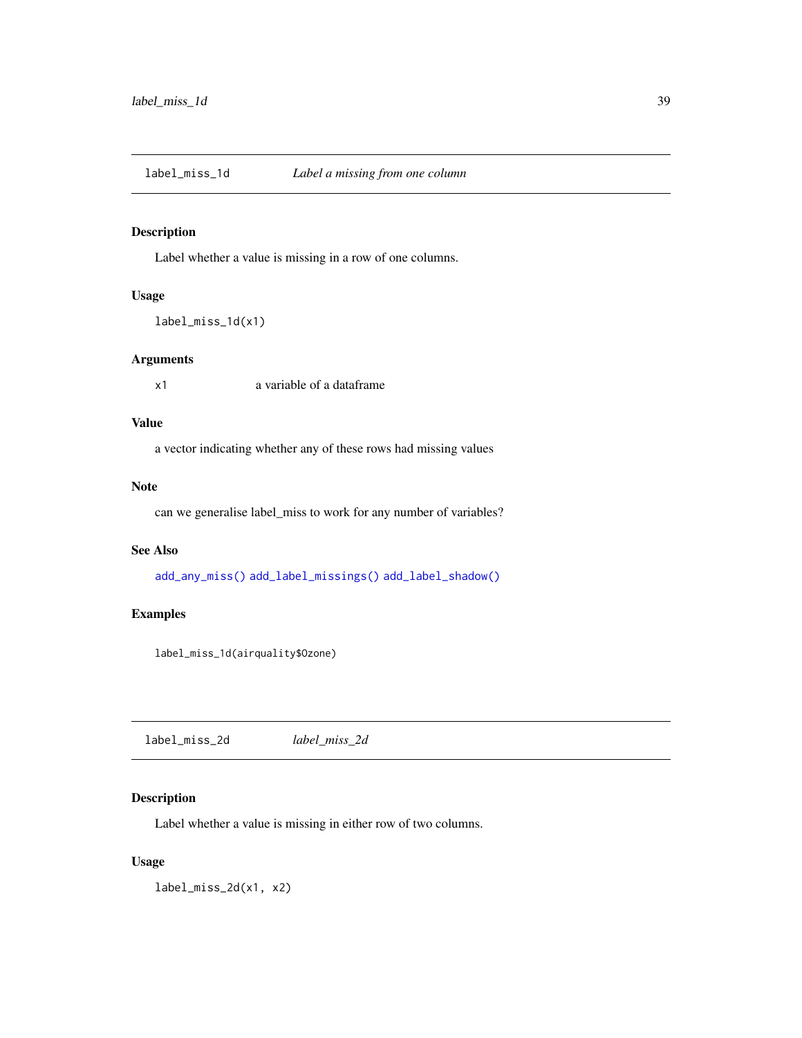## label_miss_1d — *Label a missing from one column*

### Description

Label whether a value is missing in a row of one columns.

### Usage

```
label_miss_1d(x1)
```

### Arguments

| | |
|---|---|
| x1 | a variable of a dataframe |

### Value

a vector indicating whether any of these rows had missing values

### Note

can we generalise label_miss to work for any number of variables?

### See Also

add_any_miss() add_label_missings() add_label_shadow()

### Examples

```
label_miss_1d(airquality$Ozone)
```

## label_miss_2d — *label_miss_2d*

### Description

Label whether a value is missing in either row of two columns.

### Usage

```
label_miss_2d(x1, x2)
```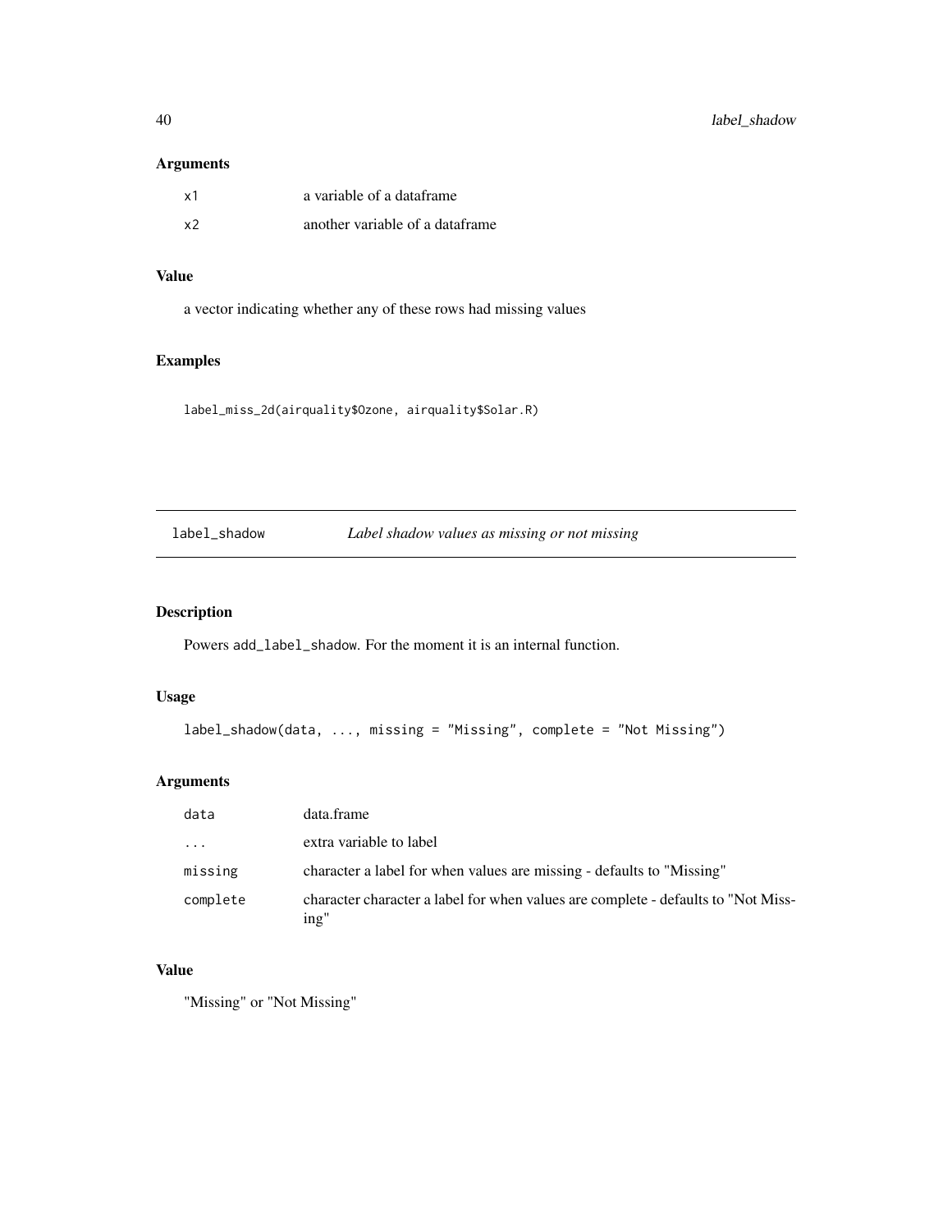### Arguments

| | |
|---|---|
| x1 | a variable of a dataframe |
| x2 | another variable of a dataframe |

### Value

a vector indicating whether any of these rows had missing values

### Examples

```
label_miss_2d(airquality$Ozone, airquality$Solar.R)
```

---

## label_shadow — *Label shadow values as missing or not missing*

---

### Description

Powers `add_label_shadow`. For the moment it is an internal function.

### Usage

```
label_shadow(data, ..., missing = "Missing", complete = "Not Missing")
```

### Arguments

| | |
|---|---|
| data | data.frame |
| ... | extra variable to label |
| missing | character a label for when values are missing - defaults to "Missing" |
| complete | character character a label for when values are complete - defaults to "Not Missing" |

### Value

"Missing" or "Not Missing"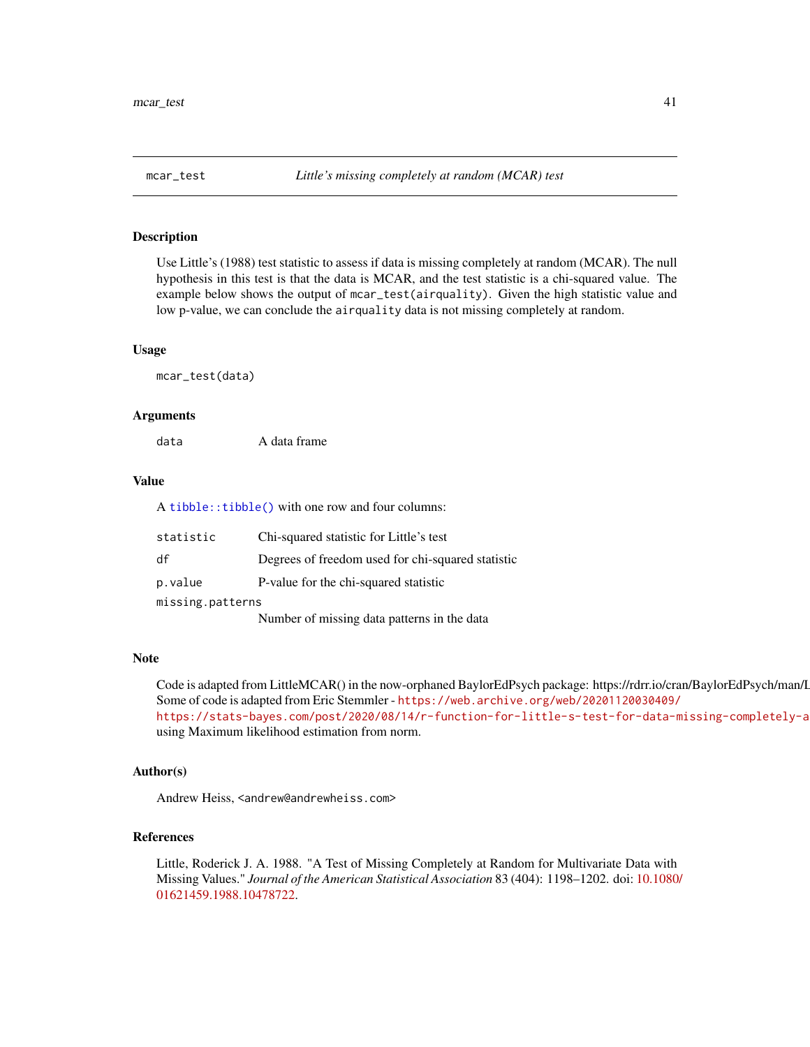## mcar_test — *Little's missing completely at random (MCAR) test*

### Description

Use Little's (1988) test statistic to assess if data is missing completely at random (MCAR). The null hypothesis in this test is that the data is MCAR, and the test statistic is a chi-squared value. The example below shows the output of `mcar_test(airquality)`. Given the high statistic value and low p-value, we can conclude the `airquality` data is not missing completely at random.

### Usage

```
mcar_test(data)
```

### Arguments

| | |
|---|---|
| `data` | A data frame |

### Value

A `tibble::tibble()` with one row and four columns:

| | |
|---|---|
| `statistic` | Chi-squared statistic for Little's test |
| `df` | Degrees of freedom used for chi-squared statistic |
| `p.value` | P-value for the chi-squared statistic |
| `missing.patterns` | Number of missing data patterns in the data |

### Note

Code is adapted from LittleMCAR() in the now-orphaned BaylorEdPsych package: https://rdrr.io/cran/BaylorEdPsych/man/L
Some of code is adapted from Eric Stemmler - `https://web.archive.org/web/20201120030409/`
`https://stats-bayes.com/post/2020/08/14/r-function-for-little-s-test-for-data-missing-completely-a`
using Maximum likelihood estimation from norm.

### Author(s)

Andrew Heiss, `<andrew@andrewheiss.com>`

### References

Little, Roderick J. A. 1988. "A Test of Missing Completely at Random for Multivariate Data with Missing Values." *Journal of the American Statistical Association* 83 (404): 1198–1202. doi: 10.1080/01621459.1988.10478722.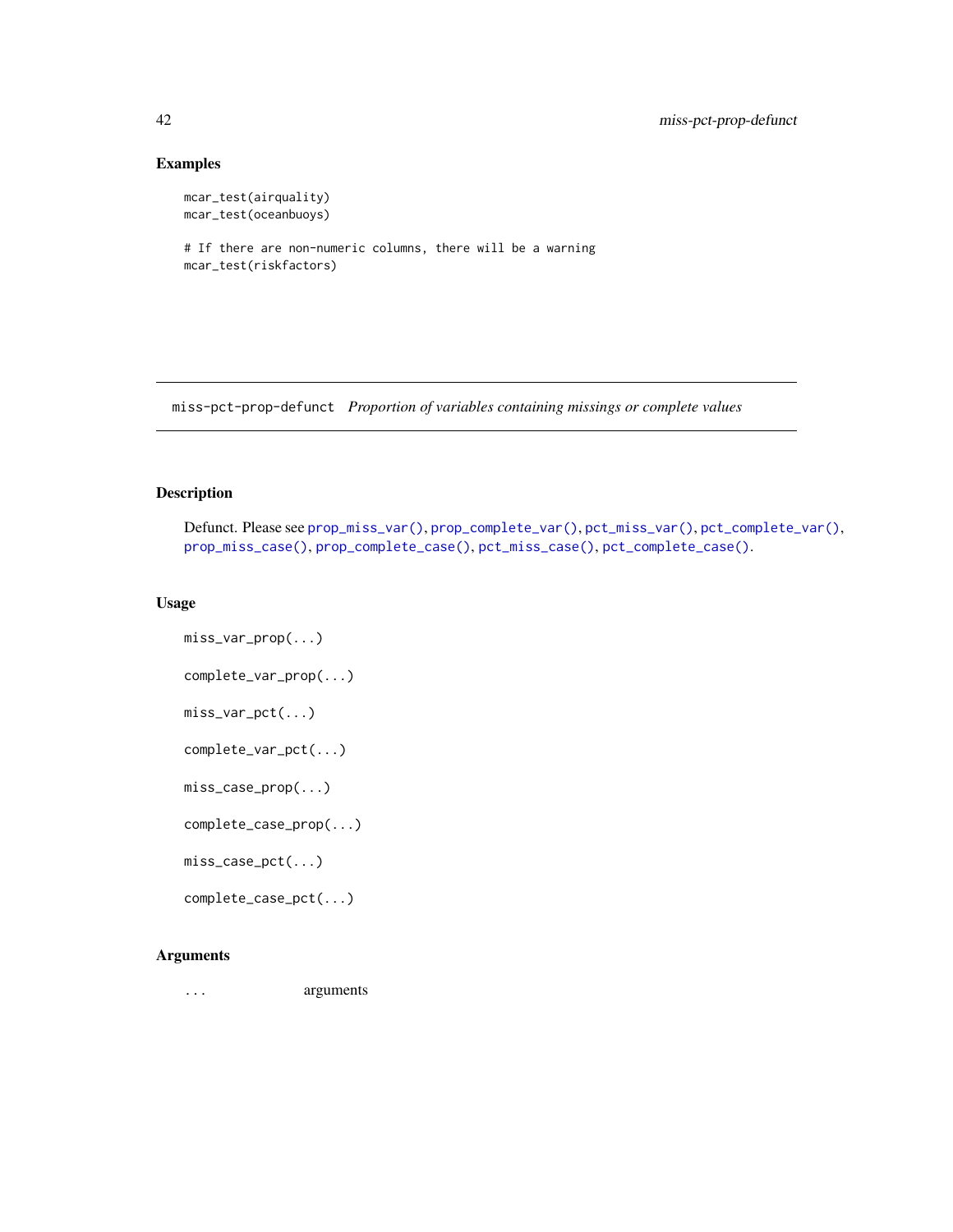### Examples

```
mcar_test(airquality)
mcar_test(oceanbuoys)

# If there are non-numeric columns, there will be a warning
mcar_test(riskfactors)
```

---

## miss-pct-prop-defunct *Proportion of variables containing missings or complete values*

---

### Description

Defunct. Please see prop_miss_var(), prop_complete_var(), pct_miss_var(), pct_complete_var(), prop_miss_case(), prop_complete_case(), pct_miss_case(), pct_complete_case().

### Usage

```
miss_var_prop(...)

complete_var_prop(...)

miss_var_pct(...)

complete_var_pct(...)

miss_case_prop(...)

complete_case_prop(...)

miss_case_pct(...)

complete_case_pct(...)
```

### Arguments

| | |
|---|---|
| ... | arguments |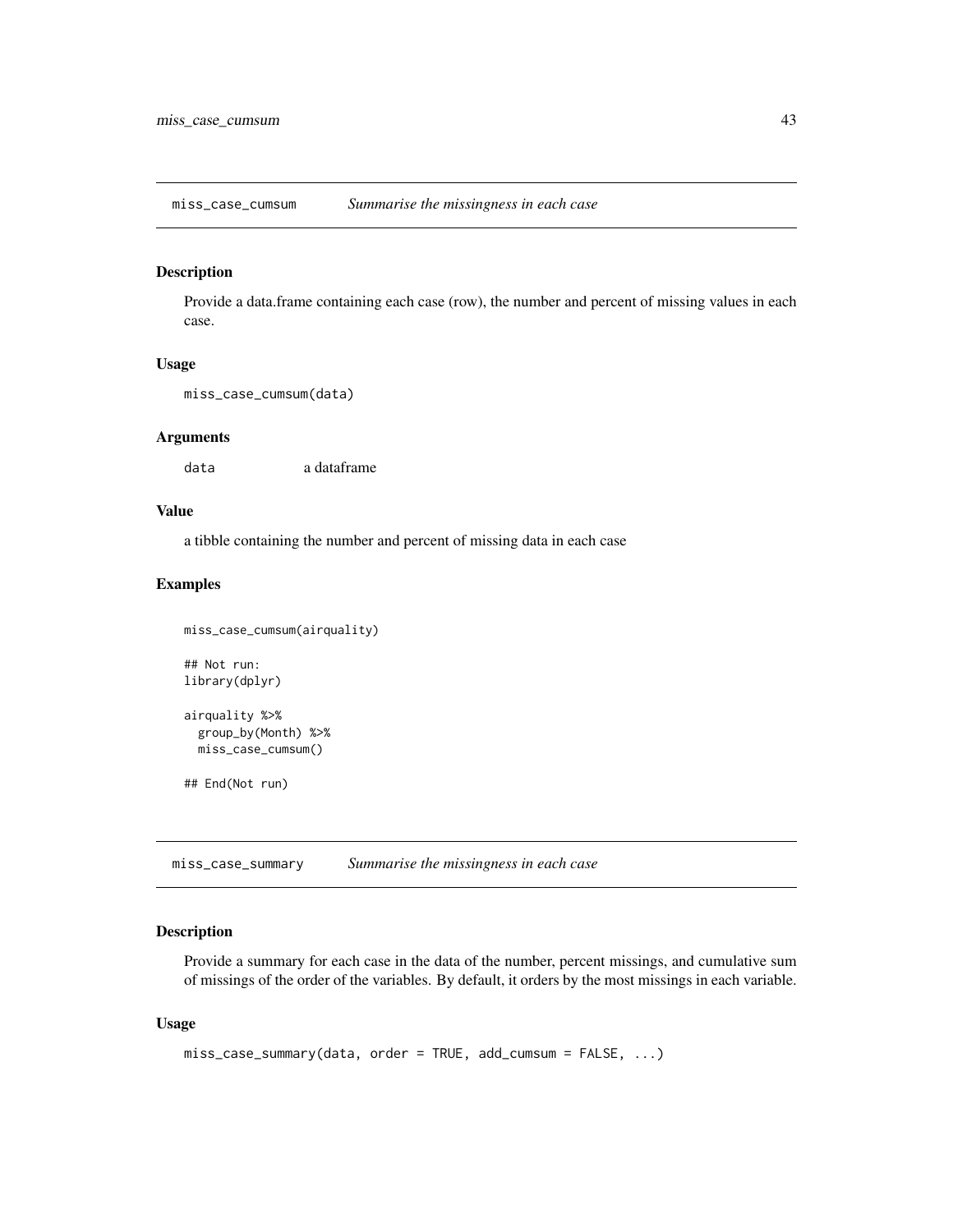## miss_case_cumsum — *Summarise the missingness in each case*

### Description

Provide a data.frame containing each case (row), the number and percent of missing values in each case.

### Usage

```
miss_case_cumsum(data)
```

### Arguments

data — a dataframe

### Value

a tibble containing the number and percent of missing data in each case

### Examples

```
miss_case_cumsum(airquality)

## Not run:
library(dplyr)

airquality %>%
  group_by(Month) %>%
  miss_case_cumsum()

## End(Not run)
```

## miss_case_summary — *Summarise the missingness in each case*

### Description

Provide a summary for each case in the data of the number, percent missings, and cumulative sum of missings of the order of the variables. By default, it orders by the most missings in each variable.

### Usage

```
miss_case_summary(data, order = TRUE, add_cumsum = FALSE, ...)
```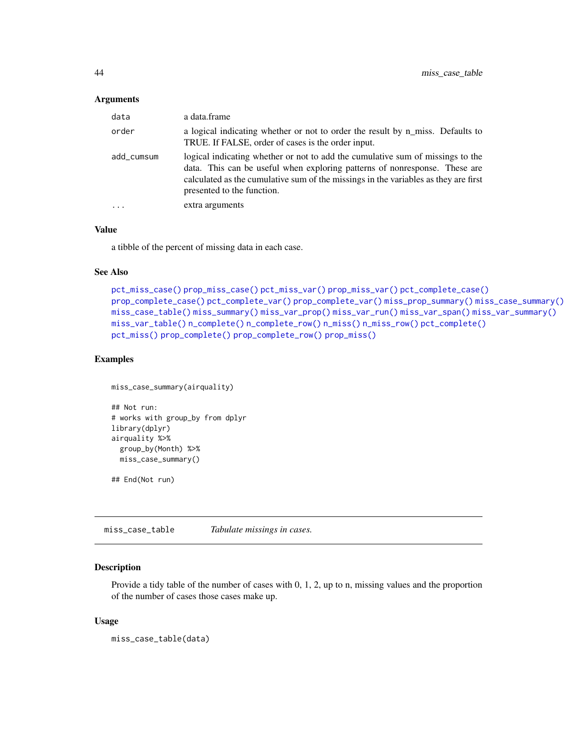### Arguments

| | |
|---|---|
| `data` | a data.frame |
| `order` | a logical indicating whether or not to order the result by n_miss. Defaults to TRUE. If FALSE, order of cases is the order input. |
| `add_cumsum` | logical indicating whether or not to add the cumulative sum of missings to the data. This can be useful when exploring patterns of nonresponse. These are calculated as the cumulative sum of the missings in the variables as they are first presented to the function. |
| `...` | extra arguments |

### Value

a tibble of the percent of missing data in each case.

### See Also

`pct_miss_case()` `prop_miss_case()` `pct_miss_var()` `prop_miss_var()` `pct_complete_case()` `prop_complete_case()` `pct_complete_var()` `prop_complete_var()` `miss_prop_summary()` `miss_case_summary()` `miss_case_table()` `miss_summary()` `miss_var_prop()` `miss_var_run()` `miss_var_span()` `miss_var_summary()` `miss_var_table()` `n_complete()` `n_complete_row()` `n_miss()` `n_miss_row()` `pct_complete()` `pct_miss()` `prop_complete()` `prop_complete_row()` `prop_miss()`

### Examples

```
miss_case_summary(airquality)

## Not run:
# works with group_by from dplyr
library(dplyr)
airquality %>%
  group_by(Month) %>%
  miss_case_summary()

## End(Not run)
```

---

## `miss_case_table` *Tabulate missings in cases.*

---

### Description

Provide a tidy table of the number of cases with 0, 1, 2, up to n, missing values and the proportion of the number of cases those cases make up.

### Usage

```
miss_case_table(data)
```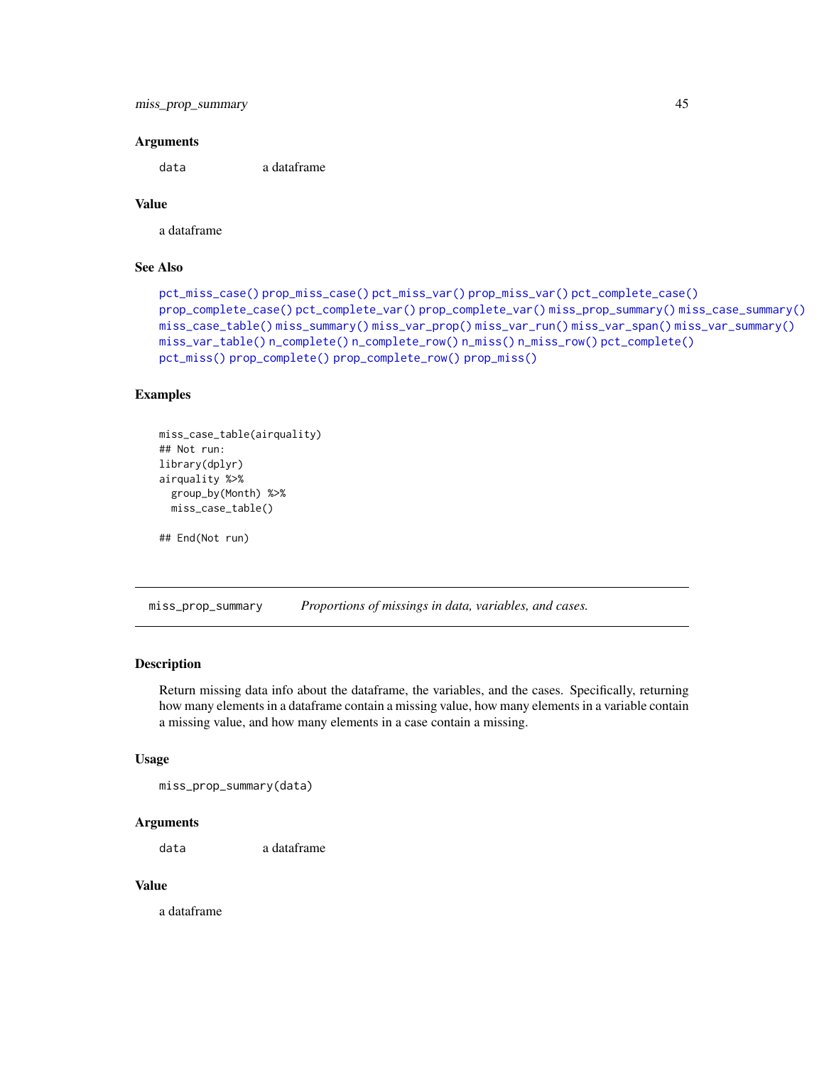### Arguments

data a dataframe

### Value

a dataframe

### See Also

pct_miss_case() prop_miss_case() pct_miss_var() prop_miss_var() pct_complete_case() prop_complete_case() pct_complete_var() prop_complete_var() miss_prop_summary() miss_case_summary() miss_case_table() miss_summary() miss_var_prop() miss_var_run() miss_var_span() miss_var_summary() miss_var_table() n_complete() n_complete_row() n_miss() n_miss_row() pct_complete() pct_miss() prop_complete() prop_complete_row() prop_miss()

### Examples

```
miss_case_table(airquality)
## Not run:
library(dplyr)
airquality %>%
  group_by(Month) %>%
  miss_case_table()

## End(Not run)
```

---

## miss_prop_summary *Proportions of missings in data, variables, and cases.*

---

### Description

Return missing data info about the dataframe, the variables, and the cases. Specifically, returning how many elements in a dataframe contain a missing value, how many elements in a variable contain a missing value, and how many elements in a case contain a missing.

### Usage

```
miss_prop_summary(data)
```

### Arguments

data a dataframe

### Value

a dataframe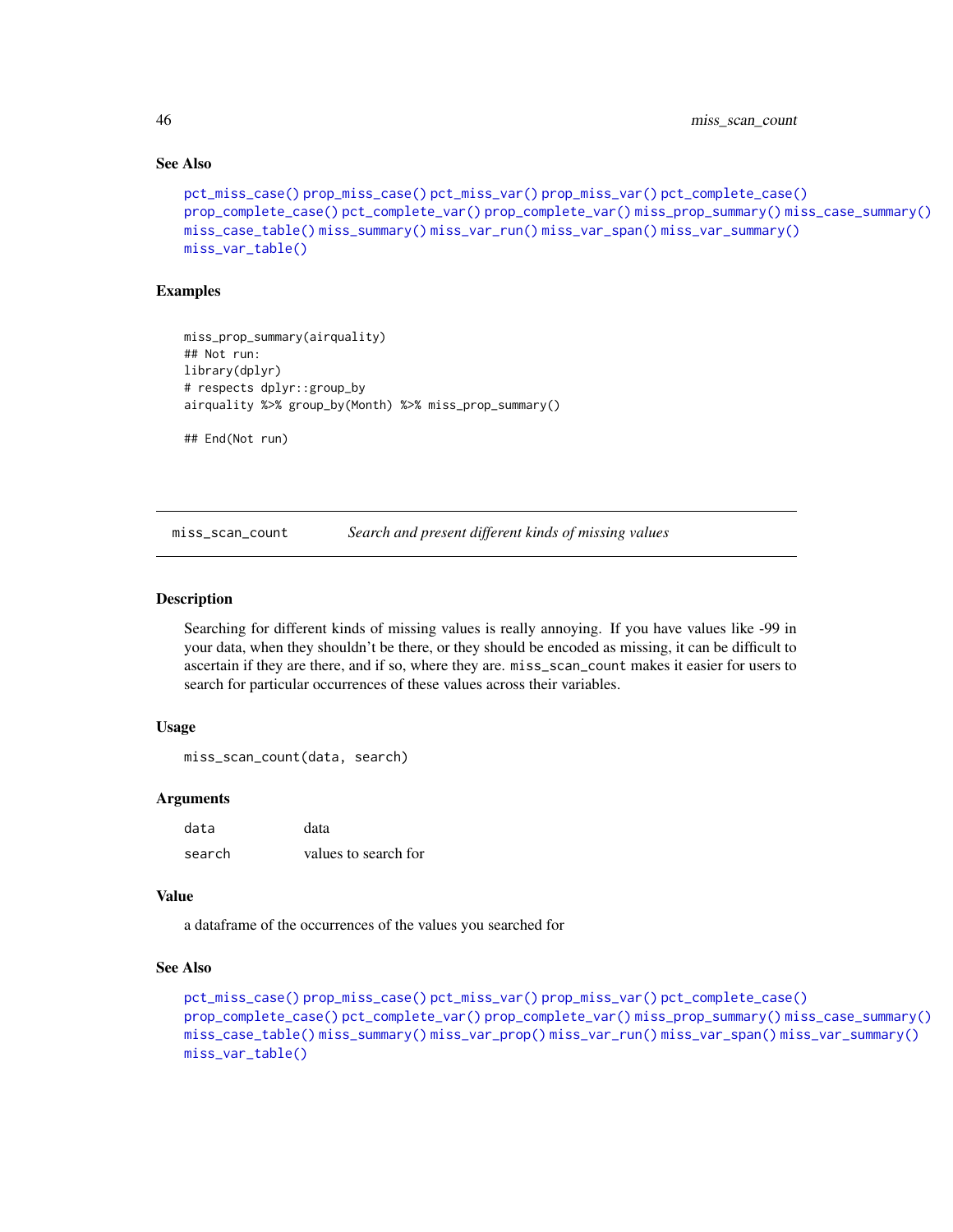### See Also

pct_miss_case() prop_miss_case() pct_miss_var() prop_miss_var() pct_complete_case() prop_complete_case() pct_complete_var() prop_complete_var() miss_prop_summary() miss_case_summary() miss_case_table() miss_summary() miss_var_run() miss_var_span() miss_var_summary() miss_var_table()

### Examples

```
miss_prop_summary(airquality)
## Not run:
library(dplyr)
# respects dplyr::group_by
airquality %>% group_by(Month) %>% miss_prop_summary()

## End(Not run)
```

---

## miss_scan_count — *Search and present different kinds of missing values*

---

### Description

Searching for different kinds of missing values is really annoying. If you have values like -99 in your data, when they shouldn't be there, or they should be encoded as missing, it can be difficult to ascertain if they are there, and if so, where they are. `miss_scan_count` makes it easier for users to search for particular occurrences of these values across their variables.

### Usage

```
miss_scan_count(data, search)
```

### Arguments

| | |
|---|---|
| data | data |
| search | values to search for |

### Value

a dataframe of the occurrences of the values you searched for

### See Also

pct_miss_case() prop_miss_case() pct_miss_var() prop_miss_var() pct_complete_case() prop_complete_case() pct_complete_var() prop_complete_var() miss_prop_summary() miss_case_summary() miss_case_table() miss_summary() miss_var_prop() miss_var_run() miss_var_span() miss_var_summary() miss_var_table()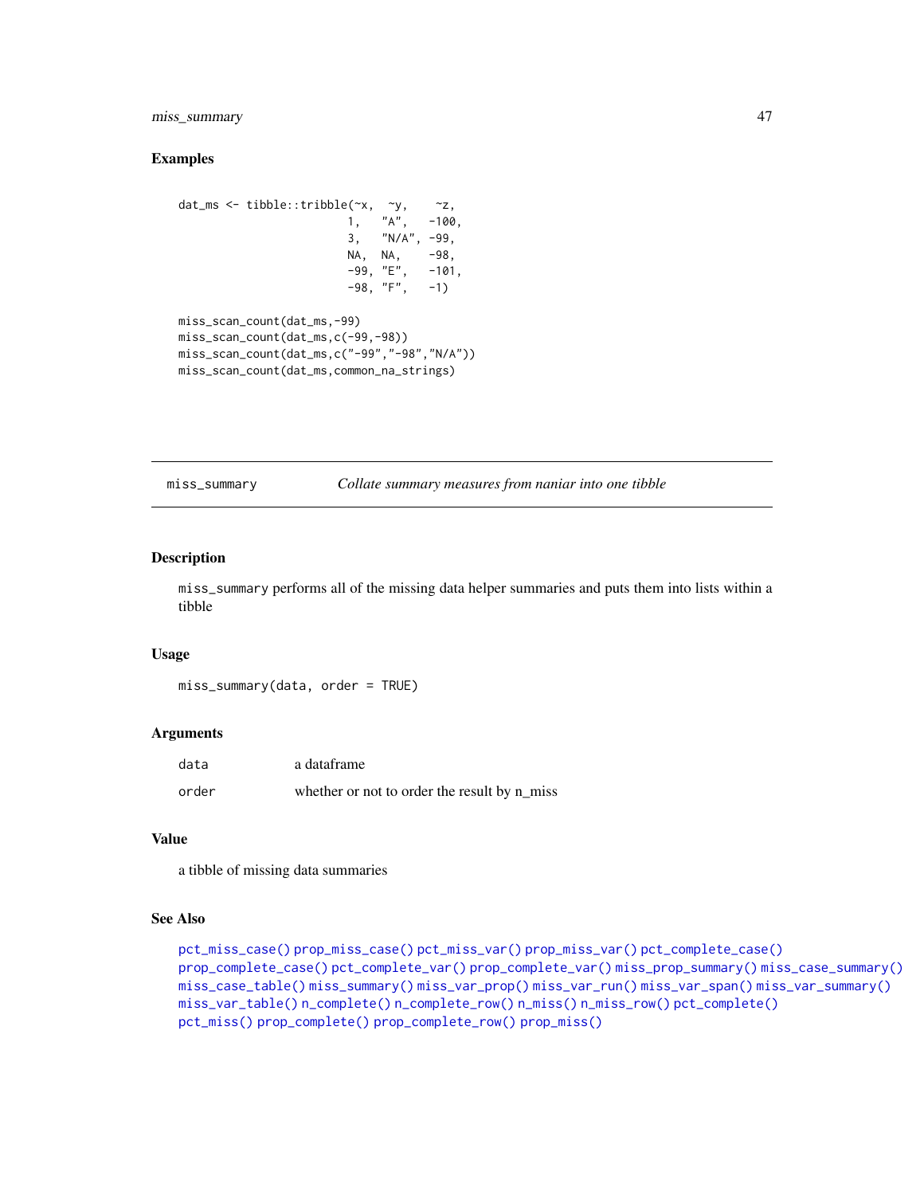## Examples

```
dat_ms <- tibble::tribble(~x,  ~y,    ~z,
                          1,   "A",   -100,
                          3,   "N/A", -99,
                          NA,  NA,    -98,
                          -99, "E",   -101,
                          -98, "F",   -1)

miss_scan_count(dat_ms,-99)
miss_scan_count(dat_ms,c(-99,-98))
miss_scan_count(dat_ms,c("-99","-98","N/A"))
miss_scan_count(dat_ms,common_na_strings)
```

---

# miss_summary — *Collate summary measures from naniar into one tibble*

---

### Description

`miss_summary` performs all of the missing data helper summaries and puts them into lists within a tibble

### Usage

```
miss_summary(data, order = TRUE)
```

### Arguments

| | |
|---|---|
| `data` | a dataframe |
| `order` | whether or not to order the result by n_miss |

### Value

a tibble of missing data summaries

### See Also

`pct_miss_case()` `prop_miss_case()` `pct_miss_var()` `prop_miss_var()` `pct_complete_case()` `prop_complete_case()` `pct_complete_var()` `prop_complete_var()` `miss_prop_summary()` `miss_case_summary()` `miss_case_table()` `miss_summary()` `miss_var_prop()` `miss_var_run()` `miss_var_span()` `miss_var_summary()` `miss_var_table()` `n_complete()` `n_complete_row()` `n_miss()` `n_miss_row()` `pct_complete()` `pct_miss()` `prop_complete()` `prop_complete_row()` `prop_miss()`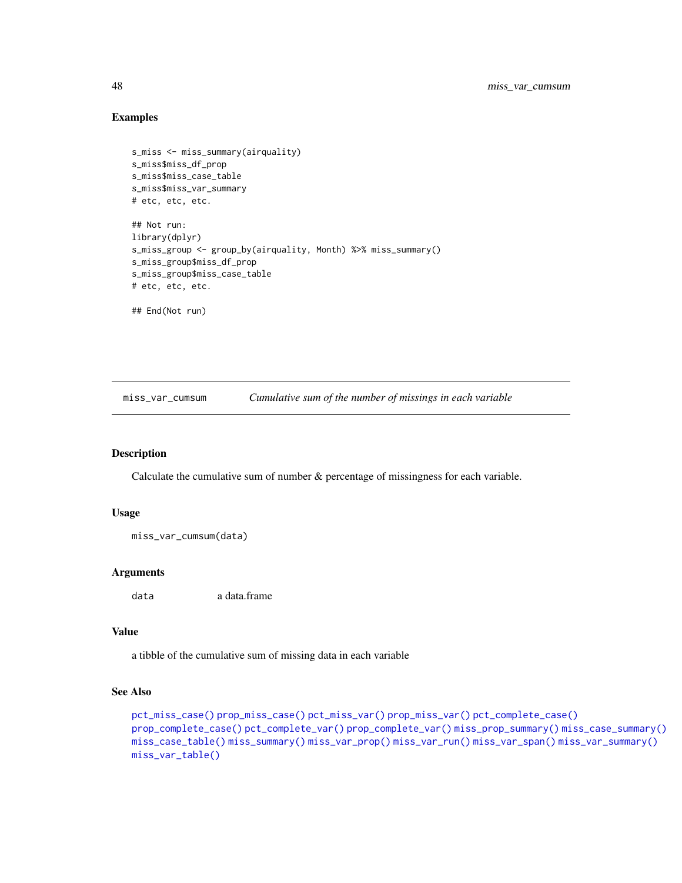## Examples

```
s_miss <- miss_summary(airquality)
s_miss$miss_df_prop
s_miss$miss_case_table
s_miss$miss_var_summary
# etc, etc, etc.

## Not run:
library(dplyr)
s_miss_group <- group_by(airquality, Month) %>% miss_summary()
s_miss_group$miss_df_prop
s_miss_group$miss_case_table
# etc, etc, etc.

## End(Not run)
```

---

# miss_var_cumsum &nbsp;&nbsp;&nbsp; *Cumulative sum of the number of missings in each variable*

---

## Description

Calculate the cumulative sum of number & percentage of missingness for each variable.

## Usage

```
miss_var_cumsum(data)
```

## Arguments

| | |
|---|---|
| `data` | a data.frame |

## Value

a tibble of the cumulative sum of missing data in each variable

## See Also

`pct_miss_case()` `prop_miss_case()` `pct_miss_var()` `prop_miss_var()` `pct_complete_case()` `prop_complete_case()` `pct_complete_var()` `prop_complete_var()` `miss_prop_summary()` `miss_case_summary()` `miss_case_table()` `miss_summary()` `miss_var_prop()` `miss_var_run()` `miss_var_span()` `miss_var_summary()` `miss_var_table()`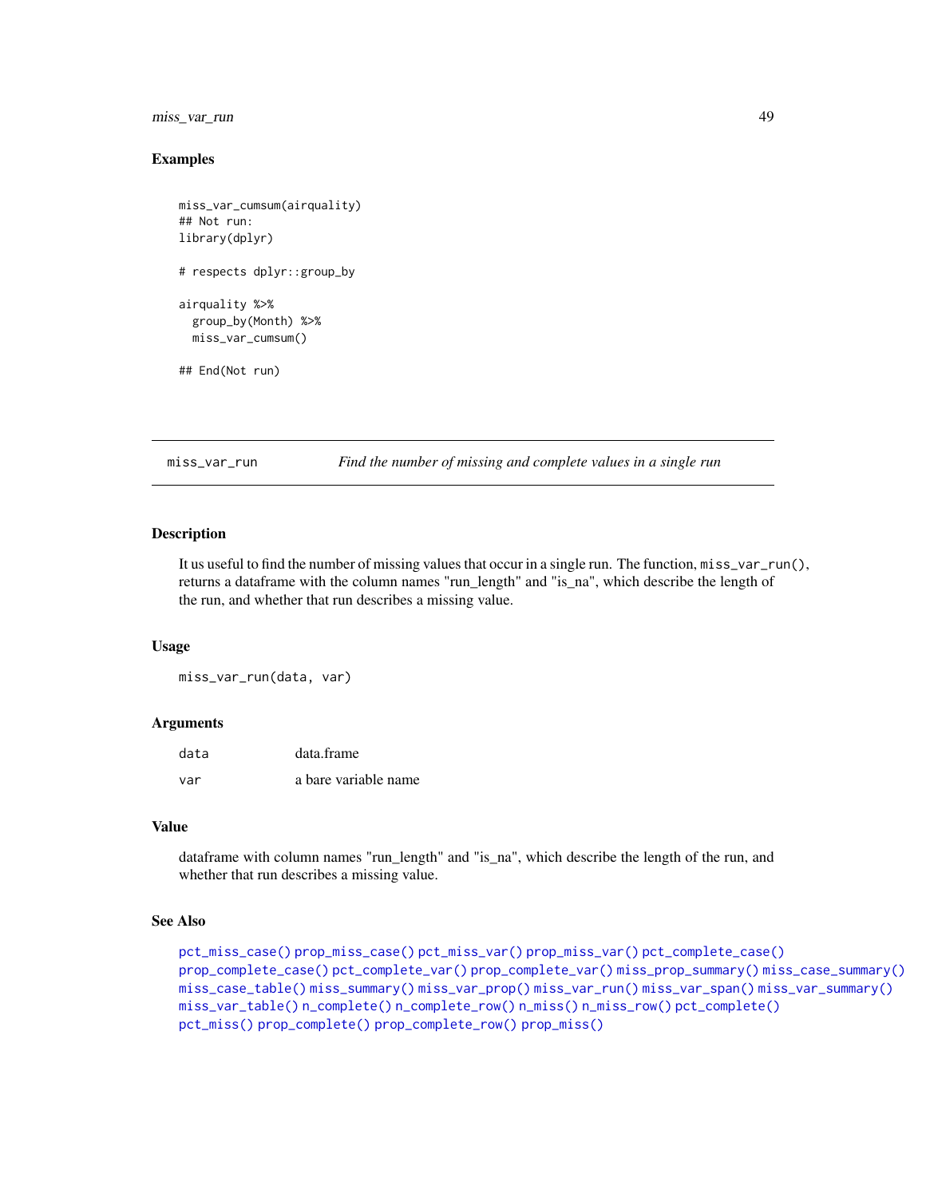## Examples

```
miss_var_cumsum(airquality)
## Not run:
library(dplyr)

# respects dplyr::group_by

airquality %>%
  group_by(Month) %>%
  miss_var_cumsum()

## End(Not run)
```

---

`miss_var_run` *Find the number of missing and complete values in a single run*

---

## Description

It us useful to find the number of missing values that occur in a single run. The function, `miss_var_run()`, returns a dataframe with the column names "run_length" and "is_na", which describe the length of the run, and whether that run describes a missing value.

## Usage

```
miss_var_run(data, var)
```

## Arguments

| | |
|---|---|
| `data` | data.frame |
| `var` | a bare variable name |

## Value

dataframe with column names "run_length" and "is_na", which describe the length of the run, and whether that run describes a missing value.

## See Also

`pct_miss_case()` `prop_miss_case()` `pct_miss_var()` `prop_miss_var()` `pct_complete_case()` `prop_complete_case()` `pct_complete_var()` `prop_complete_var()` `miss_prop_summary()` `miss_case_summary()` `miss_case_table()` `miss_summary()` `miss_var_prop()` `miss_var_run()` `miss_var_span()` `miss_var_summary()` `miss_var_table()` `n_complete()` `n_complete_row()` `n_miss()` `n_miss_row()` `pct_complete()` `pct_miss()` `prop_complete()` `prop_complete_row()` `prop_miss()`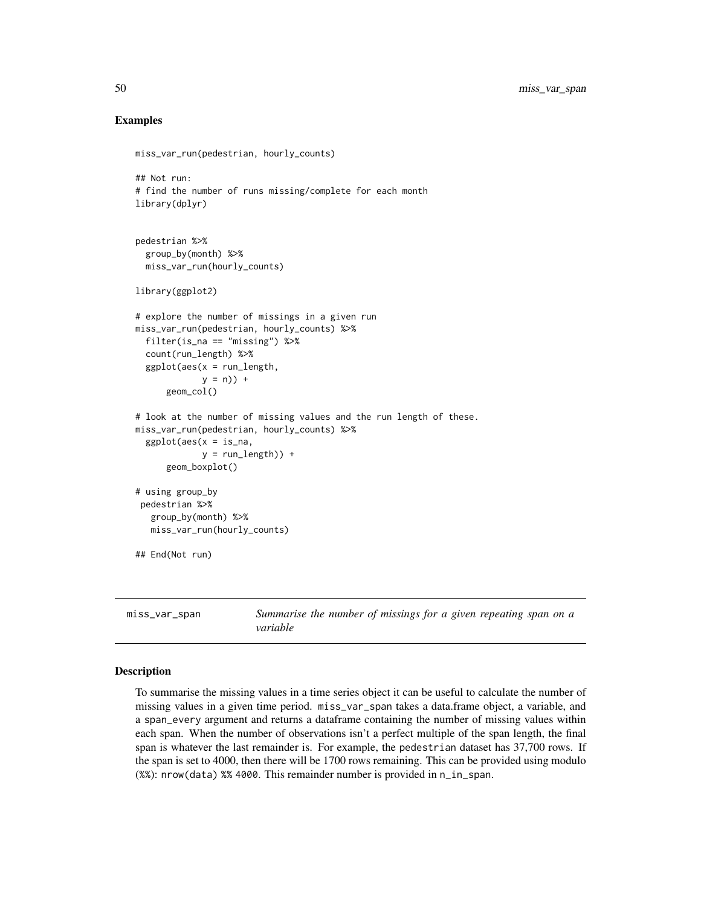## Examples

```
miss_var_run(pedestrian, hourly_counts)

## Not run:
# find the number of runs missing/complete for each month
library(dplyr)


pedestrian %>%
  group_by(month) %>%
  miss_var_run(hourly_counts)

library(ggplot2)

# explore the number of missings in a given run
miss_var_run(pedestrian, hourly_counts) %>%
  filter(is_na == "missing") %>%
  count(run_length) %>%
  ggplot(aes(x = run_length,
             y = n)) +
      geom_col()

# look at the number of missing values and the run length of these.
miss_var_run(pedestrian, hourly_counts) %>%
  ggplot(aes(x = is_na,
             y = run_length)) +
      geom_boxplot()

# using group_by
 pedestrian %>%
   group_by(month) %>%
   miss_var_run(hourly_counts)

## End(Not run)
```

---

# miss_var_span — *Summarise the number of missings for a given repeating span on a variable*

---

## Description

To summarise the missing values in a time series object it can be useful to calculate the number of missing values in a given time period. miss_var_span takes a data.frame object, a variable, and a span_every argument and returns a dataframe containing the number of missing values within each span. When the number of observations isn't a perfect multiple of the span length, the final span is whatever the last remainder is. For example, the pedestrian dataset has 37,700 rows. If the span is set to 4000, then there will be 1700 rows remaining. This can be provided using modulo (%%): nrow(data) %% 4000. This remainder number is provided in n_in_span.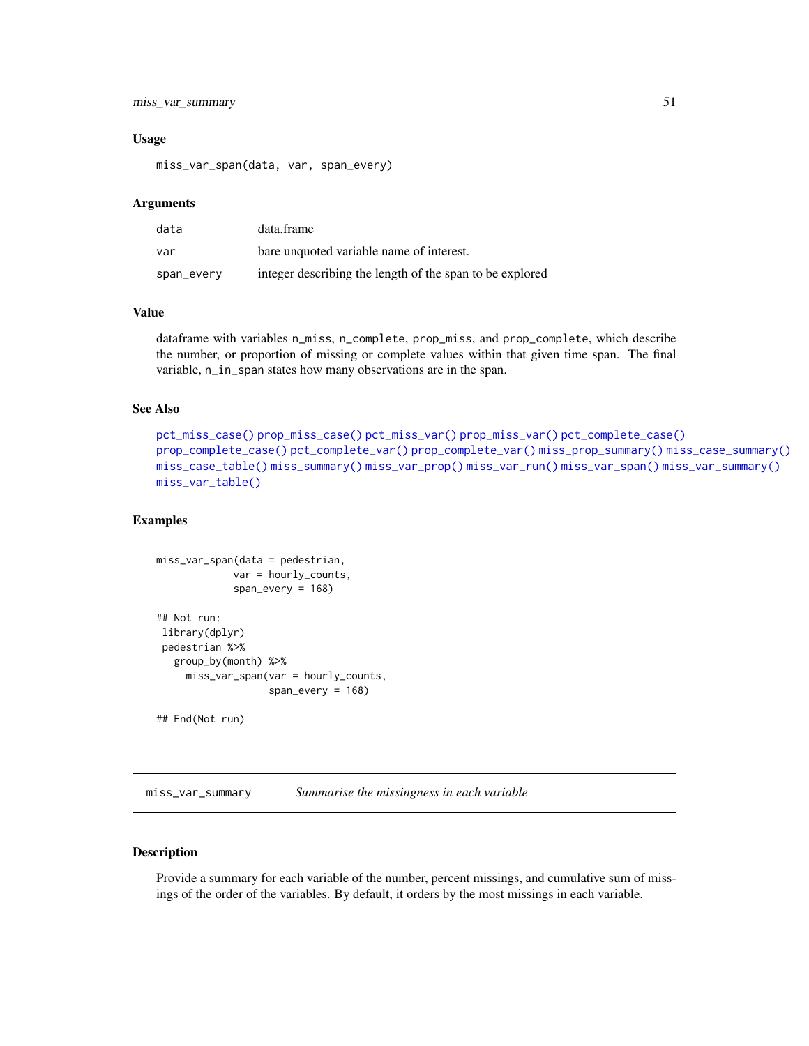### Usage

```
miss_var_span(data, var, span_every)
```

### Arguments

| | |
|---|---|
| data | data.frame |
| var | bare unquoted variable name of interest. |
| span_every | integer describing the length of the span to be explored |

### Value

dataframe with variables `n_miss`, `n_complete`, `prop_miss`, and `prop_complete`, which describe the number, or proportion of missing or complete values within that given time span. The final variable, `n_in_span` states how many observations are in the span.

### See Also

pct_miss_case() prop_miss_case() pct_miss_var() prop_miss_var() pct_complete_case() prop_complete_case() pct_complete_var() prop_complete_var() miss_prop_summary() miss_case_summary() miss_case_table() miss_summary() miss_var_prop() miss_var_run() miss_var_span() miss_var_summary() miss_var_table()

### Examples

```
miss_var_span(data = pedestrian,
             var = hourly_counts,
             span_every = 168)

## Not run:
 library(dplyr)
 pedestrian %>%
   group_by(month) %>%
     miss_var_span(var = hourly_counts,
                   span_every = 168)

## End(Not run)
```

---

## miss_var_summary    *Summarise the missingness in each variable*

### Description

Provide a summary for each variable of the number, percent missings, and cumulative sum of missings of the order of the variables. By default, it orders by the most missings in each variable.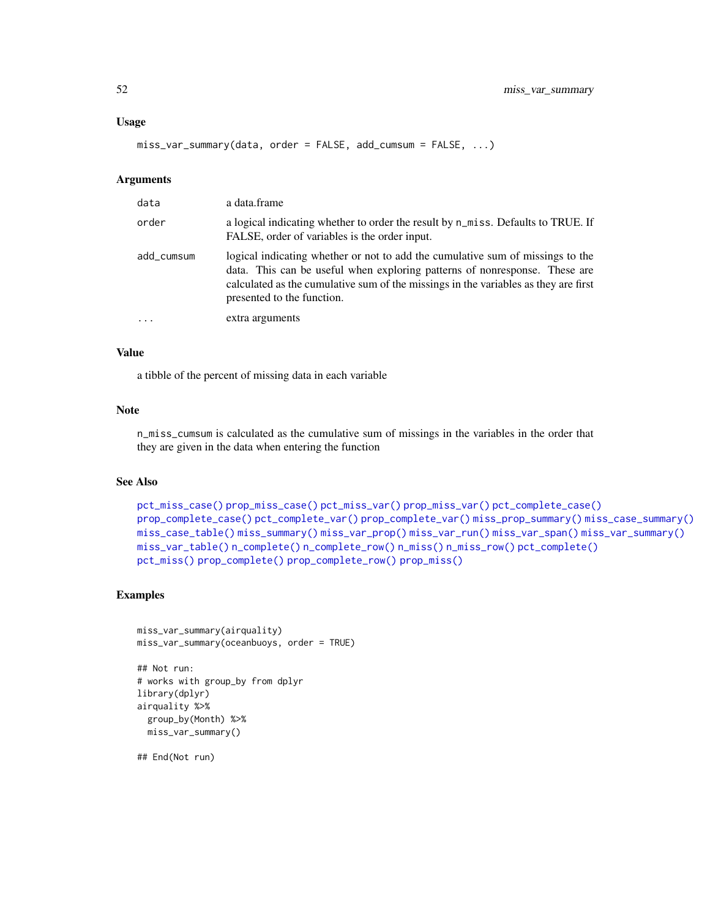### Usage

```
miss_var_summary(data, order = FALSE, add_cumsum = FALSE, ...)
```

### Arguments

| | |
|---|---|
| data | a data.frame |
| order | a logical indicating whether to order the result by n_miss. Defaults to TRUE. If FALSE, order of variables is the order input. |
| add_cumsum | logical indicating whether or not to add the cumulative sum of missings to the data. This can be useful when exploring patterns of nonresponse. These are calculated as the cumulative sum of the missings in the variables as they are first presented to the function. |
| ... | extra arguments |

### Value

a tibble of the percent of missing data in each variable

### Note

n_miss_cumsum is calculated as the cumulative sum of missings in the variables in the order that they are given in the data when entering the function

### See Also

pct_miss_case() prop_miss_case() pct_miss_var() prop_miss_var() pct_complete_case() prop_complete_case() pct_complete_var() prop_complete_var() miss_prop_summary() miss_case_summary() miss_case_table() miss_summary() miss_var_prop() miss_var_run() miss_var_span() miss_var_summary() miss_var_table() n_complete() n_complete_row() n_miss() n_miss_row() pct_complete() pct_miss() prop_complete() prop_complete_row() prop_miss()

### Examples

```
miss_var_summary(airquality)
miss_var_summary(oceanbuoys, order = TRUE)

## Not run:
# works with group_by from dplyr
library(dplyr)
airquality %>%
  group_by(Month) %>%
  miss_var_summary()

## End(Not run)
```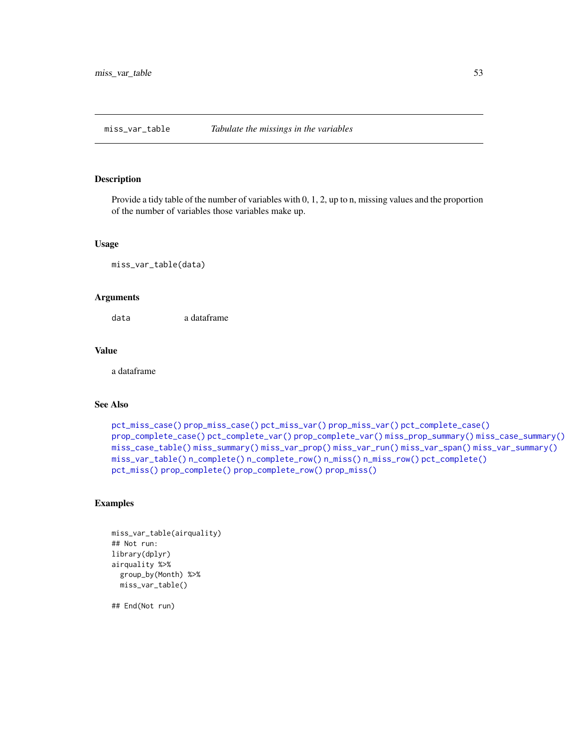## miss_var_table — *Tabulate the missings in the variables*

### Description

Provide a tidy table of the number of variables with 0, 1, 2, up to n, missing values and the proportion of the number of variables those variables make up.

### Usage

```
miss_var_table(data)
```

### Arguments

| | |
|---|---|
| data | a dataframe |

### Value

a dataframe

### See Also

pct_miss_case() prop_miss_case() pct_miss_var() prop_miss_var() pct_complete_case() prop_complete_case() pct_complete_var() prop_complete_var() miss_prop_summary() miss_case_summary() miss_case_table() miss_summary() miss_var_prop() miss_var_run() miss_var_span() miss_var_summary() miss_var_table() n_complete() n_complete_row() n_miss() n_miss_row() pct_complete() pct_miss() prop_complete() prop_complete_row() prop_miss()

### Examples

```
miss_var_table(airquality)
## Not run:
library(dplyr)
airquality %>%
  group_by(Month) %>%
  miss_var_table()

## End(Not run)
```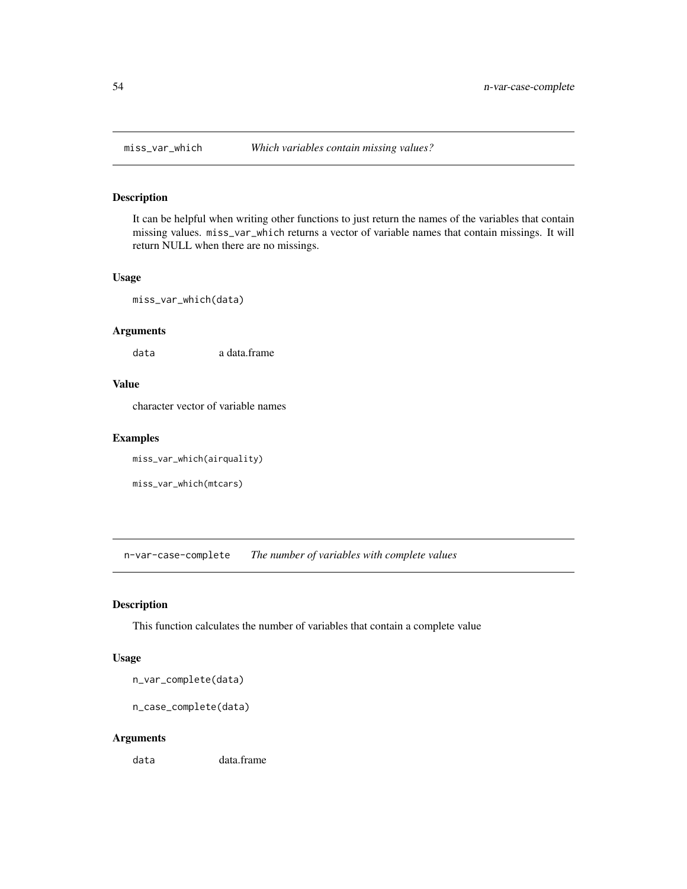## miss_var_which — *Which variables contain missing values?*

### Description

It can be helpful when writing other functions to just return the names of the variables that contain missing values. `miss_var_which` returns a vector of variable names that contain missings. It will return NULL when there are no missings.

### Usage

```
miss_var_which(data)
```

### Arguments

| | |
|---|---|
| `data` | a data.frame |

### Value

character vector of variable names

### Examples

```
miss_var_which(airquality)

miss_var_which(mtcars)
```

## n-var-case-complete — *The number of variables with complete values*

### Description

This function calculates the number of variables that contain a complete value

### Usage

```
n_var_complete(data)

n_case_complete(data)
```

### Arguments

| | |
|---|---|
| `data` | data.frame |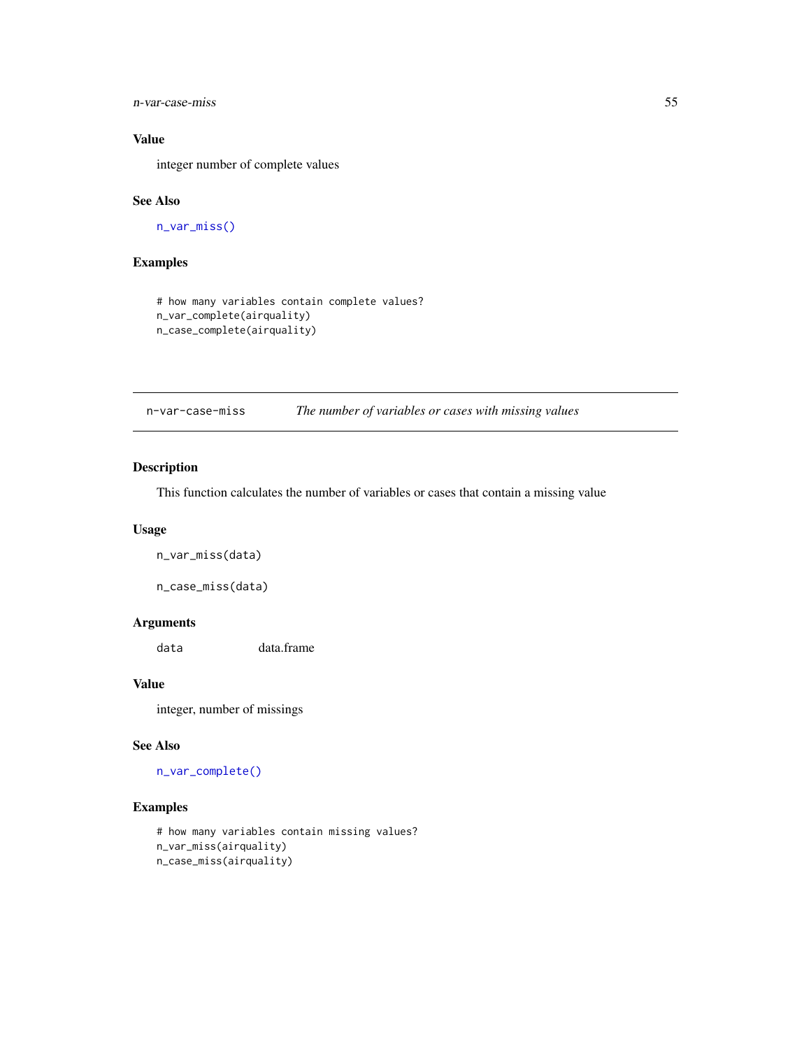### Value

integer number of complete values

### See Also

`n_var_miss()`

### Examples

```
# how many variables contain complete values?
n_var_complete(airquality)
n_case_complete(airquality)
```

---

## n-var-case-miss — *The number of variables or cases with missing values*

---

### Description

This function calculates the number of variables or cases that contain a missing value

### Usage

```
n_var_miss(data)

n_case_miss(data)
```

### Arguments

| | |
|---|---|
| `data` | data.frame |

### Value

integer, number of missings

### See Also

`n_var_complete()`

### Examples

```
# how many variables contain missing values?
n_var_miss(airquality)
n_case_miss(airquality)
```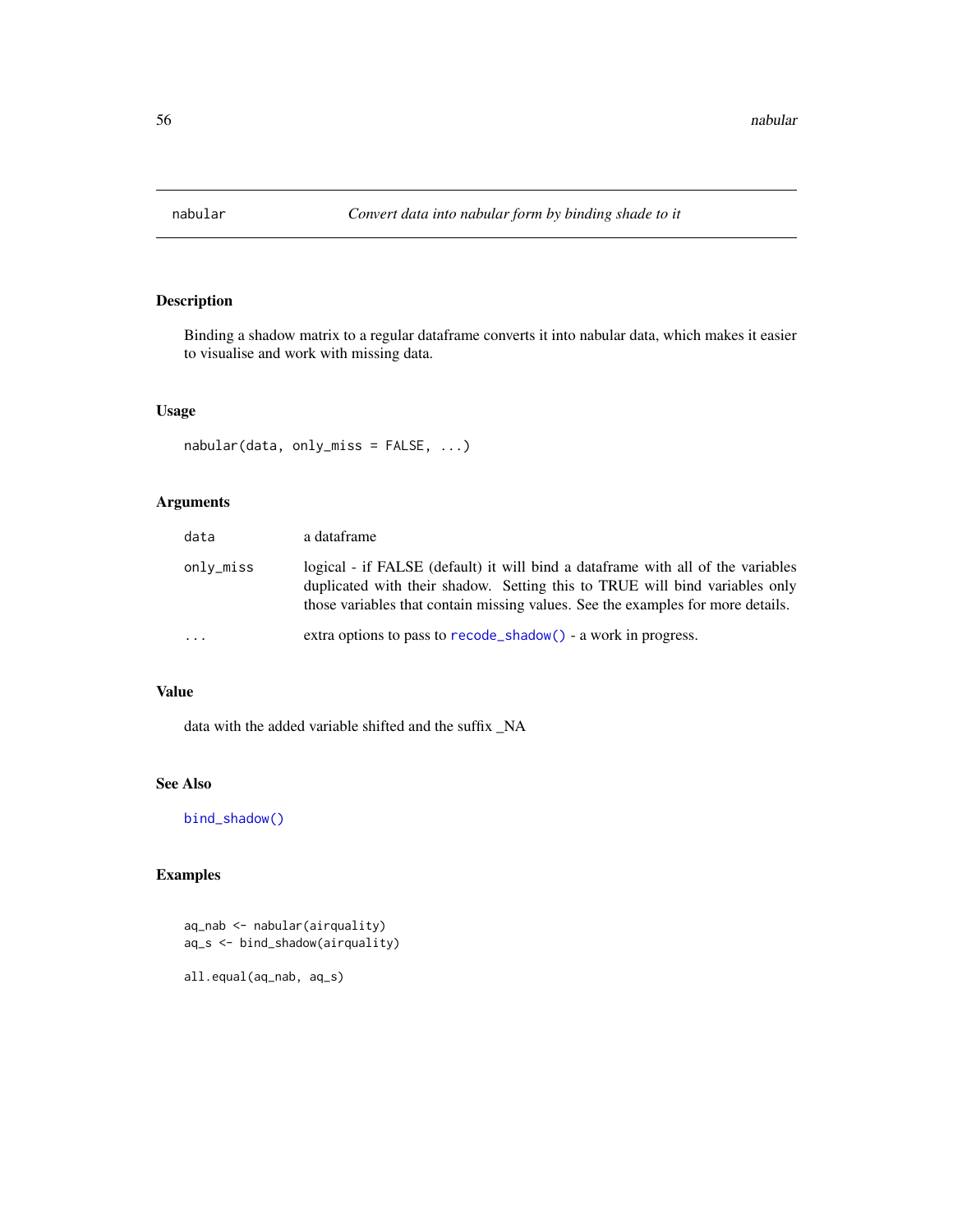# nabular — *Convert data into nabular form by binding shade to it*

## Description

Binding a shadow matrix to a regular dataframe converts it into nabular data, which makes it easier to visualise and work with missing data.

## Usage

```
nabular(data, only_miss = FALSE, ...)
```

## Arguments

| | |
|---|---|
| `data` | a dataframe |
| `only_miss` | logical - if FALSE (default) it will bind a dataframe with all of the variables duplicated with their shadow. Setting this to TRUE will bind variables only those variables that contain missing values. See the examples for more details. |
| `...` | extra options to pass to `recode_shadow()` - a work in progress. |

## Value

data with the added variable shifted and the suffix _NA

## See Also

`bind_shadow()`

## Examples

```
aq_nab <- nabular(airquality)
aq_s <- bind_shadow(airquality)

all.equal(aq_nab, aq_s)
```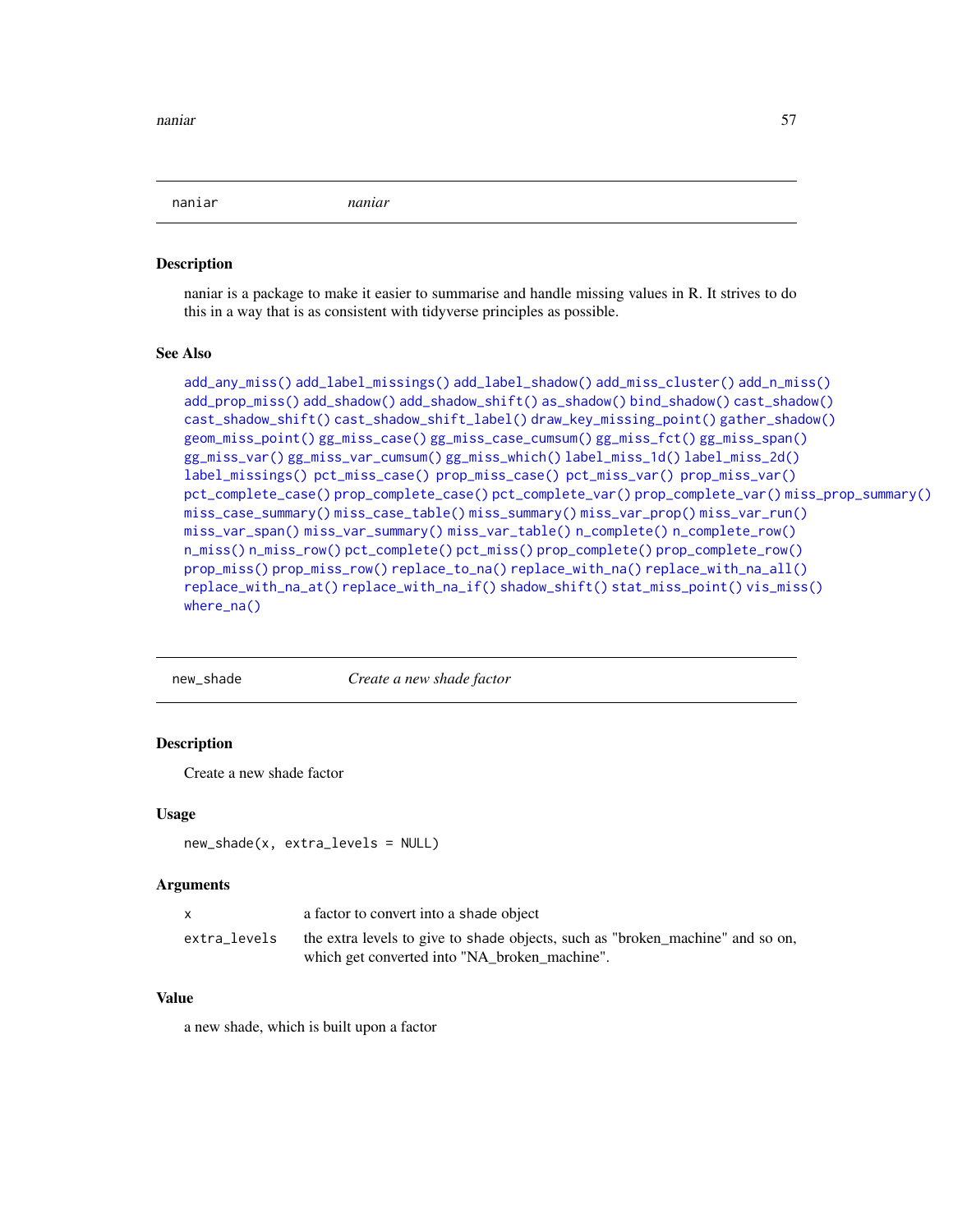## naiar

*naniar*

### Description

naniar is a package to make it easier to summarise and handle missing values in R. It strives to do this in a way that is as consistent with tidyverse principles as possible.

### See Also

add_any_miss() add_label_missings() add_label_shadow() add_miss_cluster() add_n_miss() add_prop_miss() add_shadow() add_shadow_shift() as_shadow() bind_shadow() cast_shadow() cast_shadow_shift() cast_shadow_shift_label() draw_key_missing_point() gather_shadow() geom_miss_point() gg_miss_case() gg_miss_case_cumsum() gg_miss_fct() gg_miss_span() gg_miss_var() gg_miss_var_cumsum() gg_miss_which() label_miss_1d() label_miss_2d() label_missings() pct_miss_case() prop_miss_case() pct_miss_var() prop_miss_var() pct_complete_case() prop_complete_case() pct_complete_var() prop_complete_var() miss_prop_summary() miss_case_summary() miss_case_table() miss_summary() miss_var_prop() miss_var_run() miss_var_span() miss_var_summary() miss_var_table() n_complete() n_complete_row() n_miss() n_miss_row() pct_complete() pct_miss() prop_complete() prop_complete_row() prop_miss() prop_miss_row() replace_to_na() replace_with_na() replace_with_na_all() replace_with_na_at() replace_with_na_if() shadow_shift() stat_miss_point() vis_miss() where_na()

## new_shade

*Create a new shade factor*

### Description

Create a new shade factor

### Usage

```
new_shade(x, extra_levels = NULL)
```

### Arguments

| | |
|---|---|
| x | a factor to convert into a shade object |
| extra_levels | the extra levels to give to shade objects, such as "broken_machine" and so on, which get converted into "NA_broken_machine". |

### Value

a new shade, which is built upon a factor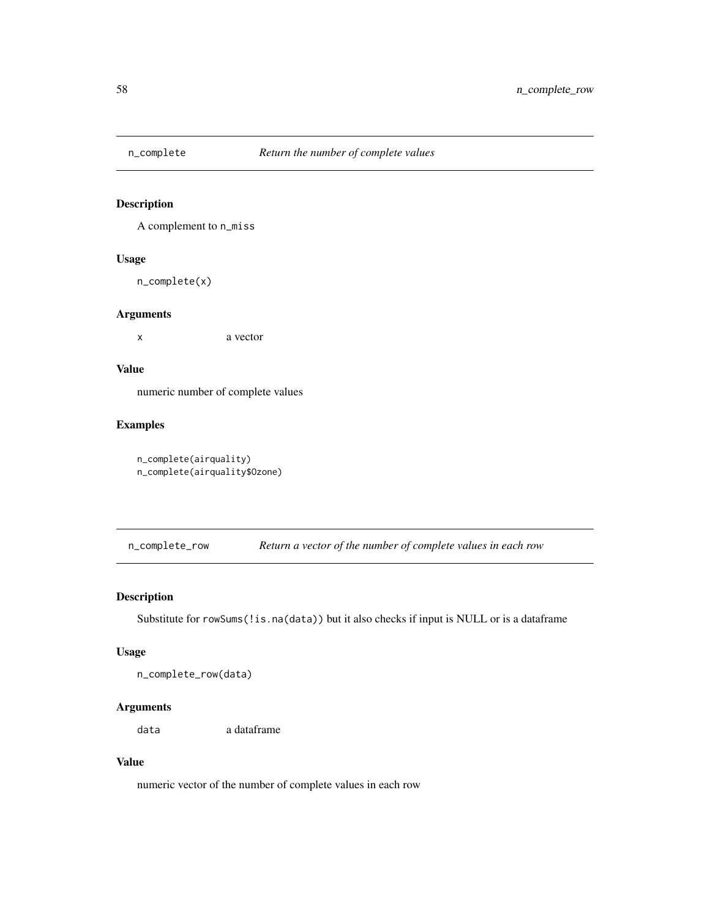## n_complete — *Return the number of complete values*

### Description

A complement to `n_miss`

### Usage

```
n_complete(x)
```

### Arguments

| | |
|---|---|
| x | a vector |

### Value

numeric number of complete values

### Examples

```
n_complete(airquality)
n_complete(airquality$Ozone)
```

## n_complete_row — *Return a vector of the number of complete values in each row*

### Description

Substitute for `rowSums(!is.na(data))` but it also checks if input is NULL or is a dataframe

### Usage

```
n_complete_row(data)
```

### Arguments

| | |
|---|---|
| data | a dataframe |

### Value

numeric vector of the number of complete values in each row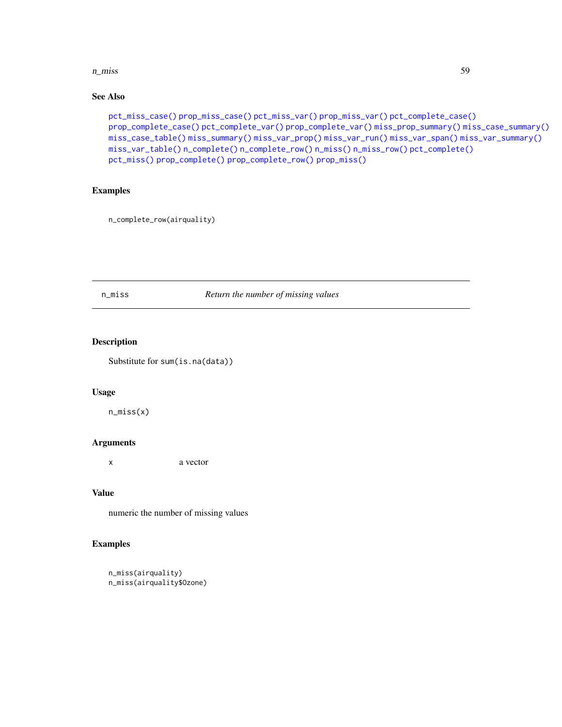## See Also

pct_miss_case() prop_miss_case() pct_miss_var() prop_miss_var() pct_complete_case() prop_complete_case() pct_complete_var() prop_complete_var() miss_prop_summary() miss_case_summary() miss_case_table() miss_summary() miss_var_prop() miss_var_run() miss_var_span() miss_var_summary() miss_var_table() n_complete() n_complete_row() n_miss() n_miss_row() pct_complete() pct_miss() prop_complete() prop_complete_row() prop_miss()

## Examples

```
n_complete_row(airquality)
```

---

# n_miss — *Return the number of missing values*

---

## Description

Substitute for `sum(is.na(data))`

## Usage

```
n_miss(x)
```

## Arguments

| | |
|---|---|
| x | a vector |

## Value

numeric the number of missing values

## Examples

```
n_miss(airquality)
n_miss(airquality$Ozone)
```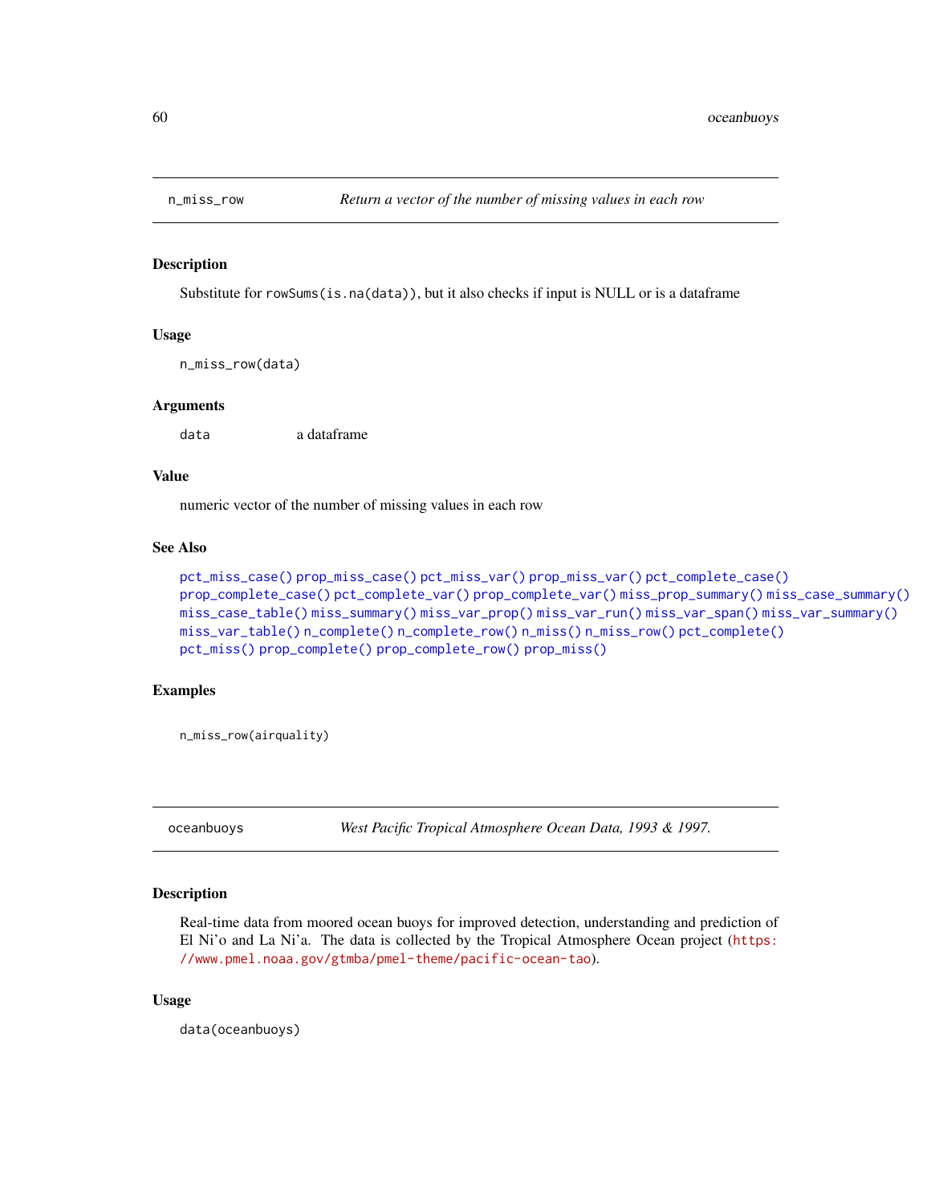## n_miss_row — *Return a vector of the number of missing values in each row*

### Description

Substitute for `rowSums(is.na(data))`, but it also checks if input is NULL or is a dataframe

### Usage

```
n_miss_row(data)
```

### Arguments

| | |
|---|---|
| `data` | a dataframe |

### Value

numeric vector of the number of missing values in each row

### See Also

`pct_miss_case()` `prop_miss_case()` `pct_miss_var()` `prop_miss_var()` `pct_complete_case()` `prop_complete_case()` `pct_complete_var()` `prop_complete_var()` `miss_prop_summary()` `miss_case_summary()` `miss_case_table()` `miss_summary()` `miss_var_prop()` `miss_var_run()` `miss_var_span()` `miss_var_summary()` `miss_var_table()` `n_complete()` `n_complete_row()` `n_miss()` `n_miss_row()` `pct_complete()` `pct_miss()` `prop_complete()` `prop_complete_row()` `prop_miss()`

### Examples

```
n_miss_row(airquality)
```

## oceanbuoys — *West Pacific Tropical Atmosphere Ocean Data, 1993 & 1997.*

### Description

Real-time data from moored ocean buoys for improved detection, understanding and prediction of El Ni'o and La Ni'a. The data is collected by the Tropical Atmosphere Ocean project (https://www.pmel.noaa.gov/gtmba/pmel-theme/pacific-ocean-tao).

### Usage

```
data(oceanbuoys)
```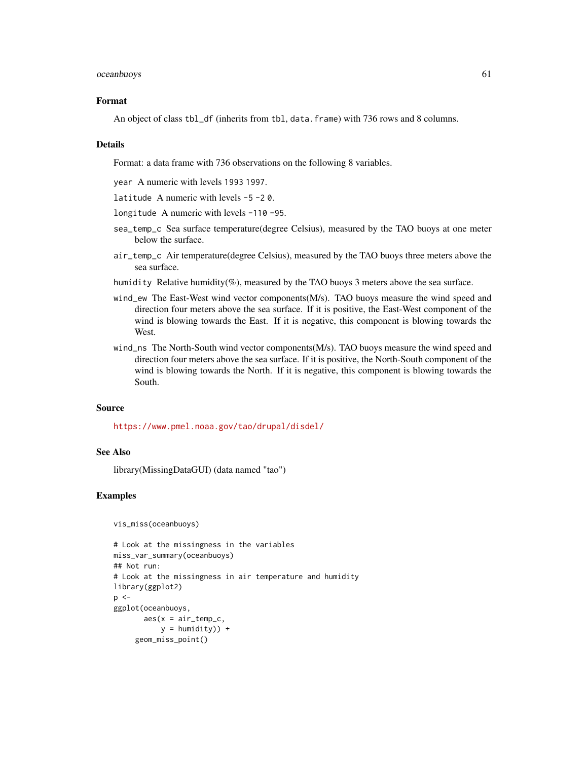### Format

An object of class `tbl_df` (inherits from `tbl`, `data.frame`) with 736 rows and 8 columns.

### Details

Format: a data frame with 736 observations on the following 8 variables.

- `year` A numeric with levels `1993` `1997`.
- `latitude` A numeric with levels `-5` `-2` `0`.
- `longitude` A numeric with levels `-110` `-95`.
- `sea_temp_c` Sea surface temperature(degree Celsius), measured by the TAO buoys at one meter below the surface.
- `air_temp_c` Air temperature(degree Celsius), measured by the TAO buoys three meters above the sea surface.
- `humidity` Relative humidity(%), measured by the TAO buoys 3 meters above the sea surface.
- `wind_ew` The East-West wind vector components(M/s). TAO buoys measure the wind speed and direction four meters above the sea surface. If it is positive, the East-West component of the wind is blowing towards the East. If it is negative, this component is blowing towards the West.
- `wind_ns` The North-South wind vector components(M/s). TAO buoys measure the wind speed and direction four meters above the sea surface. If it is positive, the North-South component of the wind is blowing towards the North. If it is negative, this component is blowing towards the South.

### Source

https://www.pmel.noaa.gov/tao/drupal/disdel/

### See Also

library(MissingDataGUI) (data named "tao")

### Examples

```
vis_miss(oceanbuoys)

# Look at the missingness in the variables
miss_var_summary(oceanbuoys)
## Not run:
# Look at the missingness in air temperature and humidity
library(ggplot2)
p <-
ggplot(oceanbuoys,
       aes(x = air_temp_c,
           y = humidity)) +
     geom_miss_point()
```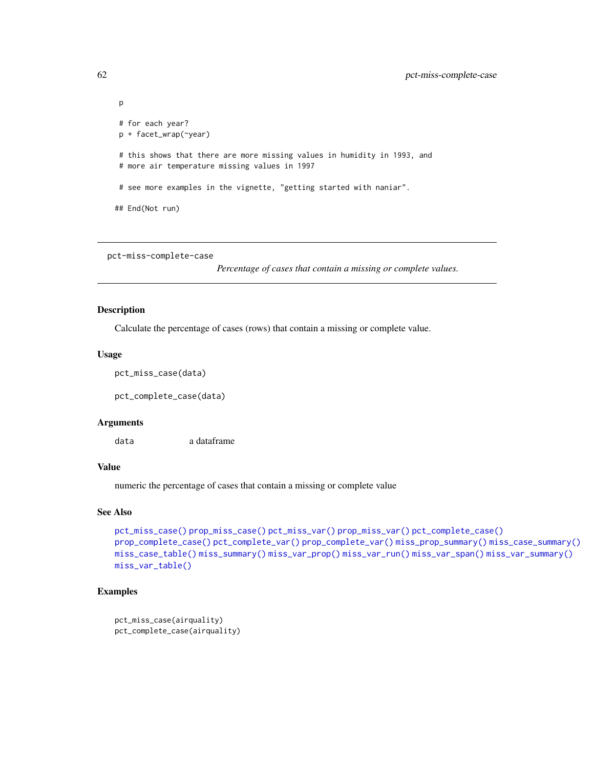```
p

# for each year?
p + facet_wrap(~year)

# this shows that there are more missing values in humidity in 1993, and
# more air temperature missing values in 1997

# see more examples in the vignette, "getting started with naniar".

## End(Not run)
```

---

## pct-miss-complete-case

*Percentage of cases that contain a missing or complete values.*

---

### Description

Calculate the percentage of cases (rows) that contain a missing or complete value.

### Usage

```
pct_miss_case(data)

pct_complete_case(data)
```

### Arguments

| | |
|---|---|
| `data` | a dataframe |

### Value

numeric the percentage of cases that contain a missing or complete value

### See Also

pct_miss_case() prop_miss_case() pct_miss_var() prop_miss_var() pct_complete_case() prop_complete_case() pct_complete_var() prop_complete_var() miss_prop_summary() miss_case_summary() miss_case_table() miss_summary() miss_var_prop() miss_var_run() miss_var_span() miss_var_summary() miss_var_table()

### Examples

```
pct_miss_case(airquality)
pct_complete_case(airquality)
```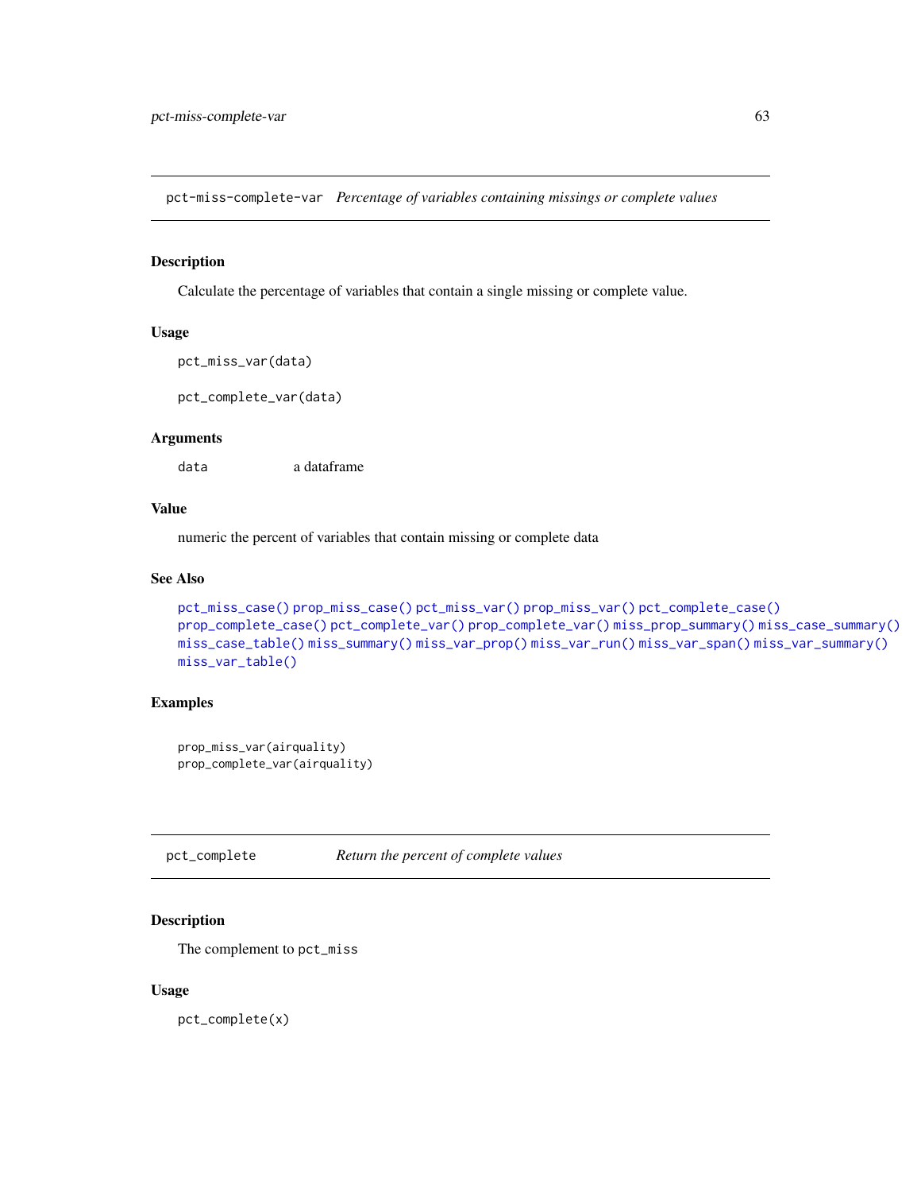## pct-miss-complete-var *Percentage of variables containing missings or complete values*

### Description

Calculate the percentage of variables that contain a single missing or complete value.

### Usage

```
pct_miss_var(data)

pct_complete_var(data)
```

### Arguments

| | |
|---|---|
| data | a dataframe |

### Value

numeric the percent of variables that contain missing or complete data

### See Also

pct_miss_case() prop_miss_case() pct_miss_var() prop_miss_var() pct_complete_case() prop_complete_case() pct_complete_var() prop_complete_var() miss_prop_summary() miss_case_summary() miss_case_table() miss_summary() miss_var_prop() miss_var_run() miss_var_span() miss_var_summary() miss_var_table()

### Examples

```
prop_miss_var(airquality)
prop_complete_var(airquality)
```

## pct_complete *Return the percent of complete values*

### Description

The complement to pct_miss

### Usage

```
pct_complete(x)
```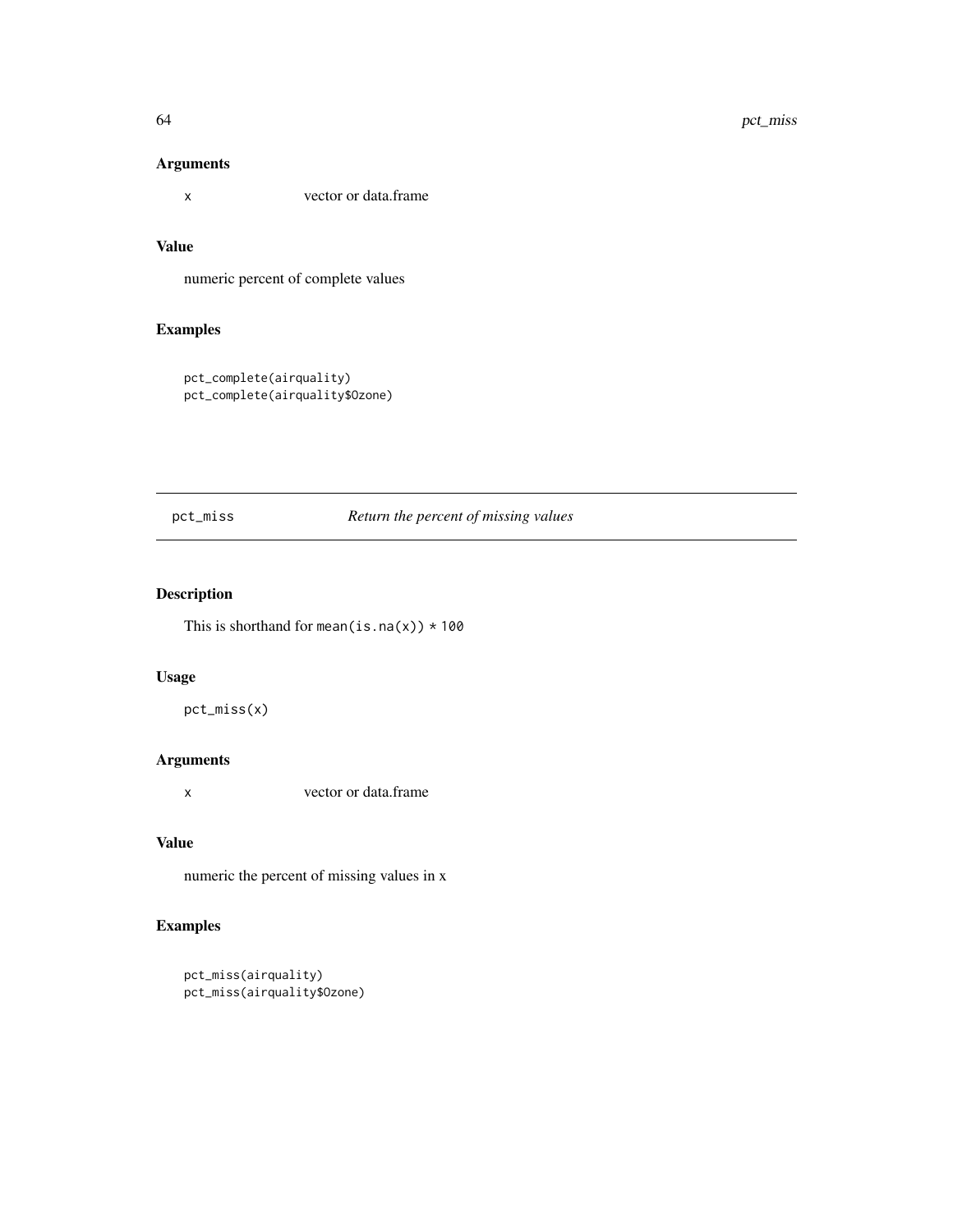## Arguments

x vector or data.frame

## Value

numeric percent of complete values

## Examples

```
pct_complete(airquality)
pct_complete(airquality$Ozone)
```

---

# pct_miss *Return the percent of missing values*

---

## Description

This is shorthand for `mean(is.na(x)) * 100`

## Usage

```
pct_miss(x)
```

## Arguments

x vector or data.frame

## Value

numeric the percent of missing values in x

## Examples

```
pct_miss(airquality)
pct_miss(airquality$Ozone)
```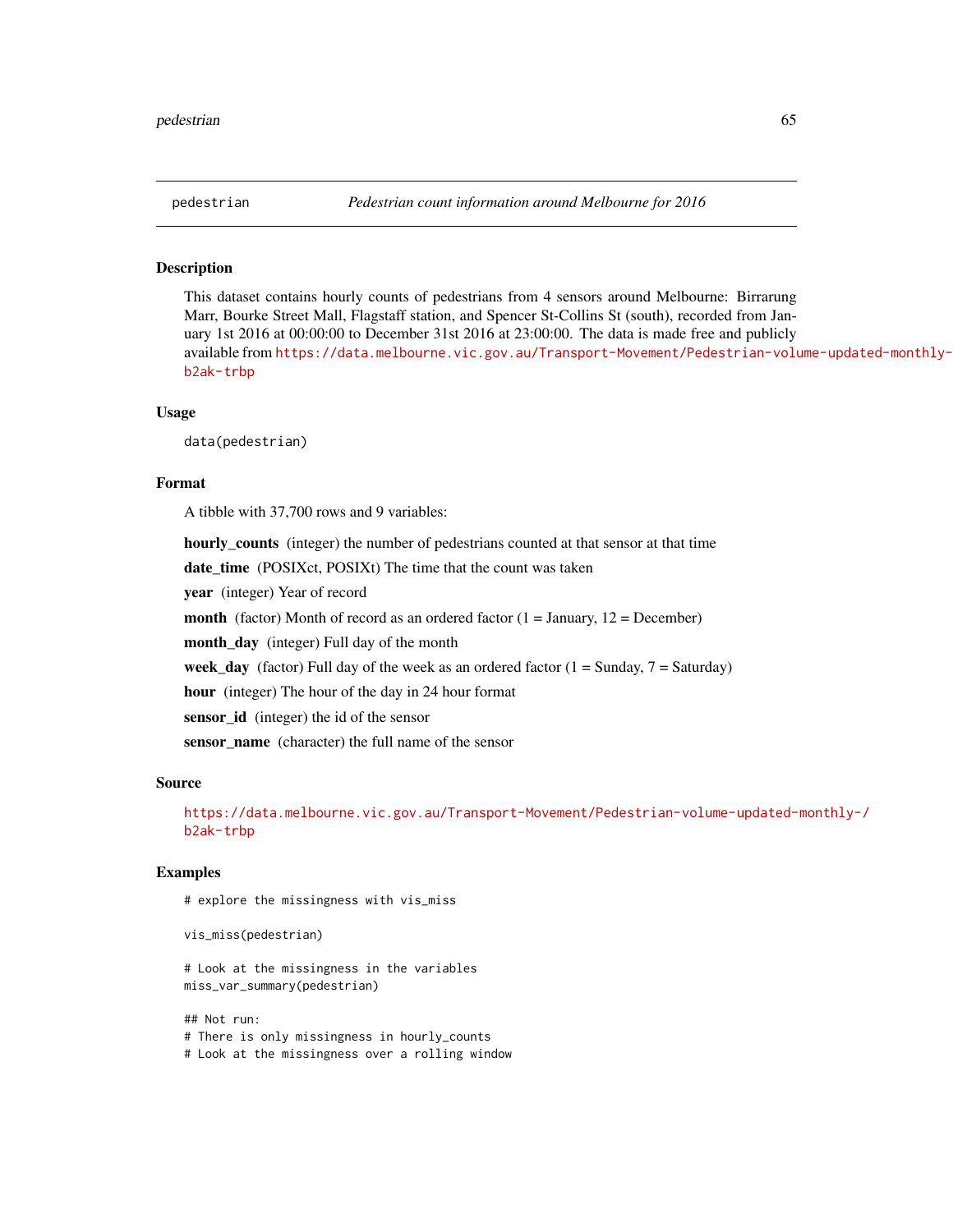`pedestrian` *Pedestrian count information around Melbourne for 2016*

## Description

This dataset contains hourly counts of pedestrians from 4 sensors around Melbourne: Birrarung Marr, Bourke Street Mall, Flagstaff station, and Spencer St-Collins St (south), recorded from January 1st 2016 at 00:00:00 to December 31st 2016 at 23:00:00. The data is made free and publicly available from https://data.melbourne.vic.gov.au/Transport-Movement/Pedestrian-volume-updated-monthly-b2ak-trbp

## Usage

```
data(pedestrian)
```

## Format

A tibble with 37,700 rows and 9 variables:

**hourly_counts** (integer) the number of pedestrians counted at that sensor at that time

**date_time** (POSIXct, POSIXt) The time that the count was taken

**year** (integer) Year of record

**month** (factor) Month of record as an ordered factor (1 = January, 12 = December)

**month_day** (integer) Full day of the month

**week_day** (factor) Full day of the week as an ordered factor (1 = Sunday, 7 = Saturday)

**hour** (integer) The hour of the day in 24 hour format

**sensor_id** (integer) the id of the sensor

**sensor_name** (character) the full name of the sensor

## Source

https://data.melbourne.vic.gov.au/Transport-Movement/Pedestrian-volume-updated-monthly-/b2ak-trbp

## Examples

```
# explore the missingness with vis_miss

vis_miss(pedestrian)

# Look at the missingness in the variables
miss_var_summary(pedestrian)

## Not run:
# There is only missingness in hourly_counts
# Look at the missingness over a rolling window
```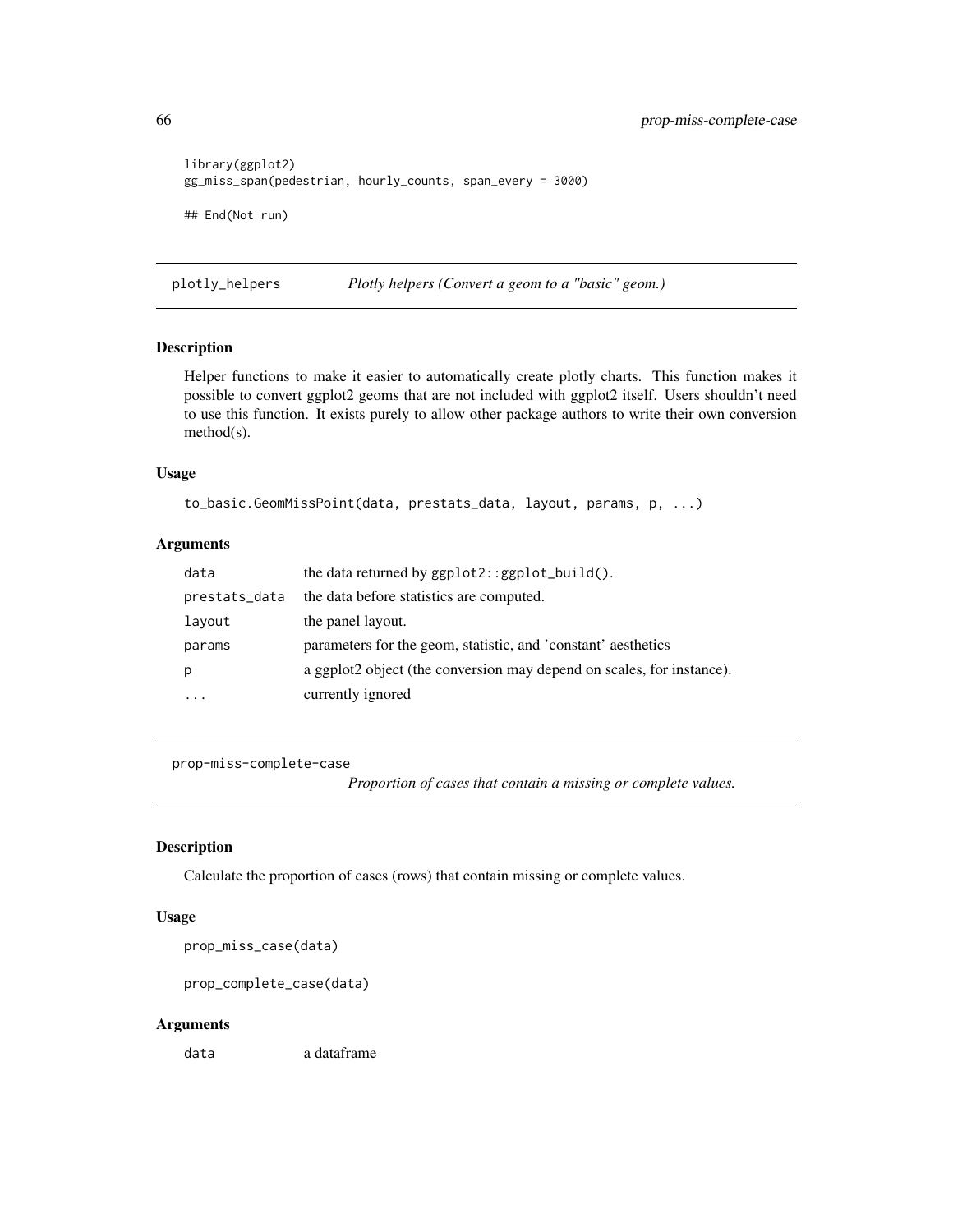```
library(ggplot2)
gg_miss_span(pedestrian, hourly_counts, span_every = 3000)

## End(Not run)
```

---

## plotly_helpers — *Plotly helpers (Convert a geom to a "basic" geom.)*

### Description

Helper functions to make it easier to automatically create plotly charts. This function makes it possible to convert ggplot2 geoms that are not included with ggplot2 itself. Users shouldn't need to use this function. It exists purely to allow other package authors to write their own conversion method(s).

### Usage

```
to_basic.GeomMissPoint(data, prestats_data, layout, params, p, ...)
```

### Arguments

| | |
|---|---|
| `data` | the data returned by `ggplot2::ggplot_build()`. |
| `prestats_data` | the data before statistics are computed. |
| `layout` | the panel layout. |
| `params` | parameters for the geom, statistic, and 'constant' aesthetics |
| `p` | a ggplot2 object (the conversion may depend on scales, for instance). |
| `...` | currently ignored |

---

## prop-miss-complete-case — *Proportion of cases that contain a missing or complete values.*

### Description

Calculate the proportion of cases (rows) that contain missing or complete values.

### Usage

```
prop_miss_case(data)

prop_complete_case(data)
```

### Arguments

| | |
|---|---|
| `data` | a dataframe |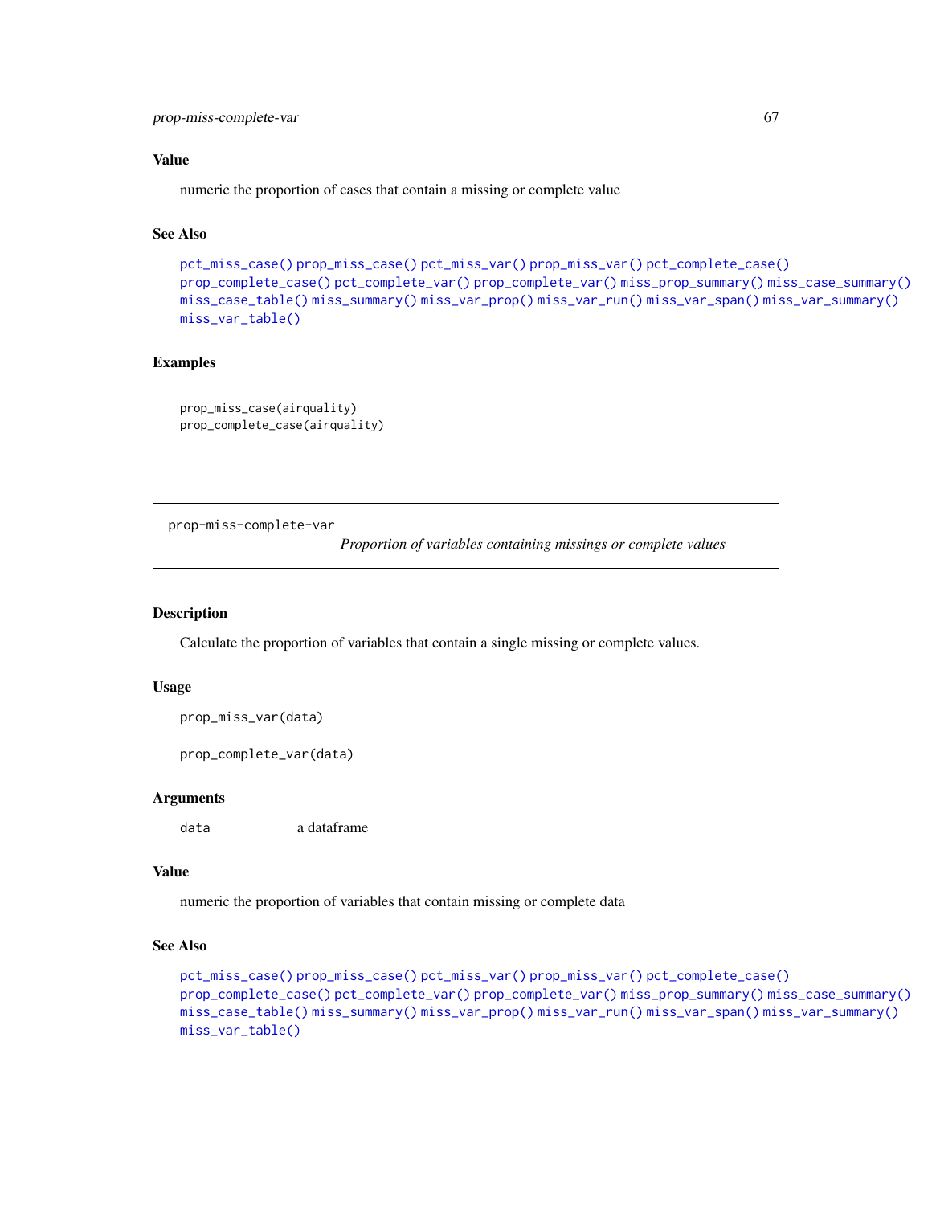### Value

numeric the proportion of cases that contain a missing or complete value

### See Also

pct_miss_case() prop_miss_case() pct_miss_var() prop_miss_var() pct_complete_case() prop_complete_case() pct_complete_var() prop_complete_var() miss_prop_summary() miss_case_summary() miss_case_table() miss_summary() miss_var_prop() miss_var_run() miss_var_span() miss_var_summary() miss_var_table()

### Examples

```
prop_miss_case(airquality)
prop_complete_case(airquality)
```

---

## prop-miss-complete-var

*Proportion of variables containing missings or complete values*

---

### Description

Calculate the proportion of variables that contain a single missing or complete values.

### Usage

```
prop_miss_var(data)

prop_complete_var(data)
```

### Arguments

| | |
|---|---|
| data | a dataframe |

### Value

numeric the proportion of variables that contain missing or complete data

### See Also

pct_miss_case() prop_miss_case() pct_miss_var() prop_miss_var() pct_complete_case() prop_complete_case() pct_complete_var() prop_complete_var() miss_prop_summary() miss_case_summary() miss_case_table() miss_summary() miss_var_prop() miss_var_run() miss_var_span() miss_var_summary() miss_var_table()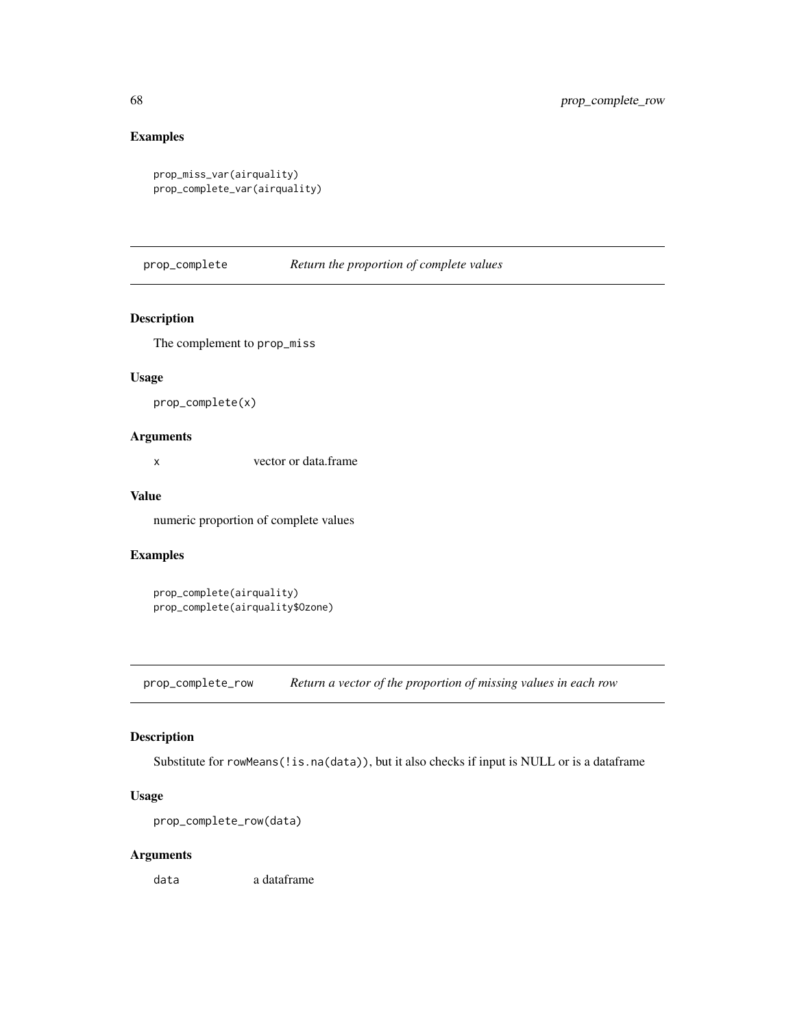## Examples

```
prop_miss_var(airquality)
prop_complete_var(airquality)
```

---

## prop_complete — *Return the proportion of complete values*

### Description

The complement to `prop_miss`

### Usage

```
prop_complete(x)
```

### Arguments

| | |
|---|---|
| x | vector or data.frame |

### Value

numeric proportion of complete values

### Examples

```
prop_complete(airquality)
prop_complete(airquality$Ozone)
```

---

## prop_complete_row — *Return a vector of the proportion of missing values in each row*

### Description

Substitute for `rowMeans(!is.na(data))`, but it also checks if input is NULL or is a dataframe

### Usage

```
prop_complete_row(data)
```

### Arguments

| | |
|---|---|
| data | a dataframe |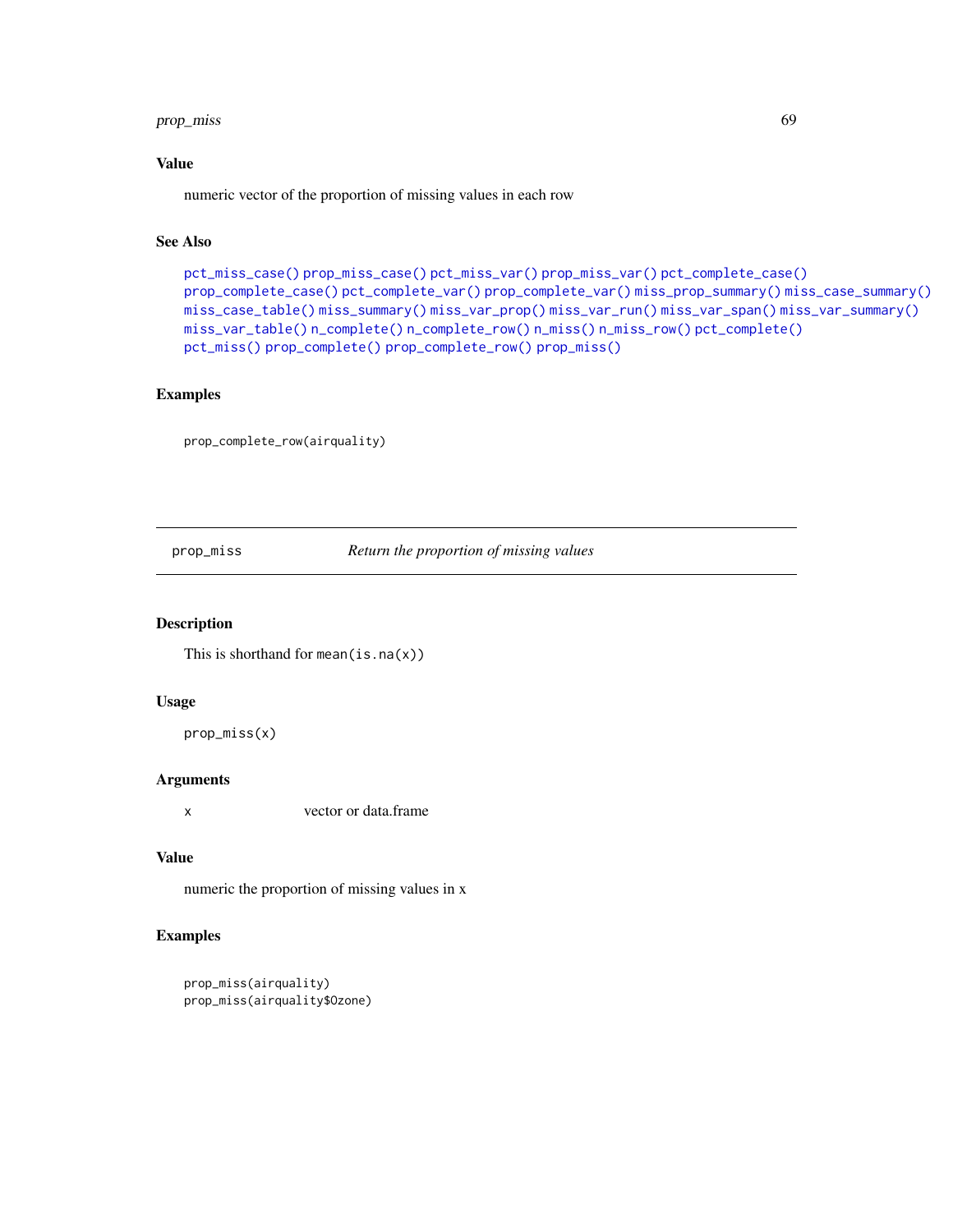## Value

numeric vector of the proportion of missing values in each row

## See Also

pct_miss_case() prop_miss_case() pct_miss_var() prop_miss_var() pct_complete_case() prop_complete_case() pct_complete_var() prop_complete_var() miss_prop_summary() miss_case_summary() miss_case_table() miss_summary() miss_var_prop() miss_var_run() miss_var_span() miss_var_summary() miss_var_table() n_complete() n_complete_row() n_miss() n_miss_row() pct_complete() pct_miss() prop_complete() prop_complete_row() prop_miss()

## Examples

```
prop_complete_row(airquality)
```

---

# prop_miss *Return the proportion of missing values*

---

## Description

This is shorthand for `mean(is.na(x))`

## Usage

```
prop_miss(x)
```

## Arguments

| | |
|---|---|
| x | vector or data.frame |

## Value

numeric the proportion of missing values in x

## Examples

```
prop_miss(airquality)
prop_miss(airquality$Ozone)
```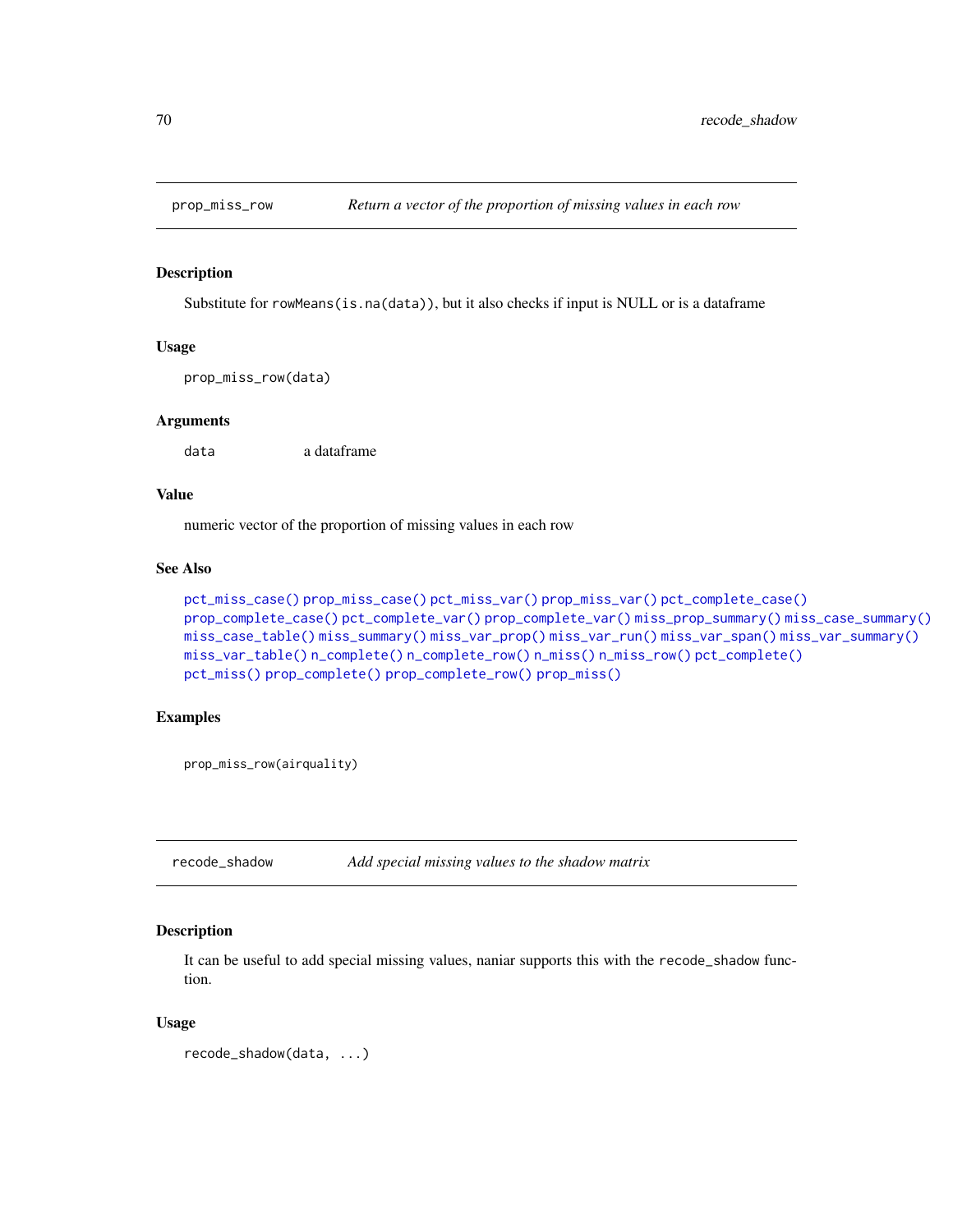## prop_miss_row — *Return a vector of the proportion of missing values in each row*

### Description

Substitute for `rowMeans(is.na(data))`, but it also checks if input is NULL or is a dataframe

### Usage

```
prop_miss_row(data)
```

### Arguments

| | |
|---|---|
| data | a dataframe |

### Value

numeric vector of the proportion of missing values in each row

### See Also

pct_miss_case() prop_miss_case() pct_miss_var() prop_miss_var() pct_complete_case() prop_complete_case() pct_complete_var() prop_complete_var() miss_prop_summary() miss_case_summary() miss_case_table() miss_summary() miss_var_prop() miss_var_run() miss_var_span() miss_var_summary() miss_var_table() n_complete() n_complete_row() n_miss() n_miss_row() pct_complete() pct_miss() prop_complete() prop_complete_row() prop_miss()

### Examples

```
prop_miss_row(airquality)
```

## recode_shadow — *Add special missing values to the shadow matrix*

### Description

It can be useful to add special missing values, naniar supports this with the `recode_shadow` function.

### Usage

```
recode_shadow(data, ...)
```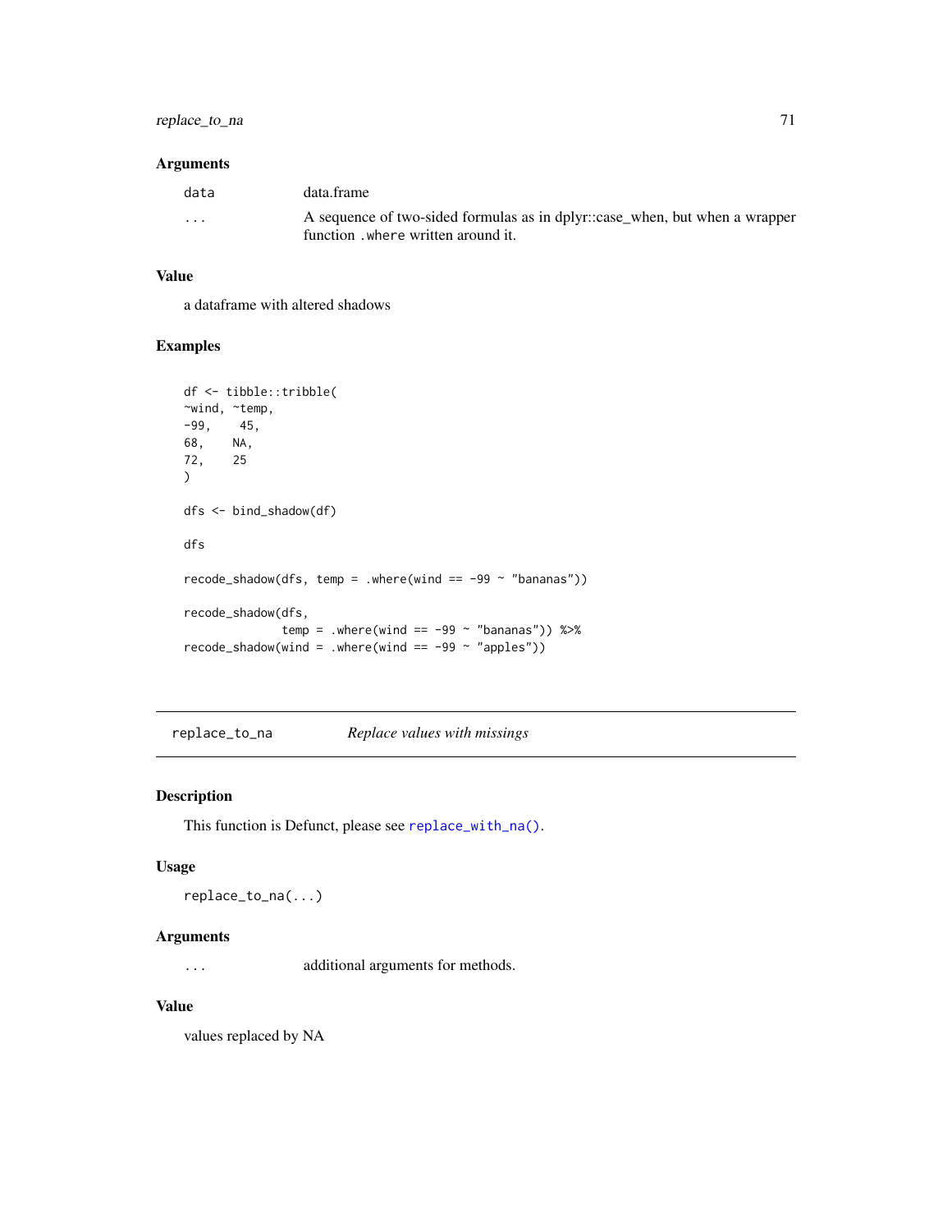### Arguments

| | |
|---|---|
| `data` | data.frame |
| `...` | A sequence of two-sided formulas as in dplyr::case_when, but when a wrapper function `.where` written around it. |

### Value

a dataframe with altered shadows

### Examples

```
df <- tibble::tribble(
~wind, ~temp,
-99,    45,
68,    NA,
72,    25
)

dfs <- bind_shadow(df)

dfs

recode_shadow(dfs, temp = .where(wind == -99 ~ "bananas"))

recode_shadow(dfs,
              temp = .where(wind == -99 ~ "bananas")) %>%
recode_shadow(wind = .where(wind == -99 ~ "apples"))
```

---

## replace_to_na    *Replace values with missings*

---

### Description

This function is Defunct, please see `replace_with_na()`.

### Usage

```
replace_to_na(...)
```

### Arguments

| | |
|---|---|
| `...` | additional arguments for methods. |

### Value

values replaced by NA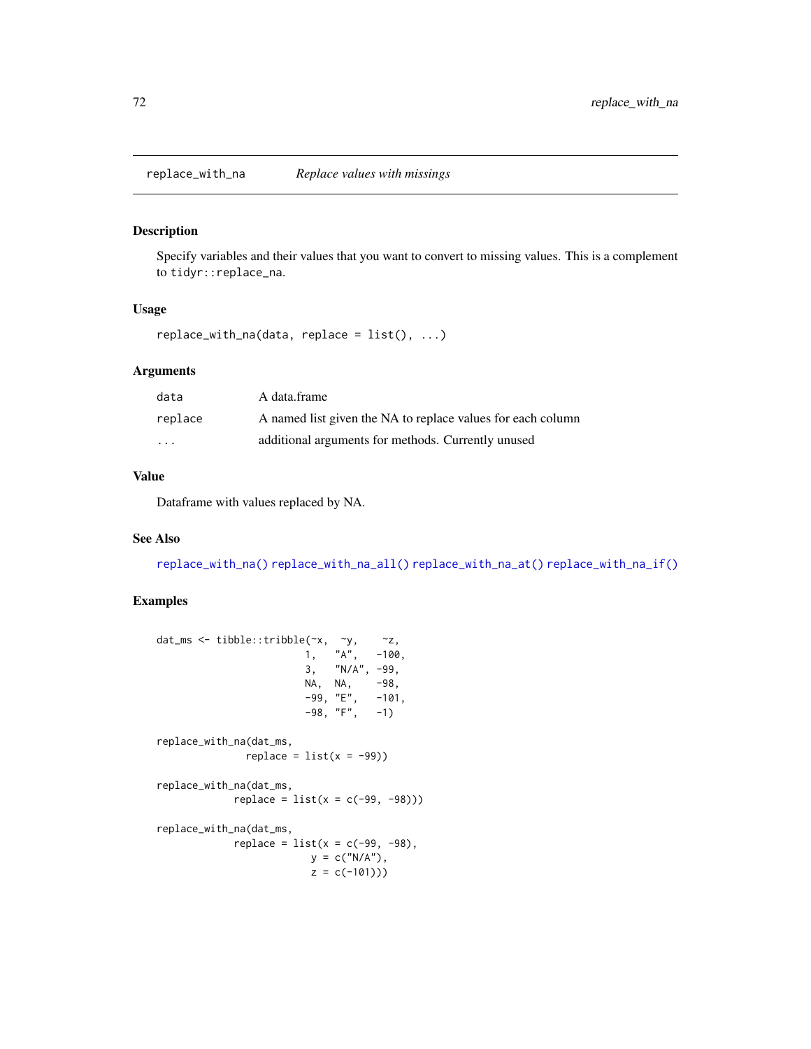## replace_with_na — *Replace values with missings*

### Description

Specify variables and their values that you want to convert to missing values. This is a complement to `tidyr::replace_na`.

### Usage

```
replace_with_na(data, replace = list(), ...)
```

### Arguments

| | |
|---|---|
| `data` | A data.frame |
| `replace` | A named list given the NA to replace values for each column |
| `...` | additional arguments for methods. Currently unused |

### Value

Dataframe with values replaced by NA.

### See Also

`replace_with_na()` `replace_with_na_all()` `replace_with_na_at()` `replace_with_na_if()`

### Examples

```
dat_ms <- tibble::tribble(~x,  ~y,    ~z,
                          1,   "A",   -100,
                          3,   "N/A", -99,
                          NA,  NA,    -98,
                          -99, "E",   -101,
                          -98, "F",   -1)

replace_with_na(dat_ms,
               replace = list(x = -99))

replace_with_na(dat_ms,
             replace = list(x = c(-99, -98)))

replace_with_na(dat_ms,
             replace = list(x = c(-99, -98),
                          y = c("N/A"),
                          z = c(-101)))
```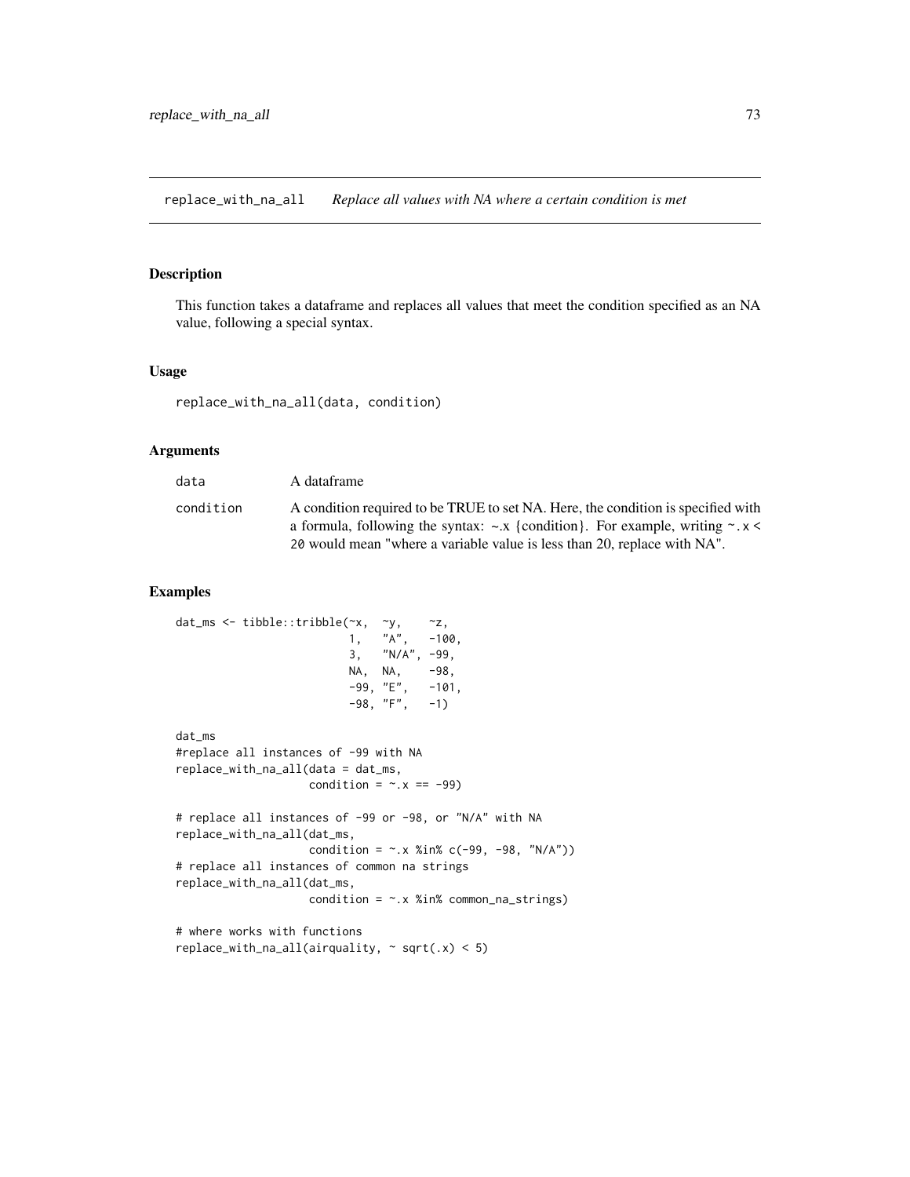## replace_with_na_all *Replace all values with NA where a certain condition is met*

### Description

This function takes a dataframe and replaces all values that meet the condition specified as an NA value, following a special syntax.

### Usage

```
replace_with_na_all(data, condition)
```

### Arguments

| | |
|---|---|
| `data` | A dataframe |
| `condition` | A condition required to be TRUE to set NA. Here, the condition is specified with a formula, following the syntax: ~.x {condition}. For example, writing `~.x < 20` would mean "where a variable value is less than 20, replace with NA". |

### Examples

```
dat_ms <- tibble::tribble(~x,  ~y,    ~z,
                          1,   "A",   -100,
                          3,   "N/A", -99,
                          NA,  NA,    -98,
                          -99, "E",   -101,
                          -98, "F",   -1)

dat_ms
#replace all instances of -99 with NA
replace_with_na_all(data = dat_ms,
                    condition = ~.x == -99)

# replace all instances of -99 or -98, or "N/A" with NA
replace_with_na_all(dat_ms,
                    condition = ~.x %in% c(-99, -98, "N/A"))
# replace all instances of common na strings
replace_with_na_all(dat_ms,
                    condition = ~.x %in% common_na_strings)

# where works with functions
replace_with_na_all(airquality, ~ sqrt(.x) < 5)
```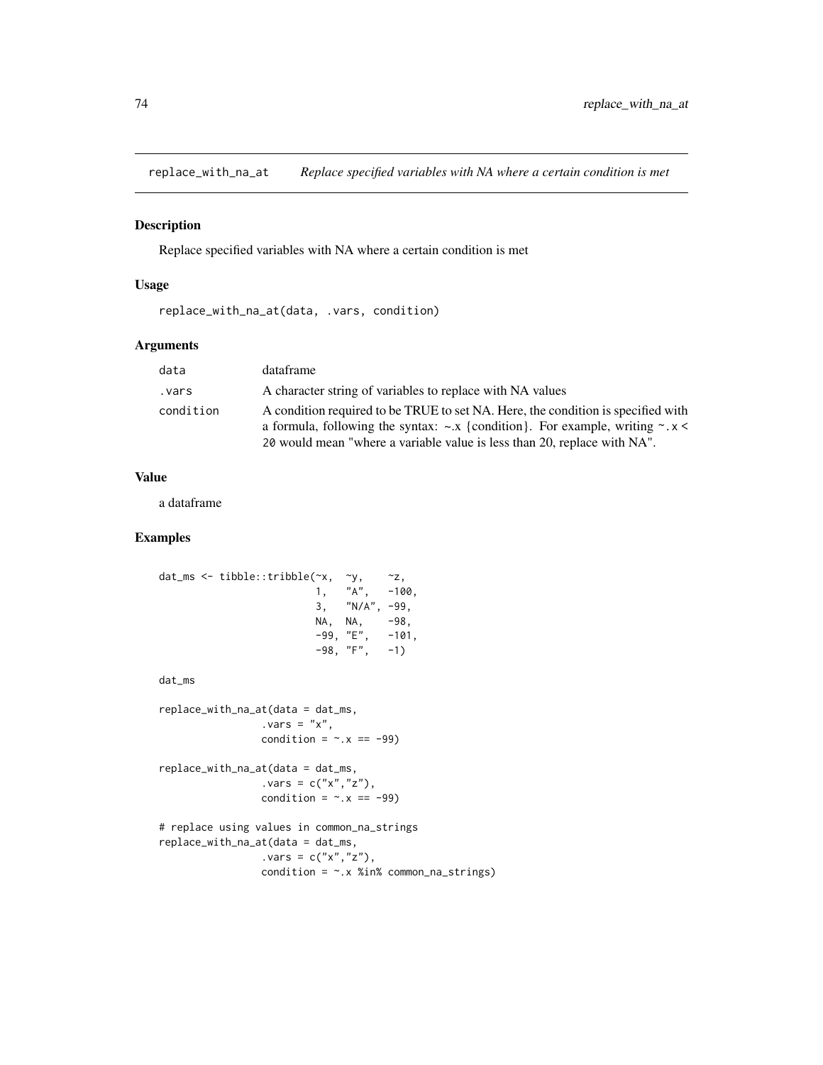## replace_with_na_at — *Replace specified variables with NA where a certain condition is met*

### Description

Replace specified variables with NA where a certain condition is met

### Usage

```
replace_with_na_at(data, .vars, condition)
```

### Arguments

| | |
|---|---|
| data | dataframe |
| .vars | A character string of variables to replace with NA values |
| condition | A condition required to be TRUE to set NA. Here, the condition is specified with a formula, following the syntax: ~.x {condition}. For example, writing `~.x < 20` would mean "where a variable value is less than 20, replace with NA". |

### Value

a dataframe

### Examples

```
dat_ms <- tibble::tribble(~x,  ~y,    ~z,
                          1,   "A",   -100,
                          3,   "N/A", -99,
                          NA,  NA,    -98,
                          -99, "E",   -101,
                          -98, "F",   -1)

dat_ms

replace_with_na_at(data = dat_ms,
                 .vars = "x",
                 condition = ~.x == -99)

replace_with_na_at(data = dat_ms,
                 .vars = c("x","z"),
                 condition = ~.x == -99)

# replace using values in common_na_strings
replace_with_na_at(data = dat_ms,
                 .vars = c("x","z"),
                 condition = ~.x %in% common_na_strings)
```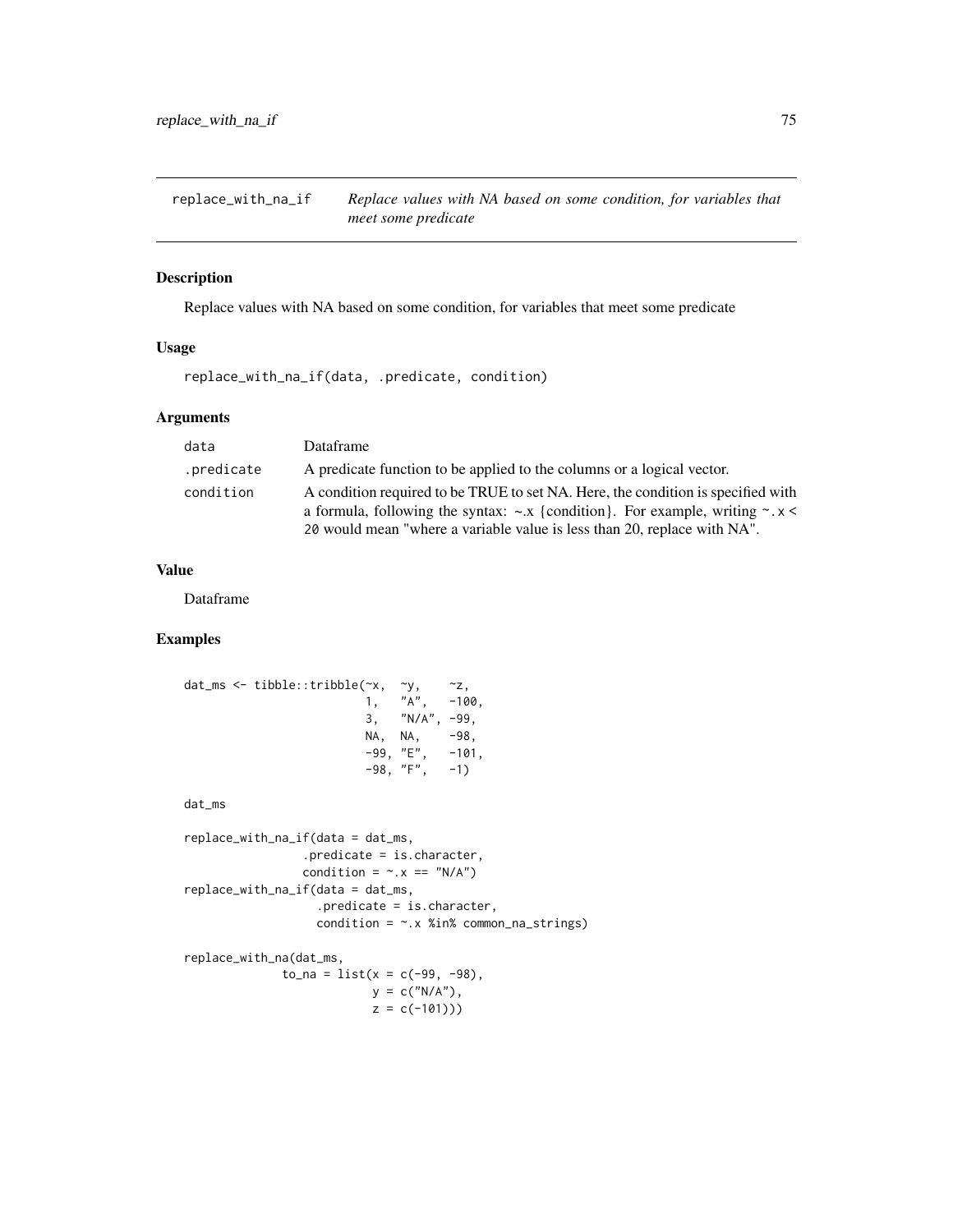`replace_with_na_if` *Replace values with NA based on some condition, for variables that meet some predicate*

## Description

Replace values with NA based on some condition, for variables that meet some predicate

## Usage

```
replace_with_na_if(data, .predicate, condition)
```

## Arguments

| | |
|---|---|
| data | Dataframe |
| .predicate | A predicate function to be applied to the columns or a logical vector. |
| condition | A condition required to be TRUE to set NA. Here, the condition is specified with a formula, following the syntax: ~.x {condition}. For example, writing `~.x < 20` would mean "where a variable value is less than 20, replace with NA". |

## Value

Dataframe

## Examples

```
dat_ms <- tibble::tribble(~x,  ~y,    ~z,
                          1,   "A",   -100,
                          3,   "N/A", -99,
                          NA,  NA,    -98,
                          -99, "E",   -101,
                          -98, "F",   -1)

dat_ms

replace_with_na_if(data = dat_ms,
                 .predicate = is.character,
                 condition = ~.x == "N/A")
replace_with_na_if(data = dat_ms,
                   .predicate = is.character,
                   condition = ~.x %in% common_na_strings)

replace_with_na(dat_ms,
             to_na = list(x = c(-99, -98),
                          y = c("N/A"),
                          z = c(-101)))
```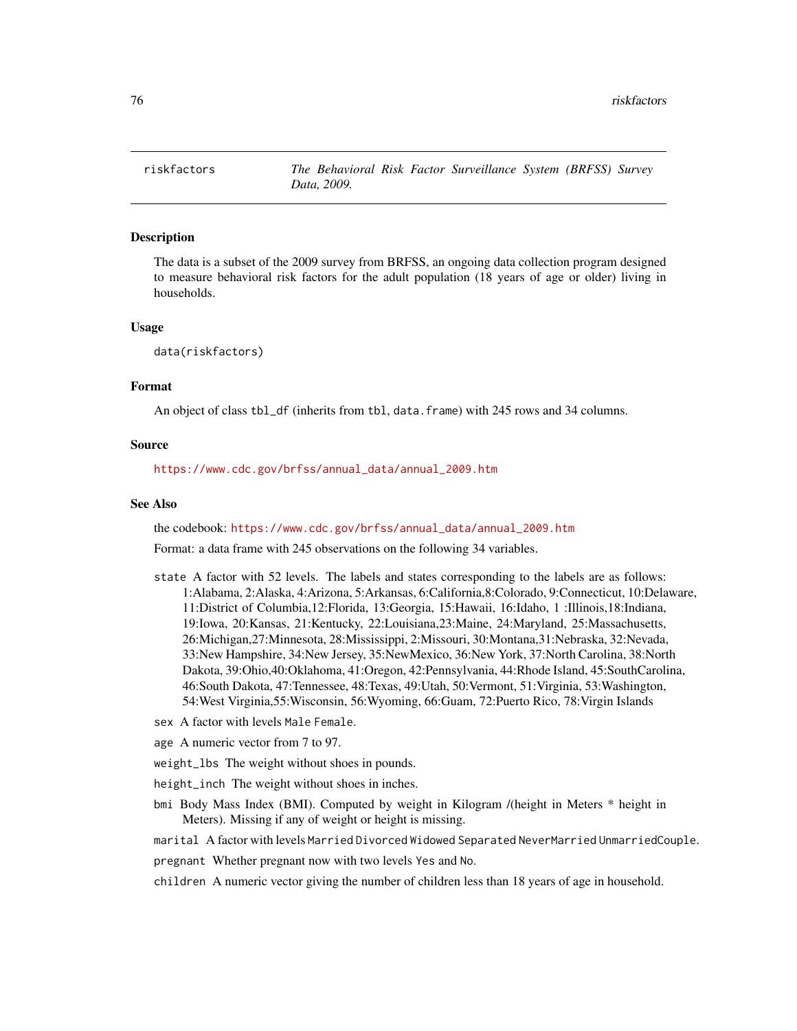| riskfactors | *The Behavioral Risk Factor Surveillance System (BRFSS) Survey Data, 2009.* |
|---|---|

## Description

The data is a subset of the 2009 survey from BRFSS, an ongoing data collection program designed to measure behavioral risk factors for the adult population (18 years of age or older) living in households.

## Usage

```
data(riskfactors)
```

## Format

An object of class tbl_df (inherits from tbl, data.frame) with 245 rows and 34 columns.

## Source

https://www.cdc.gov/brfss/annual_data/annual_2009.htm

## See Also

the codebook: https://www.cdc.gov/brfss/annual_data/annual_2009.htm

Format: a data frame with 245 observations on the following 34 variables.

- `state` A factor with 52 levels. The labels and states corresponding to the labels are as follows: 1:Alabama, 2:Alaska, 4:Arizona, 5:Arkansas, 6:California,8:Colorado, 9:Connecticut, 10:Delaware, 11:District of Columbia,12:Florida, 13:Georgia, 15:Hawaii, 16:Idaho, 1 :Illinois,18:Indiana, 19:Iowa, 20:Kansas, 21:Kentucky, 22:Louisiana,23:Maine, 24:Maryland, 25:Massachusetts, 26:Michigan,27:Minnesota, 28:Mississippi, 2:Missouri, 30:Montana,31:Nebraska, 32:Nevada, 33:New Hampshire, 34:New Jersey, 35:NewMexico, 36:New York, 37:North Carolina, 38:North Dakota, 39:Ohio,40:Oklahoma, 41:Oregon, 42:Pennsylvania, 44:Rhode Island, 45:SouthCarolina, 46:South Dakota, 47:Tennessee, 48:Texas, 49:Utah, 50:Vermont, 51:Virginia, 53:Washington, 54:West Virginia,55:Wisconsin, 56:Wyoming, 66:Guam, 72:Puerto Rico, 78:Virgin Islands
- `sex` A factor with levels `Male` `Female`.
- `age` A numeric vector from 7 to 97.
- `weight_lbs` The weight without shoes in pounds.
- `height_inch` The weight without shoes in inches.
- `bmi` Body Mass Index (BMI). Computed by weight in Kilogram /(height in Meters * height in Meters). Missing if any of weight or height is missing.
- `marital` A factor with levels `Married` `Divorced` `Widowed` `Separated` `NeverMarried` `UnmarriedCouple`.
- `pregnant` Whether pregnant now with two levels `Yes` and `No`.
- `children` A numeric vector giving the number of children less than 18 years of age in household.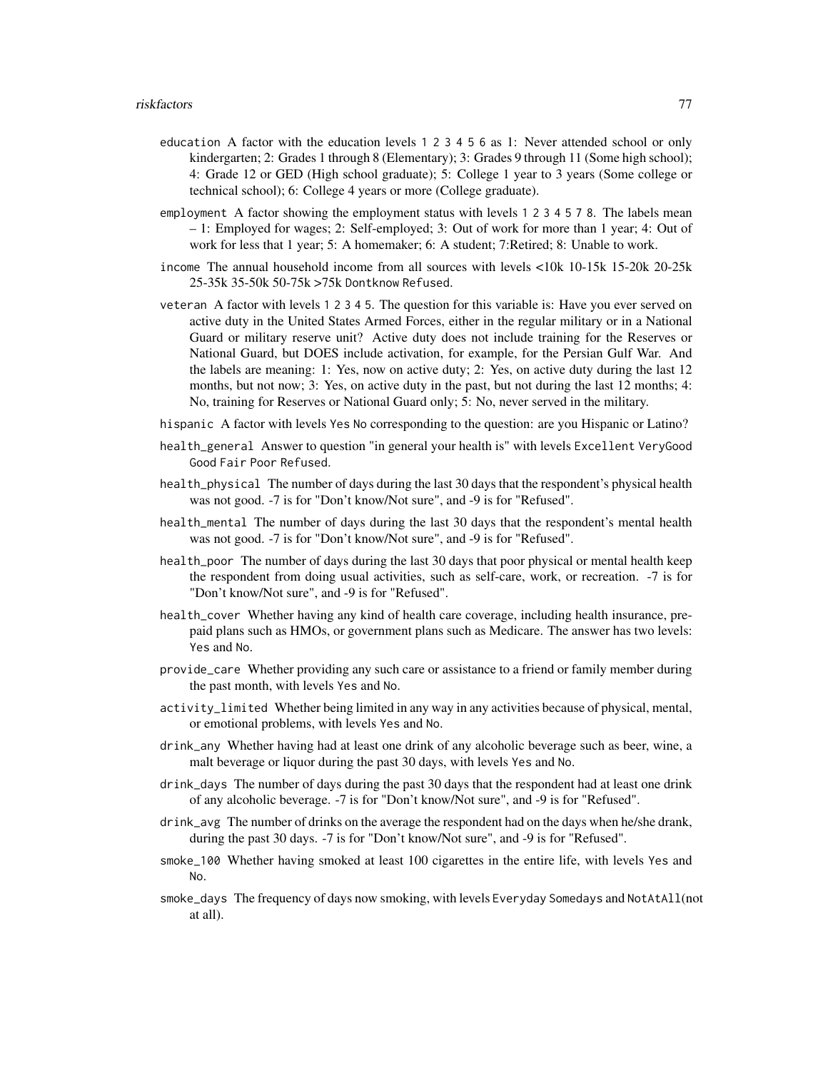`education` A factor with the education levels `1 2 3 4 5 6` as 1: Never attended school or only kindergarten; 2: Grades 1 through 8 (Elementary); 3: Grades 9 through 11 (Some high school); 4: Grade 12 or GED (High school graduate); 5: College 1 year to 3 years (Some college or technical school); 6: College 4 years or more (College graduate).

`employment` A factor showing the employment status with levels `1 2 3 4 5 7 8`. The labels mean – 1: Employed for wages; 2: Self-employed; 3: Out of work for more than 1 year; 4: Out of work for less that 1 year; 5: A homemaker; 6: A student; 7:Retired; 8: Unable to work.

`income` The annual household income from all sources with levels <10k 10-15k 15-20k 20-25k 25-35k 35-50k 50-75k >75k `Dontknow Refused`.

`veteran` A factor with levels `1 2 3 4 5`. The question for this variable is: Have you ever served on active duty in the United States Armed Forces, either in the regular military or in a National Guard or military reserve unit? Active duty does not include training for the Reserves or National Guard, but DOES include activation, for example, for the Persian Gulf War. And the labels are meaning: 1: Yes, now on active duty; 2: Yes, on active duty during the last 12 months, but not now; 3: Yes, on active duty in the past, but not during the last 12 months; 4: No, training for Reserves or National Guard only; 5: No, never served in the military.

`hispanic` A factor with levels `Yes No` corresponding to the question: are you Hispanic or Latino?

`health_general` Answer to question "in general your health is" with levels `Excellent VeryGood Good Fair Poor Refused`.

`health_physical` The number of days during the last 30 days that the respondent's physical health was not good. -7 is for "Don't know/Not sure", and -9 is for "Refused".

`health_mental` The number of days during the last 30 days that the respondent's mental health was not good. -7 is for "Don't know/Not sure", and -9 is for "Refused".

`health_poor` The number of days during the last 30 days that poor physical or mental health keep the respondent from doing usual activities, such as self-care, work, or recreation. -7 is for "Don't know/Not sure", and -9 is for "Refused".

`health_cover` Whether having any kind of health care coverage, including health insurance, prepaid plans such as HMOs, or government plans such as Medicare. The answer has two levels: `Yes` and `No`.

`provide_care` Whether providing any such care or assistance to a friend or family member during the past month, with levels `Yes` and `No`.

`activity_limited` Whether being limited in any way in any activities because of physical, mental, or emotional problems, with levels `Yes` and `No`.

`drink_any` Whether having had at least one drink of any alcoholic beverage such as beer, wine, a malt beverage or liquor during the past 30 days, with levels `Yes` and `No`.

`drink_days` The number of days during the past 30 days that the respondent had at least one drink of any alcoholic beverage. -7 is for "Don't know/Not sure", and -9 is for "Refused".

`drink_avg` The number of drinks on the average the respondent had on the days when he/she drank, during the past 30 days. -7 is for "Don't know/Not sure", and -9 is for "Refused".

`smoke_100` Whether having smoked at least 100 cigarettes in the entire life, with levels `Yes` and `No`.

`smoke_days` The frequency of days now smoking, with levels `Everyday Somedays` and `NotAtAll`(not at all).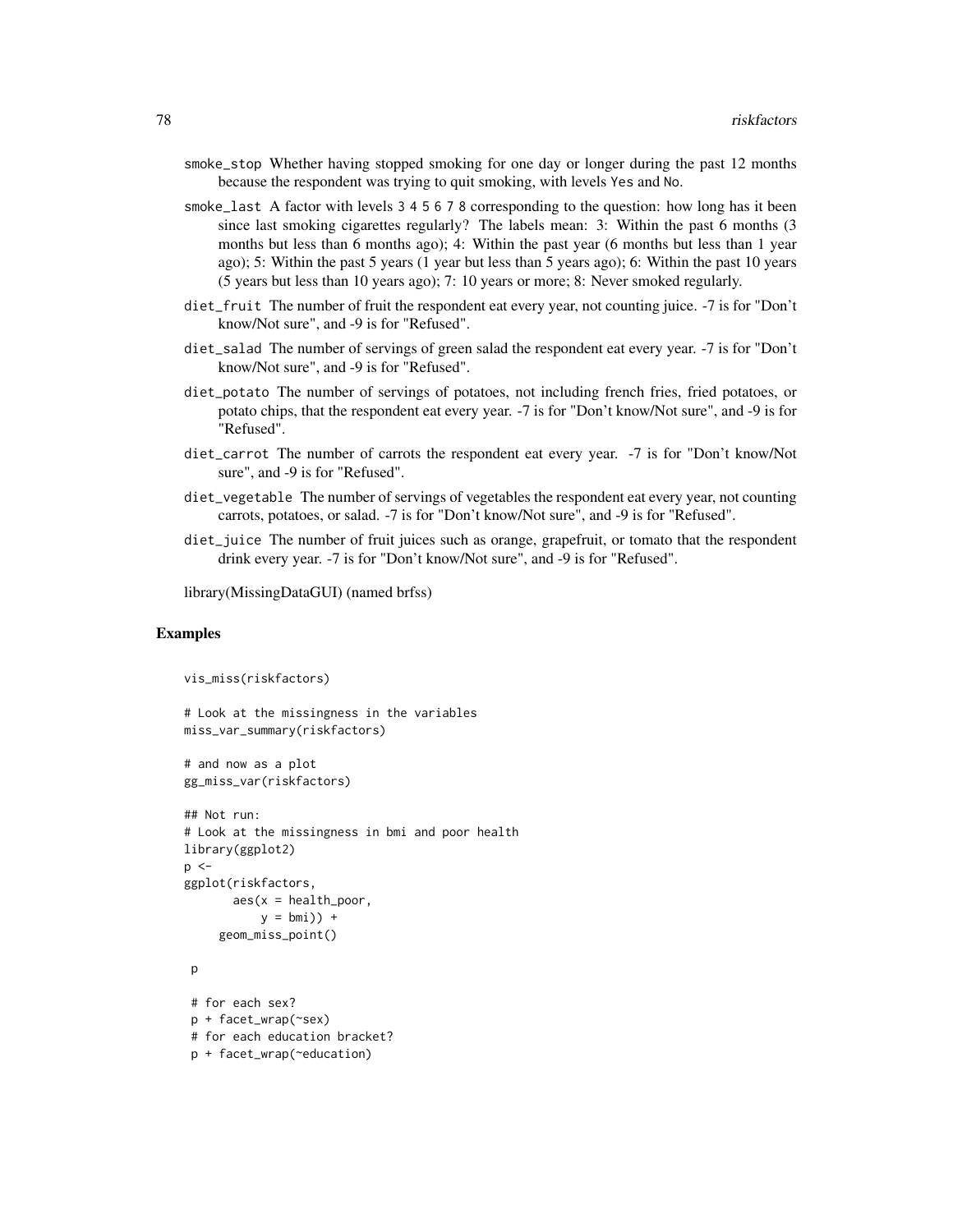smoke_stop Whether having stopped smoking for one day or longer during the past 12 months because the respondent was trying to quit smoking, with levels Yes and No.

smoke_last A factor with levels 3 4 5 6 7 8 corresponding to the question: how long has it been since last smoking cigarettes regularly? The labels mean: 3: Within the past 6 months (3 months but less than 6 months ago); 4: Within the past year (6 months but less than 1 year ago); 5: Within the past 5 years (1 year but less than 5 years ago); 6: Within the past 10 years (5 years but less than 10 years ago); 7: 10 years or more; 8: Never smoked regularly.

diet_fruit The number of fruit the respondent eat every year, not counting juice. -7 is for "Don't know/Not sure", and -9 is for "Refused".

diet_salad The number of servings of green salad the respondent eat every year. -7 is for "Don't know/Not sure", and -9 is for "Refused".

diet_potato The number of servings of potatoes, not including french fries, fried potatoes, or potato chips, that the respondent eat every year. -7 is for "Don't know/Not sure", and -9 is for "Refused".

diet_carrot The number of carrots the respondent eat every year. -7 is for "Don't know/Not sure", and -9 is for "Refused".

diet_vegetable The number of servings of vegetables the respondent eat every year, not counting carrots, potatoes, or salad. -7 is for "Don't know/Not sure", and -9 is for "Refused".

diet_juice The number of fruit juices such as orange, grapefruit, or tomato that the respondent drink every year. -7 is for "Don't know/Not sure", and -9 is for "Refused".

library(MissingDataGUI) (named brfss)

## Examples

```
vis_miss(riskfactors)

# Look at the missingness in the variables
miss_var_summary(riskfactors)

# and now as a plot
gg_miss_var(riskfactors)

## Not run:
# Look at the missingness in bmi and poor health
library(ggplot2)
p <-
ggplot(riskfactors,
       aes(x = health_poor,
           y = bmi)) +
     geom_miss_point()

 p

 # for each sex?
 p + facet_wrap(~sex)
 # for each education bracket?
 p + facet_wrap(~education)
```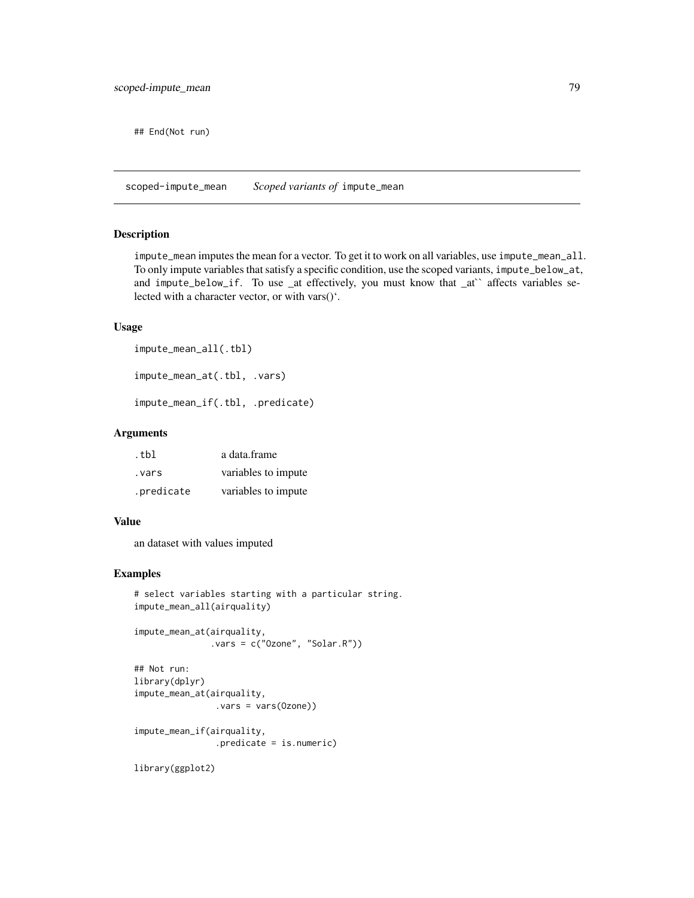```
## End(Not run)
```

## scoped-impute_mean *Scoped variants of* impute_mean

### Description

impute_mean imputes the mean for a vector. To get it to work on all variables, use impute_mean_all. To only impute variables that satisfy a specific condition, use the scoped variants, impute_below_at, and impute_below_if. To use _at effectively, you must know that _at`` affects variables selected with a character vector, or with vars()‘.

### Usage

```
impute_mean_all(.tbl)

impute_mean_at(.tbl, .vars)

impute_mean_if(.tbl, .predicate)
```

### Arguments

| | |
|---|---|
| .tbl | a data.frame |
| .vars | variables to impute |
| .predicate | variables to impute |

### Value

an dataset with values imputed

### Examples

```
# select variables starting with a particular string.
impute_mean_all(airquality)

impute_mean_at(airquality,
              .vars = c("Ozone", "Solar.R"))

## Not run:
library(dplyr)
impute_mean_at(airquality,
               .vars = vars(Ozone))

impute_mean_if(airquality,
               .predicate = is.numeric)

library(ggplot2)
```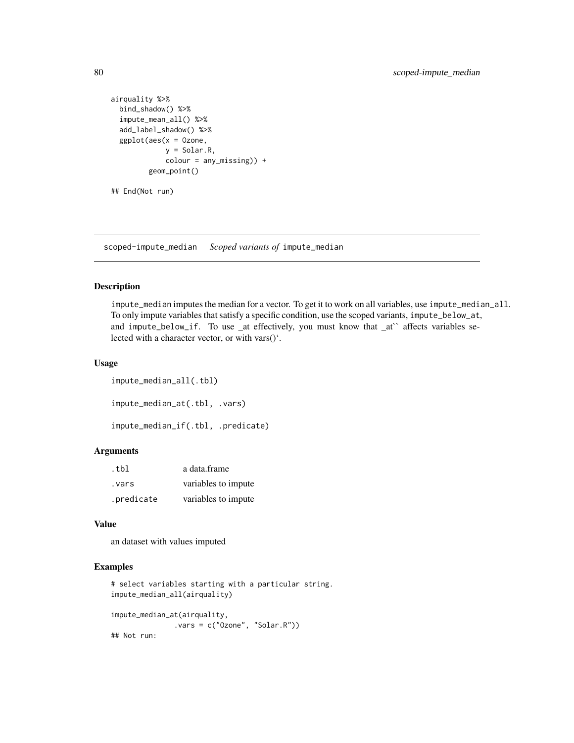```
airquality %>%
  bind_shadow() %>%
  impute_mean_all() %>%
  add_label_shadow() %>%
  ggplot(aes(x = Ozone,
             y = Solar.R,
             colour = any_missing)) +
         geom_point()

## End(Not run)
```

---

## scoped-impute_median *Scoped variants of* `impute_median`

### Description

`impute_median` imputes the median for a vector. To get it to work on all variables, use `impute_median_all`. To only impute variables that satisfy a specific condition, use the scoped variants, `impute_below_at`, and `impute_below_if`. To use _at effectively, you must know that _at`` affects variables selected with a character vector, or with vars()‘.

### Usage

```
impute_median_all(.tbl)

impute_median_at(.tbl, .vars)

impute_median_if(.tbl, .predicate)
```

### Arguments

| | |
|---|---|
| `.tbl` | a data.frame |
| `.vars` | variables to impute |
| `.predicate` | variables to impute |

### Value

an dataset with values imputed

### Examples

```
# select variables starting with a particular string.
impute_median_all(airquality)

impute_median_at(airquality,
               .vars = c("Ozone", "Solar.R"))
## Not run:
```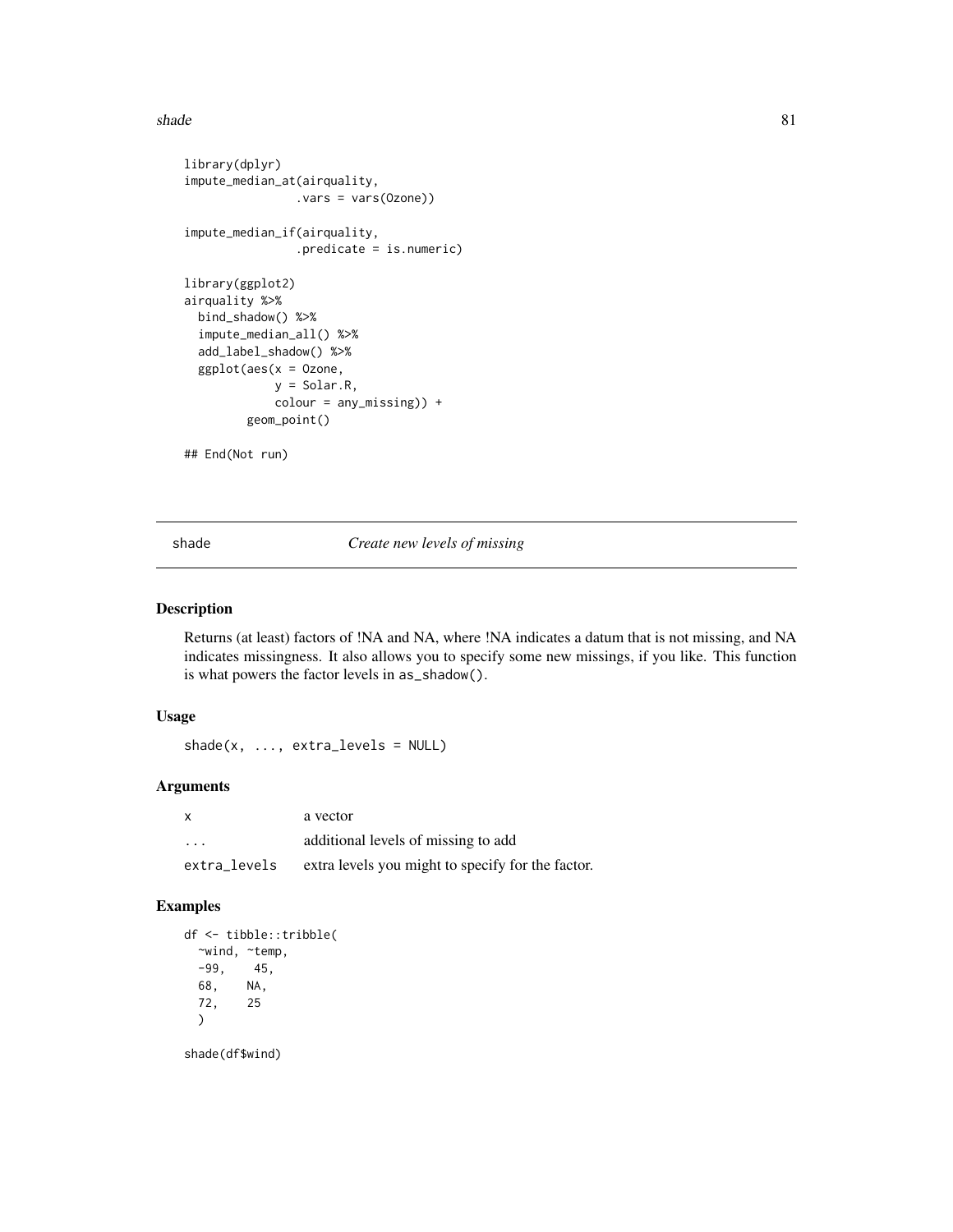```r
library(dplyr)
impute_median_at(airquality,
                .vars = vars(Ozone))

impute_median_if(airquality,
                .predicate = is.numeric)

library(ggplot2)
airquality %>%
  bind_shadow() %>%
  impute_median_all() %>%
  add_label_shadow() %>%
  ggplot(aes(x = Ozone,
             y = Solar.R,
             colour = any_missing)) +
         geom_point()

## End(Not run)
```

---

## shade — *Create new levels of missing*

### Description

Returns (at least) factors of !NA and NA, where !NA indicates a datum that is not missing, and NA indicates missingness. It also allows you to specify some new missings, if you like. This function is what powers the factor levels in `as_shadow()`.

### Usage

```r
shade(x, ..., extra_levels = NULL)
```

### Arguments

| | |
|---|---|
| `x` | a vector |
| `...` | additional levels of missing to add |
| `extra_levels` | extra levels you might to specify for the factor. |

### Examples

```r
df <- tibble::tribble(
  ~wind, ~temp,
  -99,    45,
  68,    NA,
  72,    25
  )

shade(df$wind)
```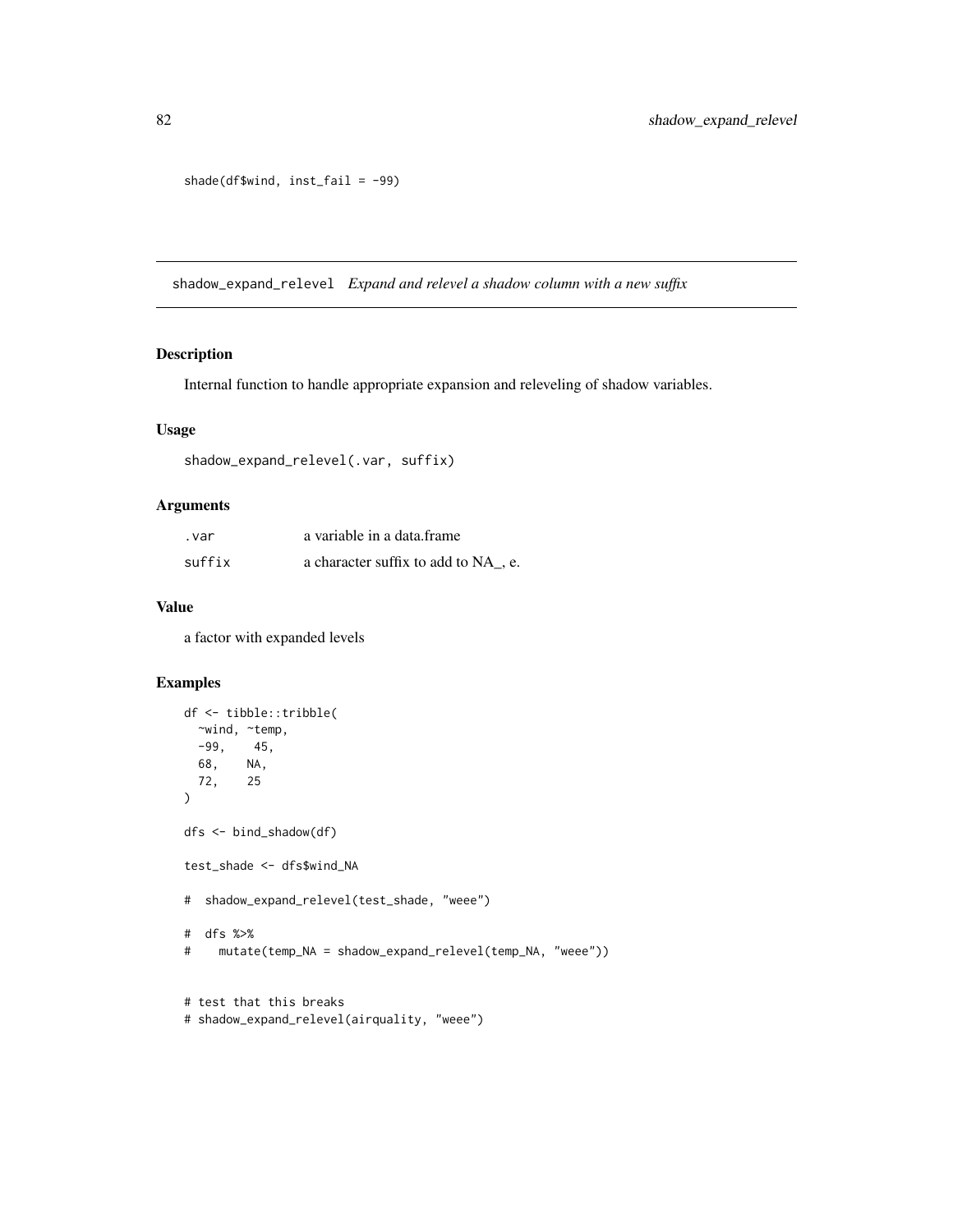```
shade(df$wind, inst_fail = -99)
```

## shadow_expand_relevel *Expand and relevel a shadow column with a new suffix*

### Description

Internal function to handle appropriate expansion and releveling of shadow variables.

### Usage

```
shadow_expand_relevel(.var, suffix)
```

### Arguments

| | |
|---|---|
| .var | a variable in a data.frame |
| suffix | a character suffix to add to NA_, e. |

### Value

a factor with expanded levels

### Examples

```
df <- tibble::tribble(
  ~wind, ~temp,
  -99,    45,
  68,    NA,
  72,    25
)

dfs <- bind_shadow(df)

test_shade <- dfs$wind_NA

#  shadow_expand_relevel(test_shade, "weee")

#  dfs %>%
#    mutate(temp_NA = shadow_expand_relevel(temp_NA, "weee"))


# test that this breaks
# shadow_expand_relevel(airquality, "weee")
```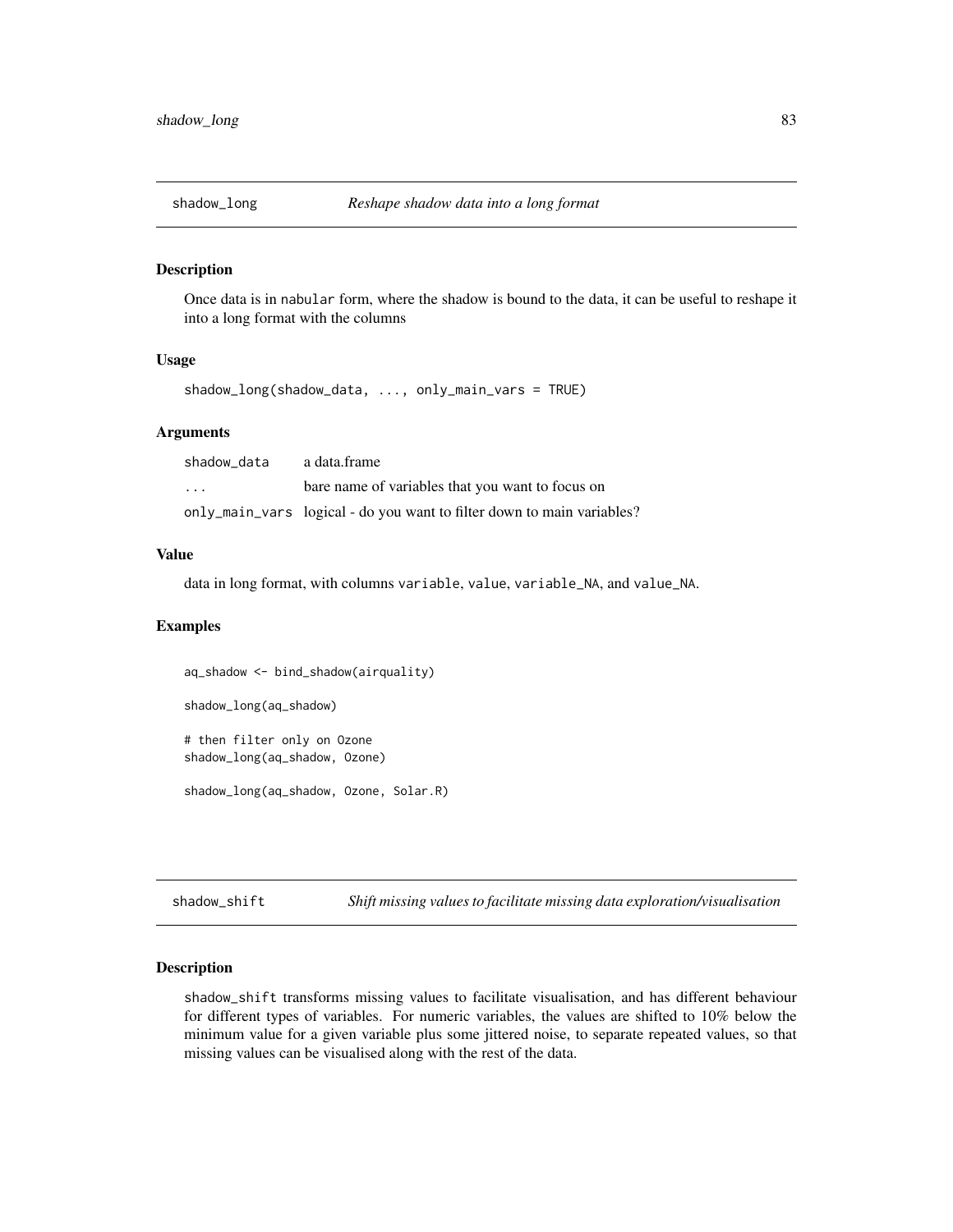## shadow_long — *Reshape shadow data into a long format*

### Description

Once data is in nabular form, where the shadow is bound to the data, it can be useful to reshape it into a long format with the columns

### Usage

```
shadow_long(shadow_data, ..., only_main_vars = TRUE)
```

### Arguments

| | |
|---|---|
| shadow_data | a data.frame |
| ... | bare name of variables that you want to focus on |
| only_main_vars | logical - do you want to filter down to main variables? |

### Value

data in long format, with columns `variable`, `value`, `variable_NA`, and `value_NA`.

### Examples

```
aq_shadow <- bind_shadow(airquality)

shadow_long(aq_shadow)

# then filter only on Ozone
shadow_long(aq_shadow, Ozone)

shadow_long(aq_shadow, Ozone, Solar.R)
```

## shadow_shift — *Shift missing values to facilitate missing data exploration/visualisation*

### Description

`shadow_shift` transforms missing values to facilitate visualisation, and has different behaviour for different types of variables. For numeric variables, the values are shifted to 10% below the minimum value for a given variable plus some jittered noise, to separate repeated values, so that missing values can be visualised along with the rest of the data.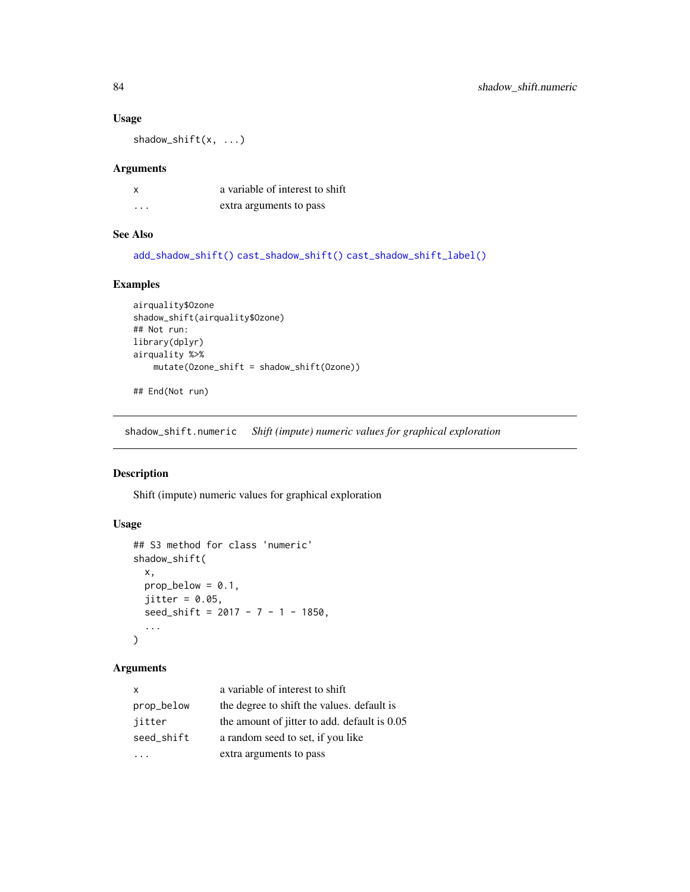### Usage

```
shadow_shift(x, ...)
```

### Arguments

| | |
|---|---|
| x | a variable of interest to shift |
| ... | extra arguments to pass |

### See Also

add_shadow_shift() cast_shadow_shift() cast_shadow_shift_label()

### Examples

```
airquality$Ozone
shadow_shift(airquality$Ozone)
## Not run:
library(dplyr)
airquality %>%
    mutate(Ozone_shift = shadow_shift(Ozone))

## End(Not run)
```

---

## shadow_shift.numeric    *Shift (impute) numeric values for graphical exploration*

---

### Description

Shift (impute) numeric values for graphical exploration

### Usage

```
## S3 method for class 'numeric'
shadow_shift(
  x,
  prop_below = 0.1,
  jitter = 0.05,
  seed_shift = 2017 - 7 - 1 - 1850,
  ...
)
```

### Arguments

| | |
|---|---|
| x | a variable of interest to shift |
| prop_below | the degree to shift the values. default is |
| jitter | the amount of jitter to add. default is 0.05 |
| seed_shift | a random seed to set, if you like |
| ... | extra arguments to pass |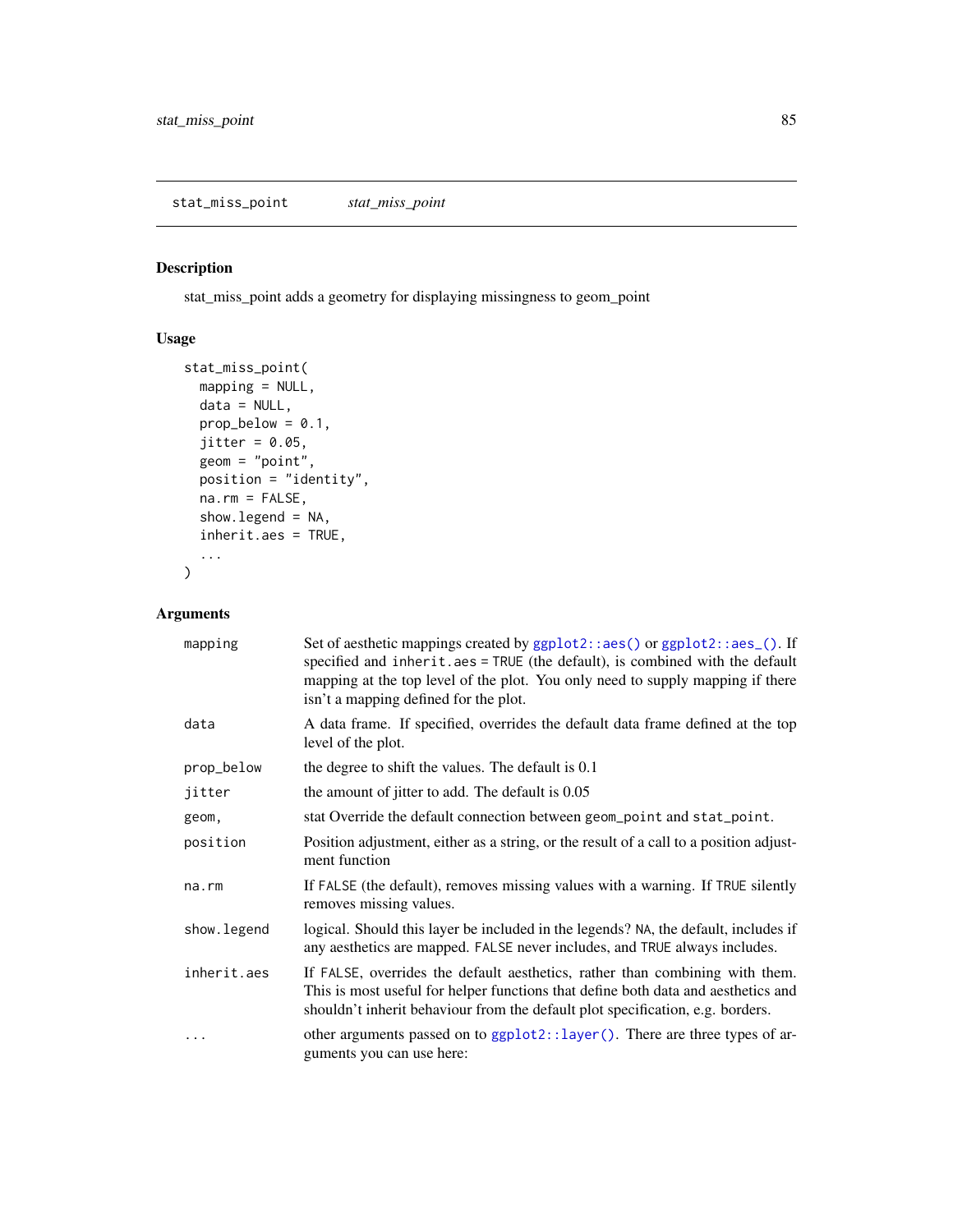## stat_miss_point

*stat_miss_point*

### Description

stat_miss_point adds a geometry for displaying missingness to geom_point

### Usage

```
stat_miss_point(
  mapping = NULL,
  data = NULL,
  prop_below = 0.1,
  jitter = 0.05,
  geom = "point",
  position = "identity",
  na.rm = FALSE,
  show.legend = NA,
  inherit.aes = TRUE,
  ...
)
```

### Arguments

| | |
|---|---|
| `mapping` | Set of aesthetic mappings created by `ggplot2::aes()` or `ggplot2::aes_()`. If specified and `inherit.aes = TRUE` (the default), is combined with the default mapping at the top level of the plot. You only need to supply mapping if there isn't a mapping defined for the plot. |
| `data` | A data frame. If specified, overrides the default data frame defined at the top level of the plot. |
| `prop_below` | the degree to shift the values. The default is 0.1 |
| `jitter` | the amount of jitter to add. The default is 0.05 |
| `geom,` | stat Override the default connection between `geom_point` and `stat_point`. |
| `position` | Position adjustment, either as a string, or the result of a call to a position adjustment function |
| `na.rm` | If `FALSE` (the default), removes missing values with a warning. If `TRUE` silently removes missing values. |
| `show.legend` | logical. Should this layer be included in the legends? `NA`, the default, includes if any aesthetics are mapped. `FALSE` never includes, and `TRUE` always includes. |
| `inherit.aes` | If `FALSE`, overrides the default aesthetics, rather than combining with them. This is most useful for helper functions that define both data and aesthetics and shouldn't inherit behaviour from the default plot specification, e.g. borders. |
| `...` | other arguments passed on to `ggplot2::layer()`. There are three types of arguments you can use here: |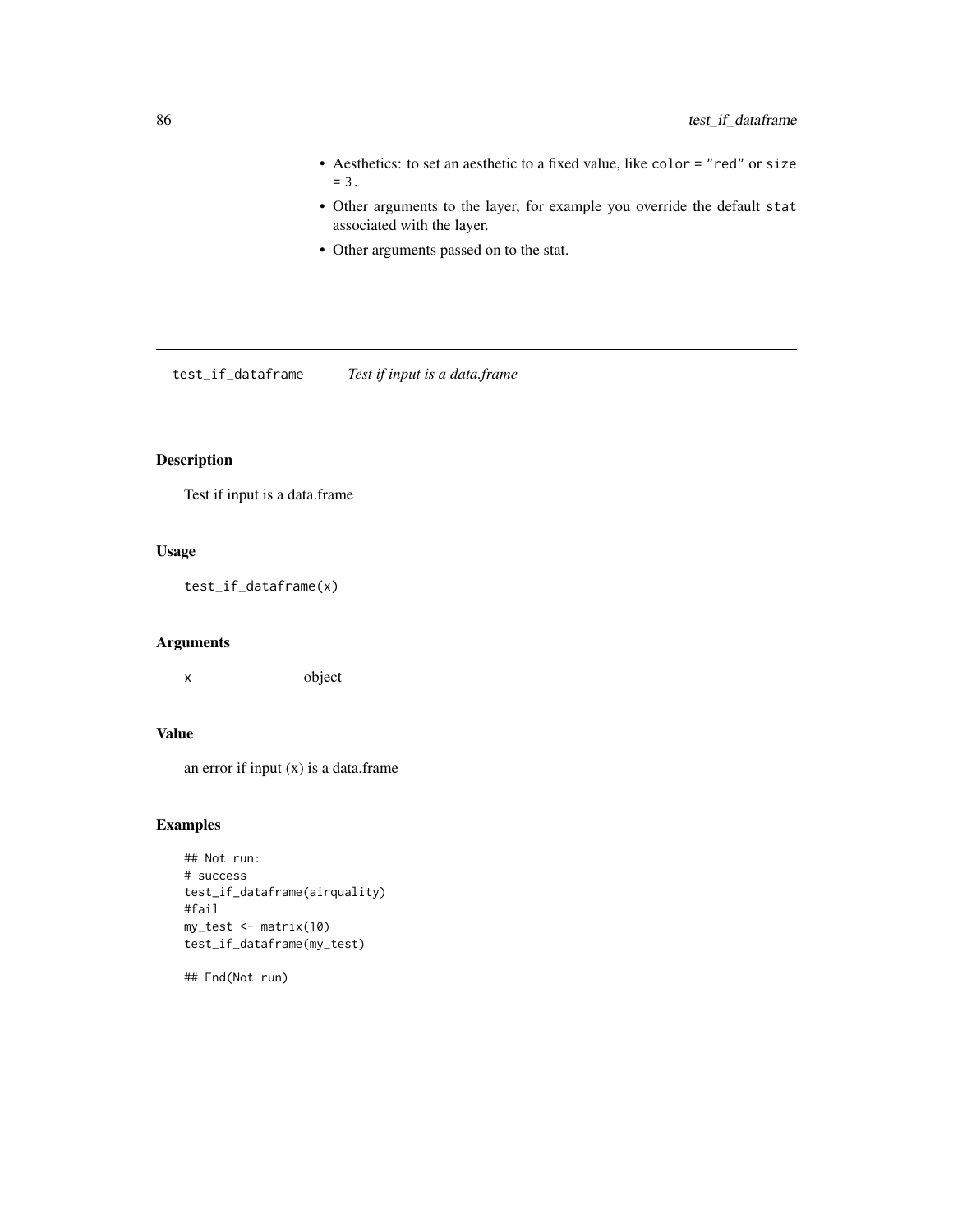- Aesthetics: to set an aesthetic to a fixed value, like `color = "red"` or `size = 3`.
- Other arguments to the layer, for example you override the default `stat` associated with the layer.
- Other arguments passed on to the stat.

---

## test_if_dataframe — *Test if input is a data.frame*

### Description

Test if input is a data.frame

### Usage

```
test_if_dataframe(x)
```

### Arguments

| | |
|---|---|
| `x` | object |

### Value

an error if input (x) is a data.frame

### Examples

```
## Not run:
# success
test_if_dataframe(airquality)
#fail
my_test <- matrix(10)
test_if_dataframe(my_test)

## End(Not run)
```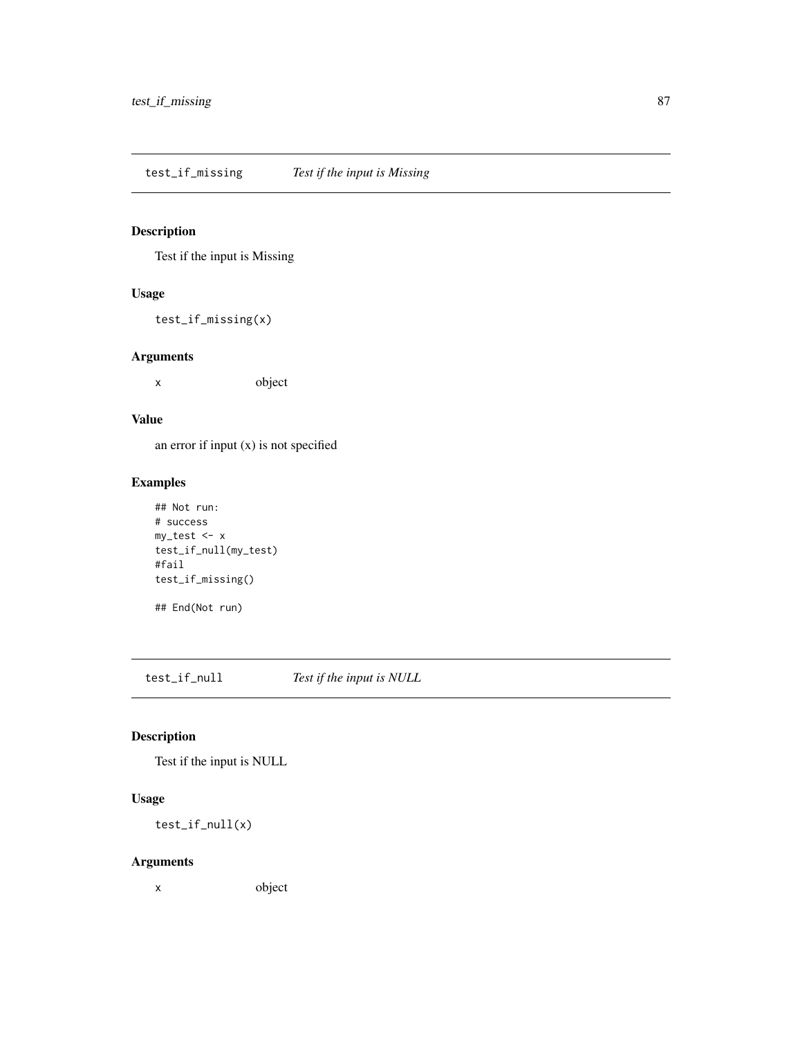## test_if_missing *Test if the input is Missing*

### Description

Test if the input is Missing

### Usage

```
test_if_missing(x)
```

### Arguments

| | |
|---|---|
| x | object |

### Value

an error if input (x) is not specified

### Examples

```
## Not run:
# success
my_test <- x
test_if_null(my_test)
#fail
test_if_missing()

## End(Not run)
```

## test_if_null *Test if the input is NULL*

### Description

Test if the input is NULL

### Usage

```
test_if_null(x)
```

### Arguments

| | |
|---|---|
| x | object |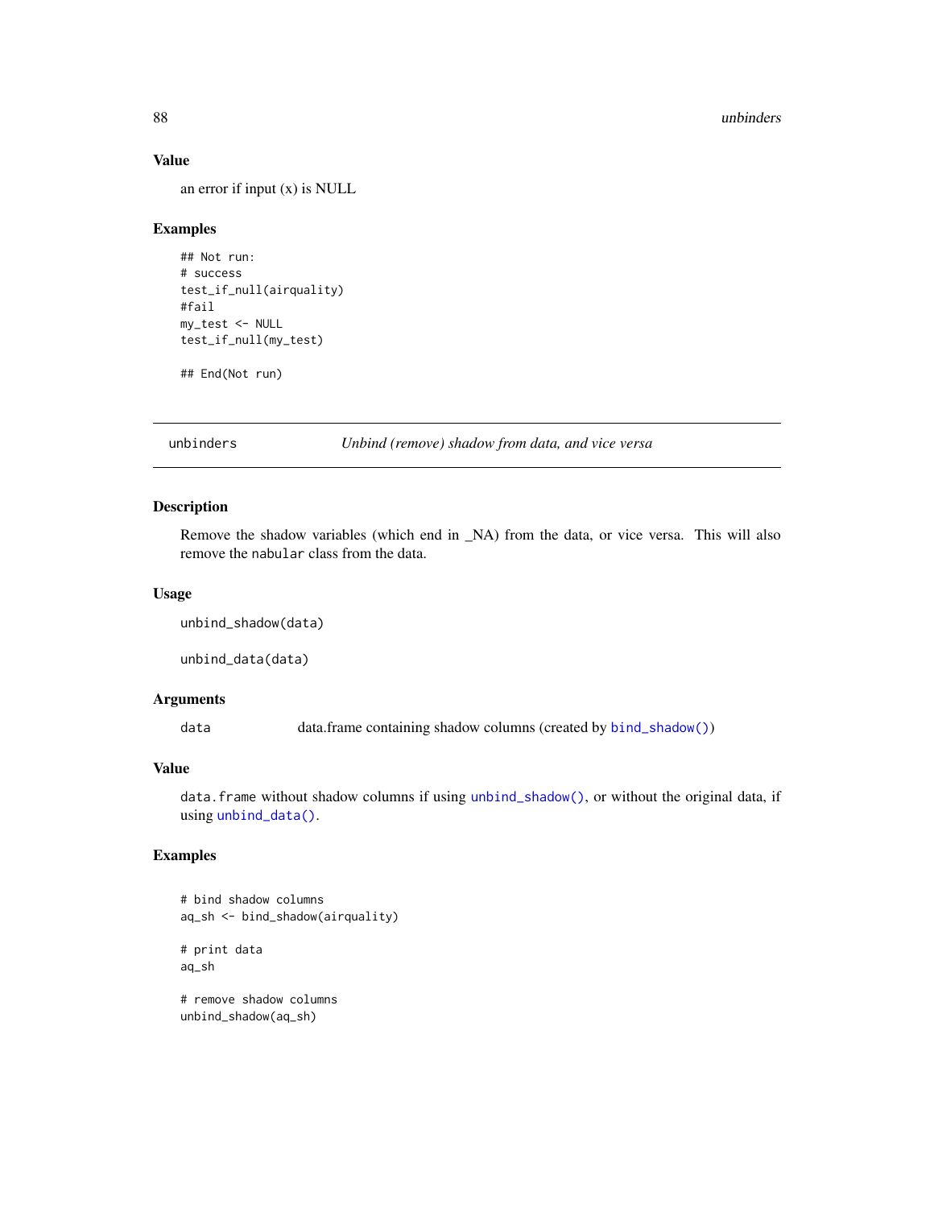### Value

an error if input (x) is NULL

### Examples

```
## Not run:
# success
test_if_null(airquality)
#fail
my_test <- NULL
test_if_null(my_test)

## End(Not run)
```

---

## unbinders — *Unbind (remove) shadow from data, and vice versa*

### Description

Remove the shadow variables (which end in _NA) from the data, or vice versa. This will also remove the `nabular` class from the data.

### Usage

```
unbind_shadow(data)

unbind_data(data)
```

### Arguments

| | |
|---|---|
| `data` | data.frame containing shadow columns (created by `bind_shadow()`) |

### Value

`data.frame` without shadow columns if using `unbind_shadow()`, or without the original data, if using `unbind_data()`.

### Examples

```
# bind shadow columns
aq_sh <- bind_shadow(airquality)

# print data
aq_sh

# remove shadow columns
unbind_shadow(aq_sh)
```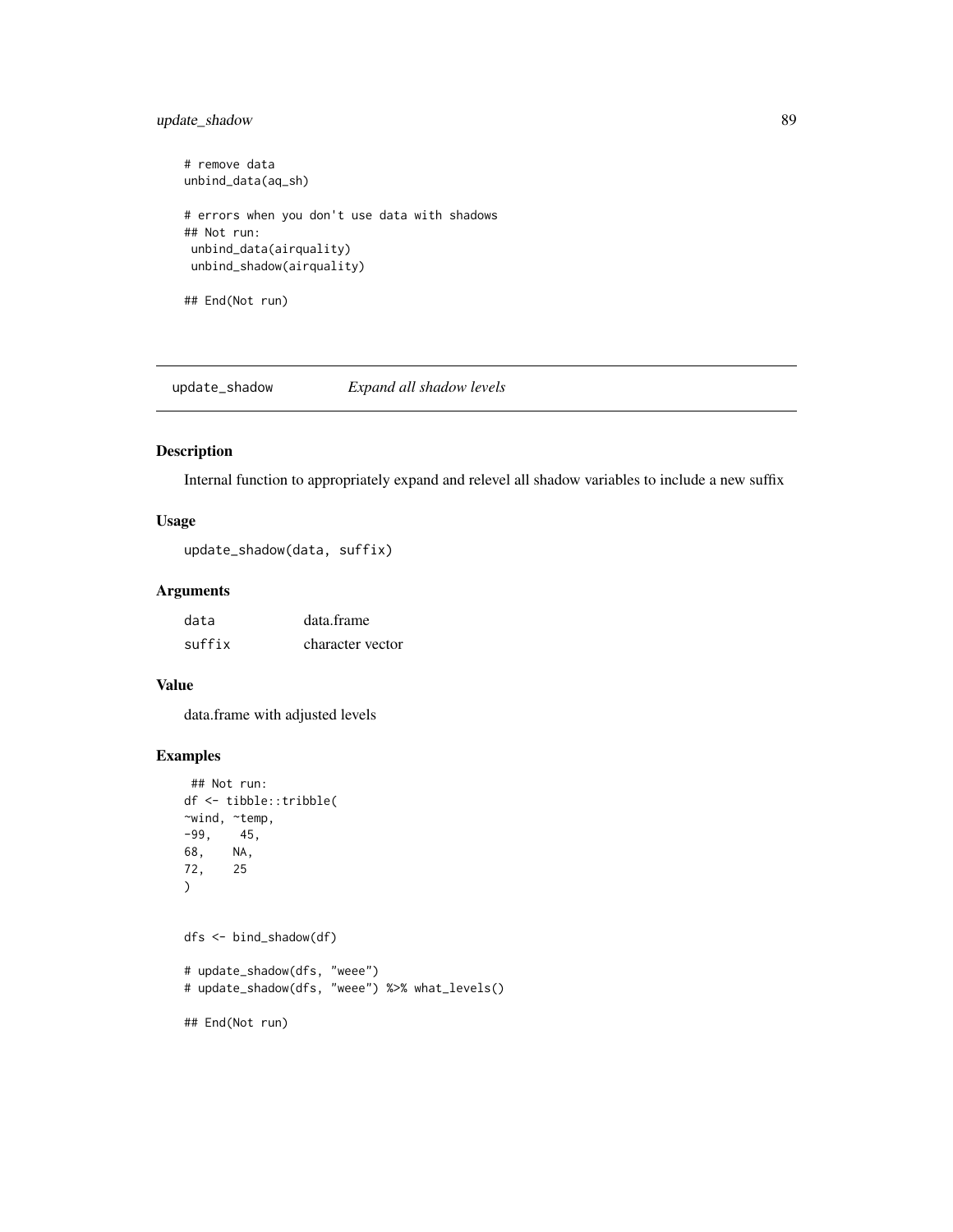```
# remove data
unbind_data(aq_sh)

# errors when you don't use data with shadows
## Not run:
 unbind_data(airquality)
 unbind_shadow(airquality)

## End(Not run)
```

---

## update_shadow *Expand all shadow levels*

---

### Description

Internal function to appropriately expand and relevel all shadow variables to include a new suffix

### Usage

```
update_shadow(data, suffix)
```

### Arguments

| | |
|---|---|
| `data` | data.frame |
| `suffix` | character vector |

### Value

data.frame with adjusted levels

### Examples

```
 ## Not run:
df <- tibble::tribble(
~wind, ~temp,
-99,    45,
68,    NA,
72,    25
)


dfs <- bind_shadow(df)

# update_shadow(dfs, "weee")
# update_shadow(dfs, "weee") %>% what_levels()

## End(Not run)
```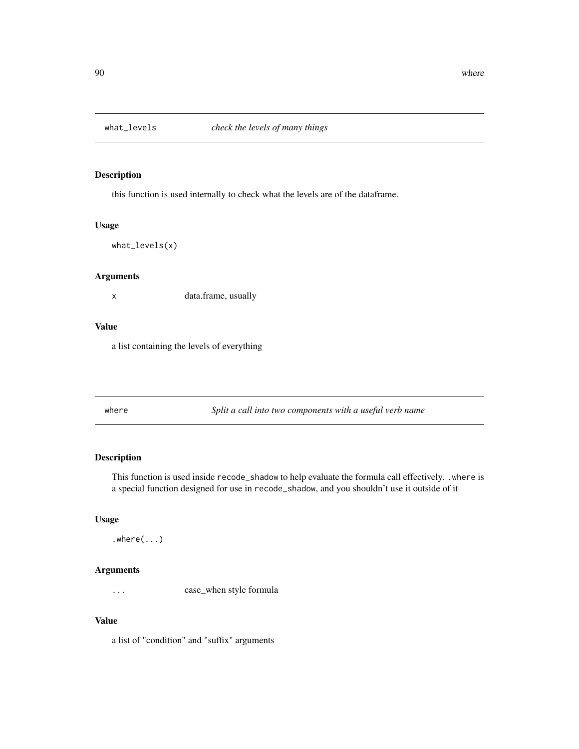## what_levels *check the levels of many things*

### Description

this function is used internally to check what the levels are of the dataframe.

### Usage

```
what_levels(x)
```

### Arguments

x — data.frame, usually

### Value

a list containing the levels of everything

## where *Split a call into two components with a useful verb name*

### Description

This function is used inside `recode_shadow` to help evaluate the formula call effectively. `.where` is a special function designed for use in `recode_shadow`, and you shouldn't use it outside of it

### Usage

```
.where(...)
```

### Arguments

... — case_when style formula

### Value

a list of "condition" and "suffix" arguments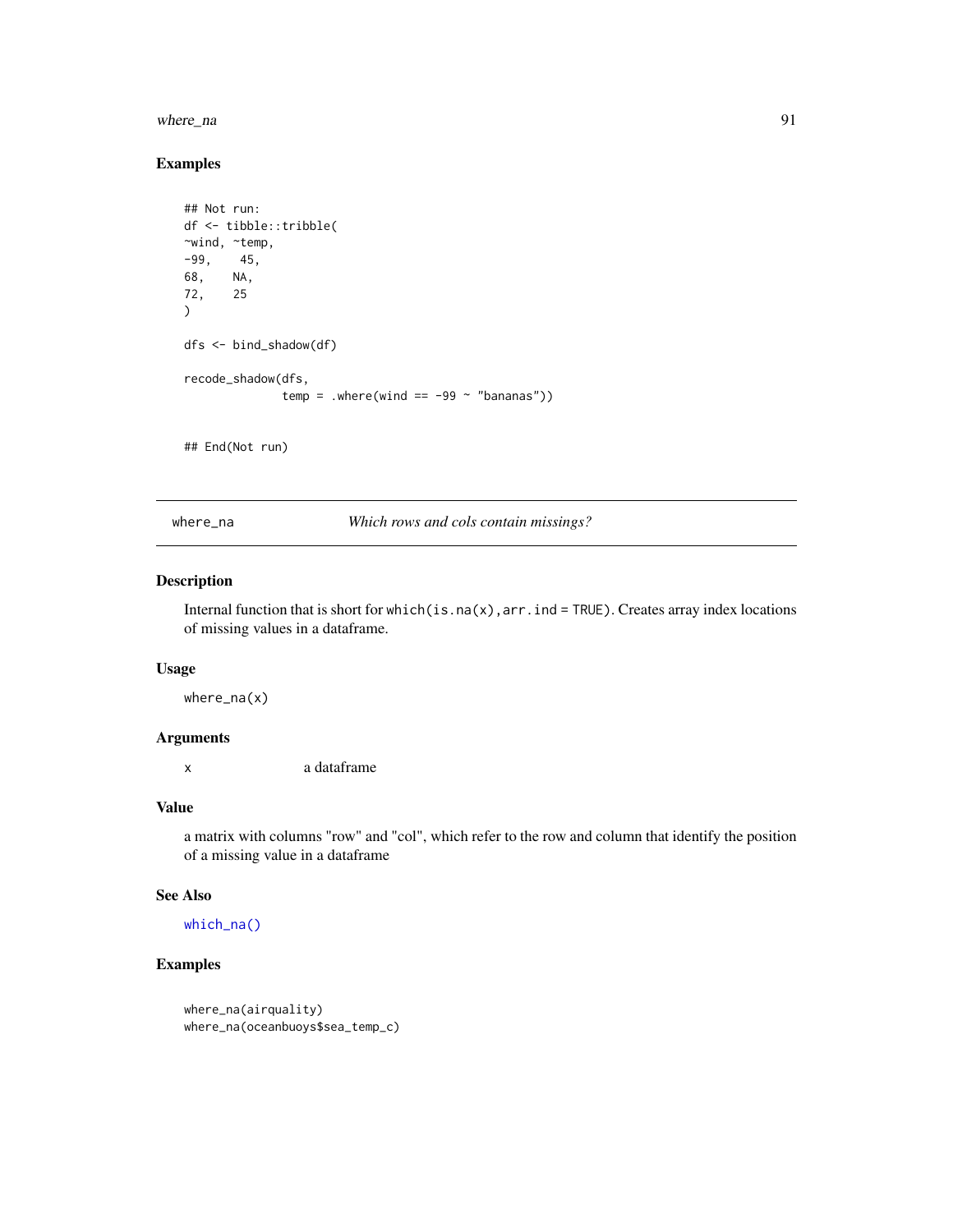### Examples

```
## Not run:
df <- tibble::tribble(
~wind, ~temp,
-99,    45,
68,    NA,
72,    25
)

dfs <- bind_shadow(df)

recode_shadow(dfs,
              temp = .where(wind == -99 ~ "bananas"))


## End(Not run)
```

---

## where_na *Which rows and cols contain missings?*

### Description

Internal function that is short for `which(is.na(x),arr.ind = TRUE)`. Creates array index locations of missing values in a dataframe.

### Usage

```
where_na(x)
```

### Arguments

| | |
|---|---|
| x | a dataframe |

### Value

a matrix with columns "row" and "col", which refer to the row and column that identify the position of a missing value in a dataframe

### See Also

`which_na()`

### Examples

```
where_na(airquality)
where_na(oceanbuoys$sea_temp_c)
```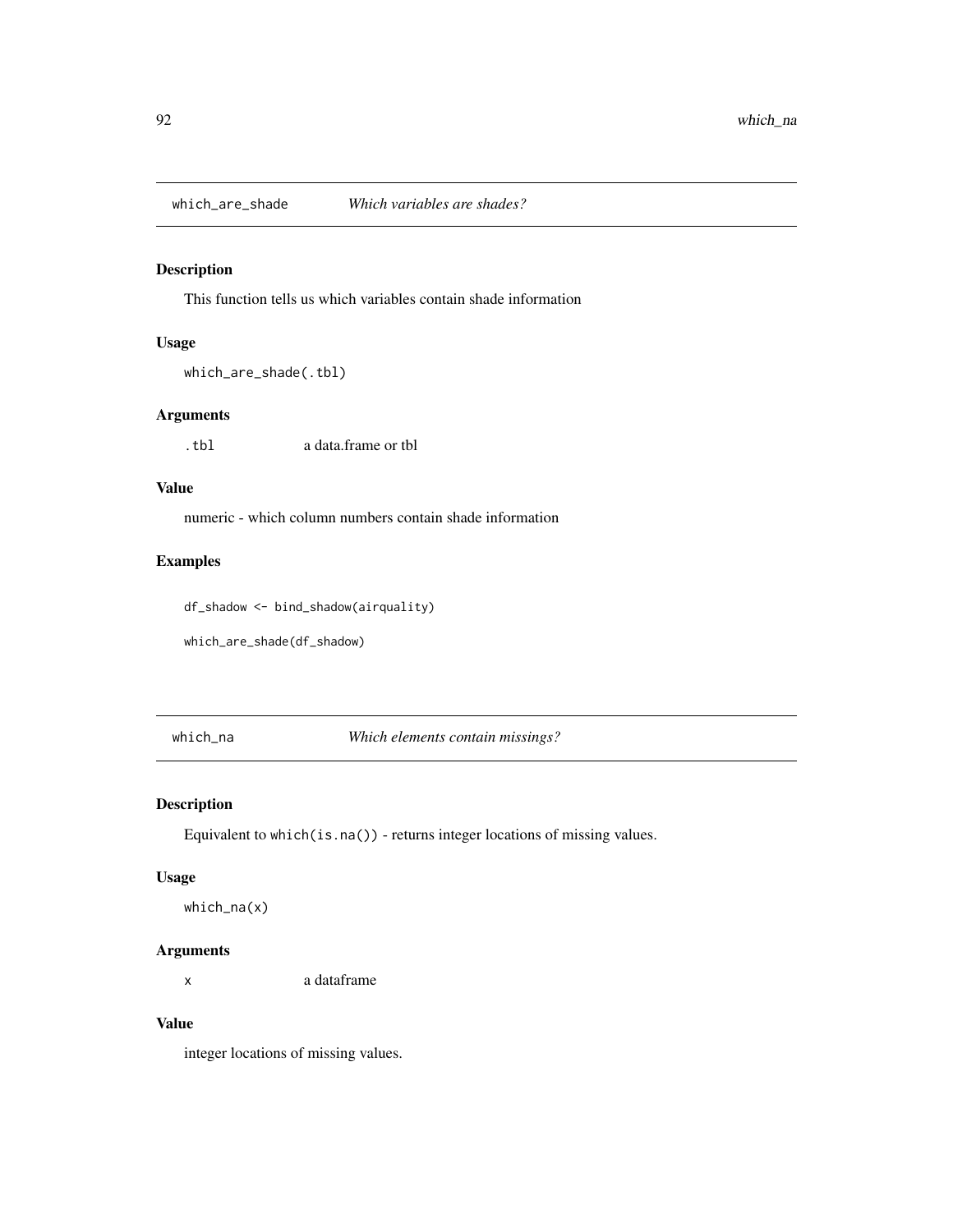## which_are_shade — *Which variables are shades?*

### Description

This function tells us which variables contain shade information

### Usage

```
which_are_shade(.tbl)
```

### Arguments

| | |
|---|---|
| `.tbl` | a data.frame or tbl |

### Value

numeric - which column numbers contain shade information

### Examples

```
df_shadow <- bind_shadow(airquality)

which_are_shade(df_shadow)
```

## which_na — *Which elements contain missings?*

### Description

Equivalent to `which(is.na())` - returns integer locations of missing values.

### Usage

```
which_na(x)
```

### Arguments

| | |
|---|---|
| `x` | a dataframe |

### Value

integer locations of missing values.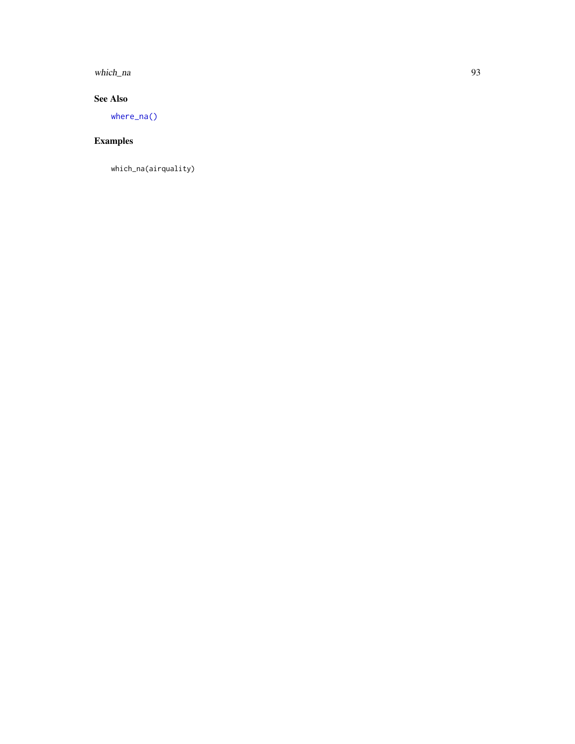## See Also

`where_na()`

## Examples

```
which_na(airquality)
```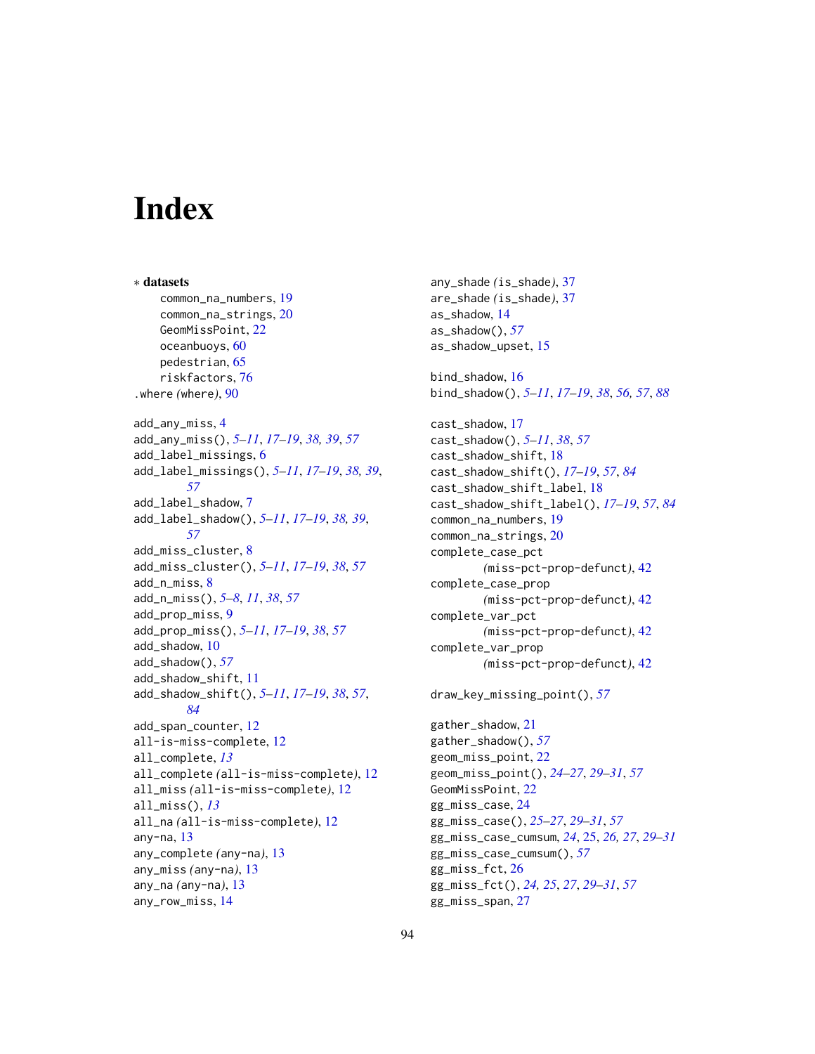# Index

∗ **datasets**

common_na_numbers, 19
common_na_strings, 20
GeomMissPoint, 22
oceanbuoys, 60
pedestrian, 65
riskfactors, 76

.where *(where)*, 90

add_any_miss, 4
add_any_miss(), *5–11*, *17–19*, *38, 39*, *57*
add_label_missings, 6
add_label_missings(), *5–11*, *17–19*, *38, 39*, *57*
add_label_shadow, 7
add_label_shadow(), *5–11*, *17–19*, *38, 39*, *57*
add_miss_cluster, 8
add_miss_cluster(), *5–11*, *17–19*, *38*, *57*
add_n_miss, 8
add_n_miss(), *5–8*, *11*, *38*, *57*
add_prop_miss, 9
add_prop_miss(), *5–11*, *17–19*, *38*, *57*
add_shadow, 10
add_shadow(), *57*
add_shadow_shift, 11
add_shadow_shift(), *5–11*, *17–19*, *38*, *57*, *84*
add_span_counter, 12
all-is-miss-complete, 12
all_complete, *13*
all_complete *(all-is-miss-complete)*, 12
all_miss *(all-is-miss-complete)*, 12
all_miss(), *13*
all_na *(all-is-miss-complete)*, 12
any-na, 13
any_complete *(any-na)*, 13
any_miss *(any-na)*, 13
any_na *(any-na)*, 13
any_row_miss, 14
any_shade *(is_shade)*, 37
are_shade *(is_shade)*, 37
as_shadow, 14
as_shadow(), *57*
as_shadow_upset, 15

bind_shadow, 16
bind_shadow(), *5–11*, *17–19*, *38*, *56, 57*, *88*

cast_shadow, 17
cast_shadow(), *5–11*, *38*, *57*
cast_shadow_shift, 18
cast_shadow_shift(), *17–19*, *57*, *84*
cast_shadow_shift_label, 18
cast_shadow_shift_label(), *17–19*, *57*, *84*
common_na_numbers, 19
common_na_strings, 20
complete_case_pct *(miss-pct-prop-defunct)*, 42
complete_case_prop *(miss-pct-prop-defunct)*, 42
complete_var_pct *(miss-pct-prop-defunct)*, 42
complete_var_prop *(miss-pct-prop-defunct)*, 42

draw_key_missing_point(), *57*

gather_shadow, 21
gather_shadow(), *57*
geom_miss_point, 22
geom_miss_point(), *24–27*, *29–31*, *57*
GeomMissPoint, 22
gg_miss_case, 24
gg_miss_case(), *25–27*, *29–31*, *57*
gg_miss_case_cumsum, *24*, 25, *26, 27*, *29–31*
gg_miss_case_cumsum(), *57*
gg_miss_fct, 26
gg_miss_fct(), *24, 25*, *27*, *29–31*, *57*
gg_miss_span, 27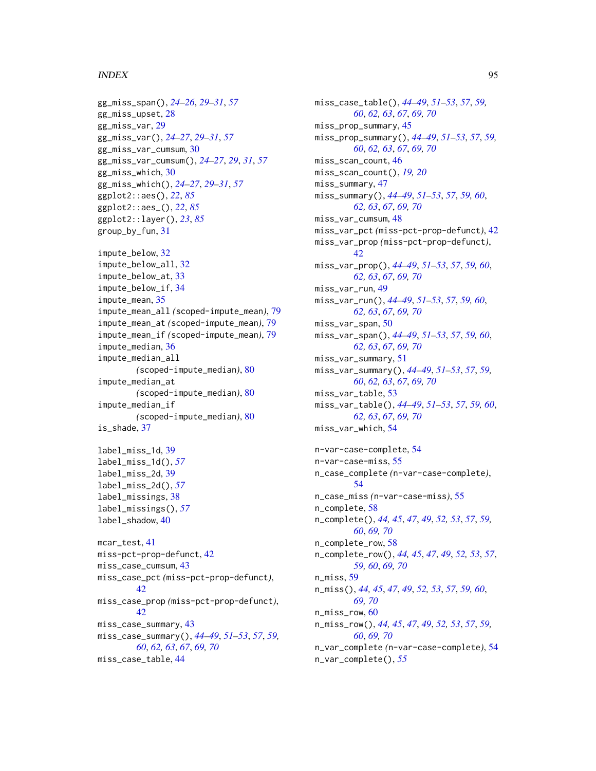gg_miss_span(), *24–26*, *29–31*, *57*
gg_miss_upset, 28
gg_miss_var, 29
gg_miss_var(), *24–27*, *29–31*, *57*
gg_miss_var_cumsum, 30
gg_miss_var_cumsum(), *24–27*, *29*, *31*, *57*
gg_miss_which, 30
gg_miss_which(), *24–27*, *29–31*, *57*
ggplot2::aes(), *22*, *85*
ggplot2::aes_(), *22*, *85*
ggplot2::layer(), *23*, *85*
group_by_fun, 31

impute_below, 32
impute_below_all, 32
impute_below_at, 33
impute_below_if, 34
impute_mean, 35
impute_mean_all *(*scoped-impute_mean*)*, 79
impute_mean_at *(*scoped-impute_mean*)*, 79
impute_mean_if *(*scoped-impute_mean*)*, 79
impute_median, 36
impute_median_all *(*scoped-impute_median*)*, 80
impute_median_at *(*scoped-impute_median*)*, 80
impute_median_if *(*scoped-impute_median*)*, 80
is_shade, 37

label_miss_1d, 39
label_miss_1d(), *57*
label_miss_2d, 39
label_miss_2d(), *57*
label_missings, 38
label_missings(), *57*
label_shadow, 40

mcar_test, 41
miss-pct-prop-defunct, 42
miss_case_cumsum, 43
miss_case_pct *(*miss-pct-prop-defunct*)*, 42
miss_case_prop *(*miss-pct-prop-defunct*)*, 42
miss_case_summary, 43
miss_case_summary(), *44–49*, *51–53*, *57*, *59*, *60*, *62*, *63*, *67*, *69*, *70*
miss_case_table, 44
miss_case_table(), *44–49*, *51–53*, *57*, *59*, *60*, *62*, *63*, *67*, *69*, *70*
miss_prop_summary, 45
miss_prop_summary(), *44–49*, *51–53*, *57*, *59*, *60*, *62*, *63*, *67*, *69*, *70*
miss_scan_count, 46
miss_scan_count(), *19*, *20*
miss_summary, 47
miss_summary(), *44–49*, *51–53*, *57*, *59*, *60*, *62*, *63*, *67*, *69*, *70*
miss_var_cumsum, 48
miss_var_pct *(*miss-pct-prop-defunct*)*, 42
miss_var_prop *(*miss-pct-prop-defunct*)*, 42
miss_var_prop(), *44–49*, *51–53*, *57*, *59*, *60*, *62*, *63*, *67*, *69*, *70*
miss_var_run, 49
miss_var_run(), *44–49*, *51–53*, *57*, *59*, *60*, *62*, *63*, *67*, *69*, *70*
miss_var_span, 50
miss_var_span(), *44–49*, *51–53*, *57*, *59*, *60*, *62*, *63*, *67*, *69*, *70*
miss_var_summary, 51
miss_var_summary(), *44–49*, *51–53*, *57*, *59*, *60*, *62*, *63*, *67*, *69*, *70*
miss_var_table, 53
miss_var_table(), *44–49*, *51–53*, *57*, *59*, *60*, *62*, *63*, *67*, *69*, *70*
miss_var_which, 54

n-var-case-complete, 54
n-var-case-miss, 55
n_case_complete *(*n-var-case-complete*)*, 54
n_case_miss *(*n-var-case-miss*)*, 55
n_complete, 58
n_complete(), *44*, *45*, *47*, *49*, *52*, *53*, *57*, *59*, *60*, *69*, *70*
n_complete_row, 58
n_complete_row(), *44*, *45*, *47*, *49*, *52*, *53*, *57*, *59*, *60*, *69*, *70*
n_miss, 59
n_miss(), *44*, *45*, *47*, *49*, *52*, *53*, *57*, *59*, *60*, *69*, *70*
n_miss_row, 60
n_miss_row(), *44*, *45*, *47*, *49*, *52*, *53*, *57*, *59*, *60*, *69*, *70*
n_var_complete *(*n-var-case-complete*)*, 54
n_var_complete(), *55*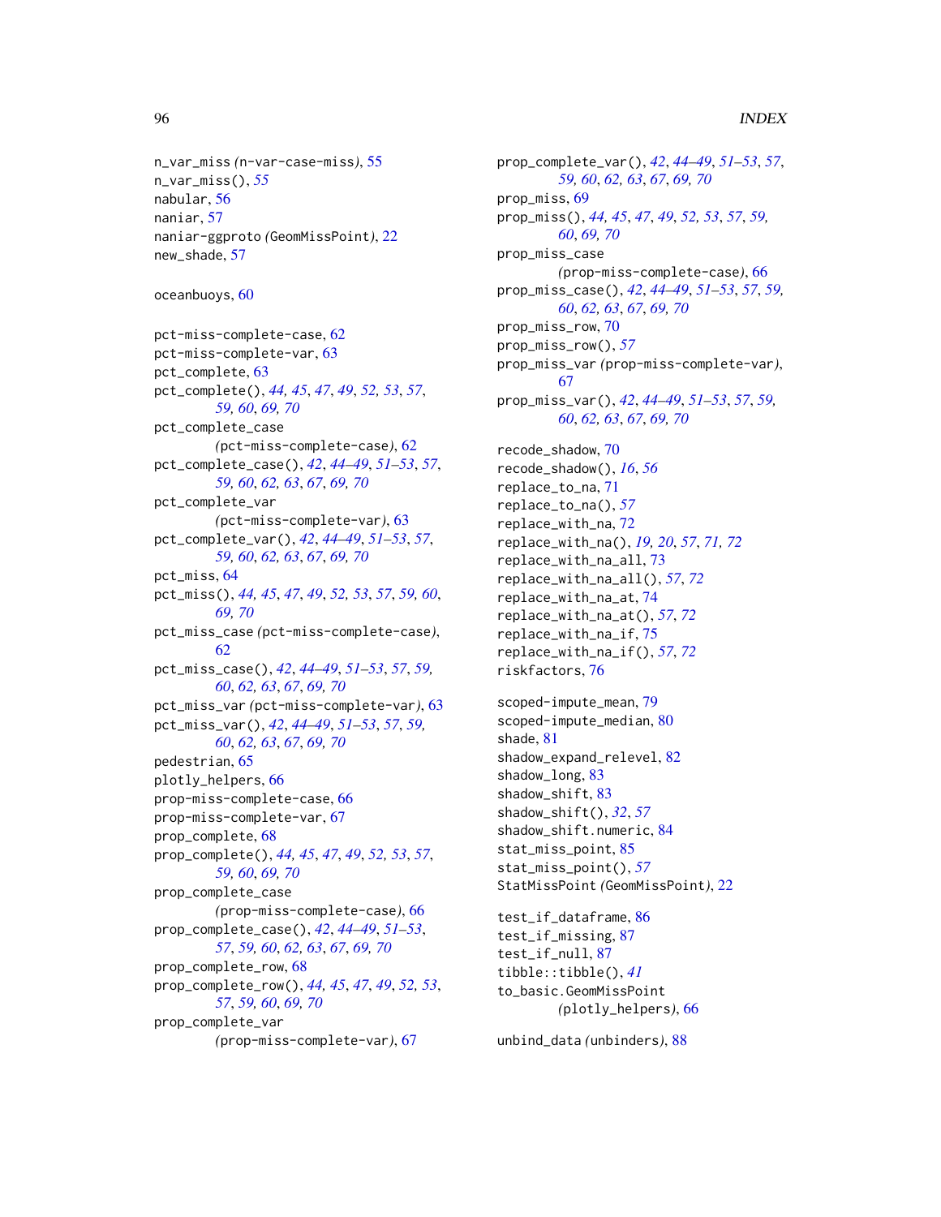n_var_miss *(*n-var-case-miss*)*, 55
n_var_miss(), *55*
nabular, 56
naniar, 57
naniar-ggproto *(*GeomMissPoint*)*, 22
new_shade, 57

oceanbuoys, 60

pct-miss-complete-case, 62
pct-miss-complete-var, 63
pct_complete, 63
pct_complete(), *44, 45*, *47*, *49*, *52, 53*, *57*, *59, 60*, *69, 70*
pct_complete_case *(*pct-miss-complete-case*)*, 62
pct_complete_case(), *42*, *44–49*, *51–53*, *57*, *59, 60*, *62, 63*, *67*, *69, 70*
pct_complete_var *(*pct-miss-complete-var*)*, 63
pct_complete_var(), *42*, *44–49*, *51–53*, *57*, *59, 60*, *62, 63*, *67*, *69, 70*
pct_miss, 64
pct_miss(), *44, 45*, *47*, *49*, *52, 53*, *57*, *59, 60*, *69, 70*
pct_miss_case *(*pct-miss-complete-case*)*, 62
pct_miss_case(), *42*, *44–49*, *51–53*, *57*, *59, 60*, *62, 63*, *67*, *69, 70*
pct_miss_var *(*pct-miss-complete-var*)*, 63
pct_miss_var(), *42*, *44–49*, *51–53*, *57*, *59, 60*, *62, 63*, *67*, *69, 70*
pedestrian, 65
plotly_helpers, 66
prop-miss-complete-case, 66
prop-miss-complete-var, 67
prop_complete, 68
prop_complete(), *44, 45*, *47*, *49*, *52, 53*, *57*, *59, 60*, *69, 70*
prop_complete_case *(*prop-miss-complete-case*)*, 66
prop_complete_case(), *42*, *44–49*, *51–53*, *57*, *59, 60*, *62, 63*, *67*, *69, 70*
prop_complete_row, 68
prop_complete_row(), *44, 45*, *47*, *49*, *52, 53*, *57*, *59, 60*, *69, 70*
prop_complete_var *(*prop-miss-complete-var*)*, 67
prop_complete_var(), *42*, *44–49*, *51–53*, *57*, *59, 60*, *62, 63*, *67*, *69, 70*
prop_miss, 69
prop_miss(), *44, 45*, *47*, *49*, *52, 53*, *57*, *59, 60*, *69, 70*
prop_miss_case *(*prop-miss-complete-case*)*, 66
prop_miss_case(), *42*, *44–49*, *51–53*, *57*, *59, 60*, *62, 63*, *67*, *69, 70*
prop_miss_row, 70
prop_miss_row(), *57*
prop_miss_var *(*prop-miss-complete-var*)*, 67
prop_miss_var(), *42*, *44–49*, *51–53*, *57*, *59, 60*, *62, 63*, *67*, *69, 70*

recode_shadow, 70
recode_shadow(), *16*, *56*
replace_to_na, 71
replace_to_na(), *57*
replace_with_na, 72
replace_with_na(), *19, 20*, *57*, *71, 72*
replace_with_na_all, 73
replace_with_na_all(), *57*, *72*
replace_with_na_at, 74
replace_with_na_at(), *57*, *72*
replace_with_na_if, 75
replace_with_na_if(), *57*, *72*
riskfactors, 76

scoped-impute_mean, 79
scoped-impute_median, 80
shade, 81
shadow_expand_relevel, 82
shadow_long, 83
shadow_shift, 83
shadow_shift(), *32*, *57*
shadow_shift.numeric, 84
stat_miss_point, 85
stat_miss_point(), *57*
StatMissPoint *(*GeomMissPoint*)*, 22

test_if_dataframe, 86
test_if_missing, 87
test_if_null, 87
tibble::tibble(), *41*
to_basic.GeomMissPoint *(*plotly_helpers*)*, 66

unbind_data *(*unbinders*)*, 88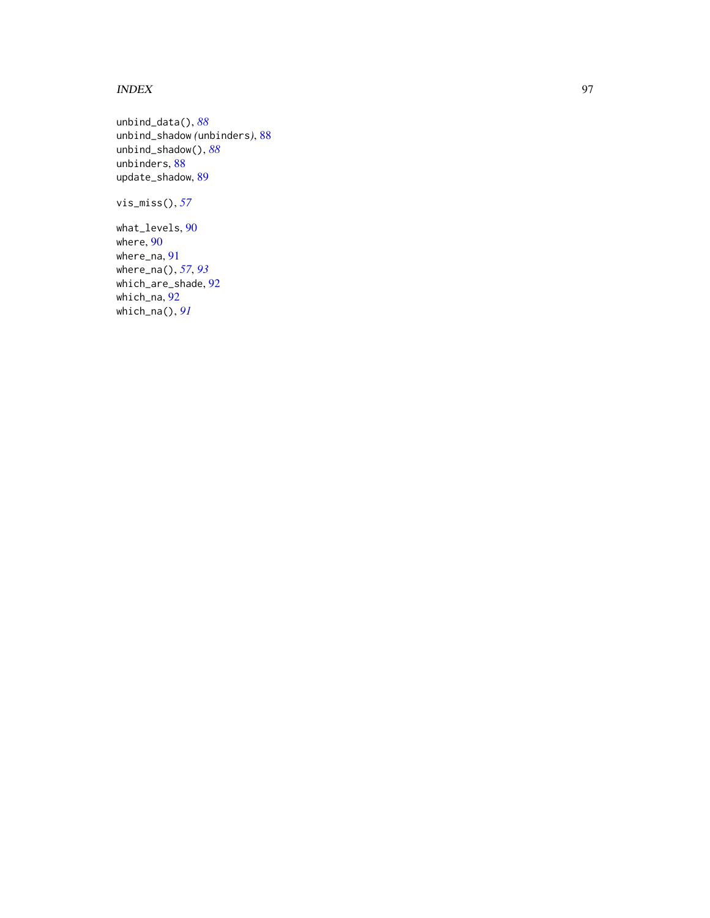unbind_data(), *88*
unbind_shadow *(*unbinders*)*, 88
unbind_shadow(), *88*
unbinders, 88
update_shadow, 89

vis_miss(), *57*

what_levels, 90
where, 90
where_na, 91
where_na(), *57*, *93*
which_are_shade, 92
which_na, 92
which_na(), *91*